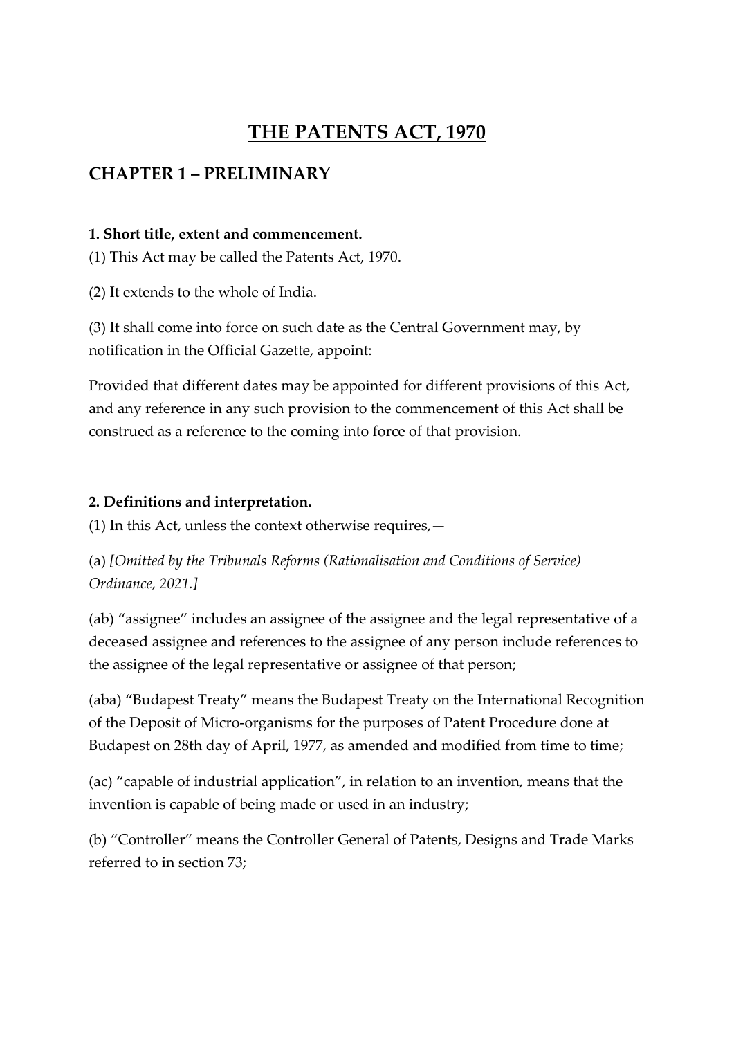# THE PATENTS ACT, 1970

## CHAPTER 1 – PRELIMINARY

**1. Short title, extent and commencement.**

(1) This Act may be called the Patents Act, 1970.

(2) It extends to the whole of India.

(3) It shall come into force on such date as the Central Government may, by notification in the Official Gazette, appoint:

Provided that different dates may be appointed for different provisions of this Act, and any reference in any such provision to the commencement of this Act shall be construed as a reference to the coming into force of that provision.

**2. Definitions and interpretation.**

(1) In this Act, unless the context otherwise requires,—

(a) *[Omitted by the Tribunals Reforms (Rationalisation and Conditions of Service) Ordinance, 2021.]*

(ab) "assignee" includes an assignee of the assignee and the legal representative of a deceased assignee and references to the assignee of any person include references to the assignee of the legal representative or assignee of that person;

(aba) "Budapest Treaty" means the Budapest Treaty on the International Recognition of the Deposit of Micro-organisms for the purposes of Patent Procedure done at Budapest on 28th day of April, 1977, as amended and modified from time to time;

(ac) "capable of industrial application", in relation to an invention, means that the invention is capable of being made or used in an industry;

(b) "Controller" means the Controller General of Patents, Designs and Trade Marks referred to in section 73;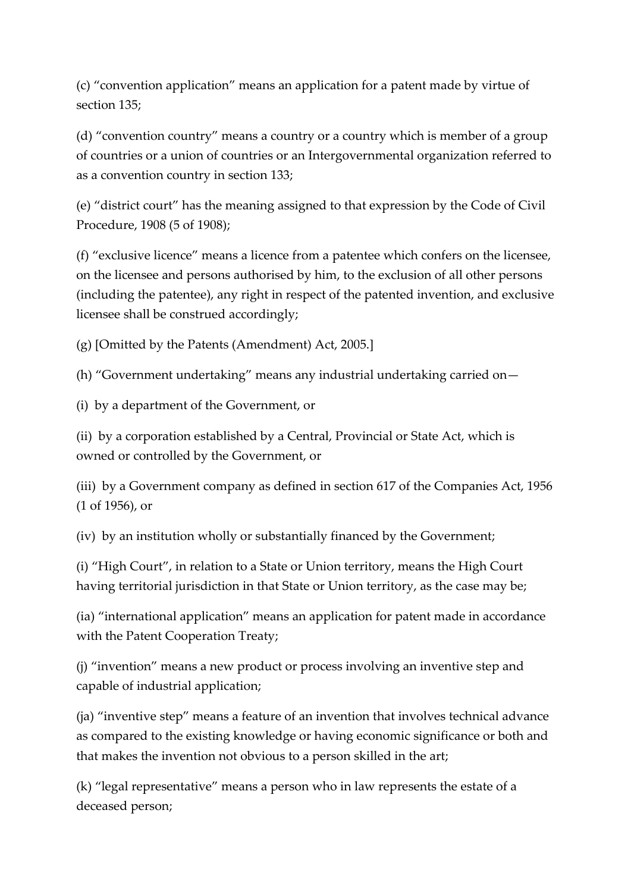(c) “convention application” means an application for a patent made by virtue of section 135;

(d) “convention country” means a country or a country which is member of a group of countries or a union of countries or an Intergovernmental organization referred to as a convention country in section 133;

(e) “district court” has the meaning assigned to that expression by the Code of Civil Procedure, 1908 (5 of 1908);

(f) “exclusive licence” means a licence from a patentee which confers on the licensee, on the licensee and persons authorised by him, to the exclusion of all other persons (including the patentee), any right in respect of the patented invention, and exclusive licensee shall be construed accordingly;

(g) [Omitted by the Patents (Amendment) Act, 2005.]

(h) “Government undertaking” means any industrial undertaking carried on—

(i) by a department of the Government, or

(ii) by a corporation established by a Central, Provincial or State Act, which is owned or controlled by the Government, or

(iii) by a Government company as defined in section 617 of the Companies Act, 1956 (1 of 1956), or

(iv) by an institution wholly or substantially financed by the Government;

(i) “High Court”, in relation to a State or Union territory, means the High Court having territorial jurisdiction in that State or Union territory, as the case may be;

(ia) “international application” means an application for patent made in accordance with the Patent Cooperation Treaty;

(j) “invention” means a new product or process involving an inventive step and capable of industrial application;

(ja) “inventive step” means a feature of an invention that involves technical advance as compared to the existing knowledge or having economic significance or both and that makes the invention not obvious to a person skilled in the art;

(k) “legal representative” means a person who in law represents the estate of a deceased person;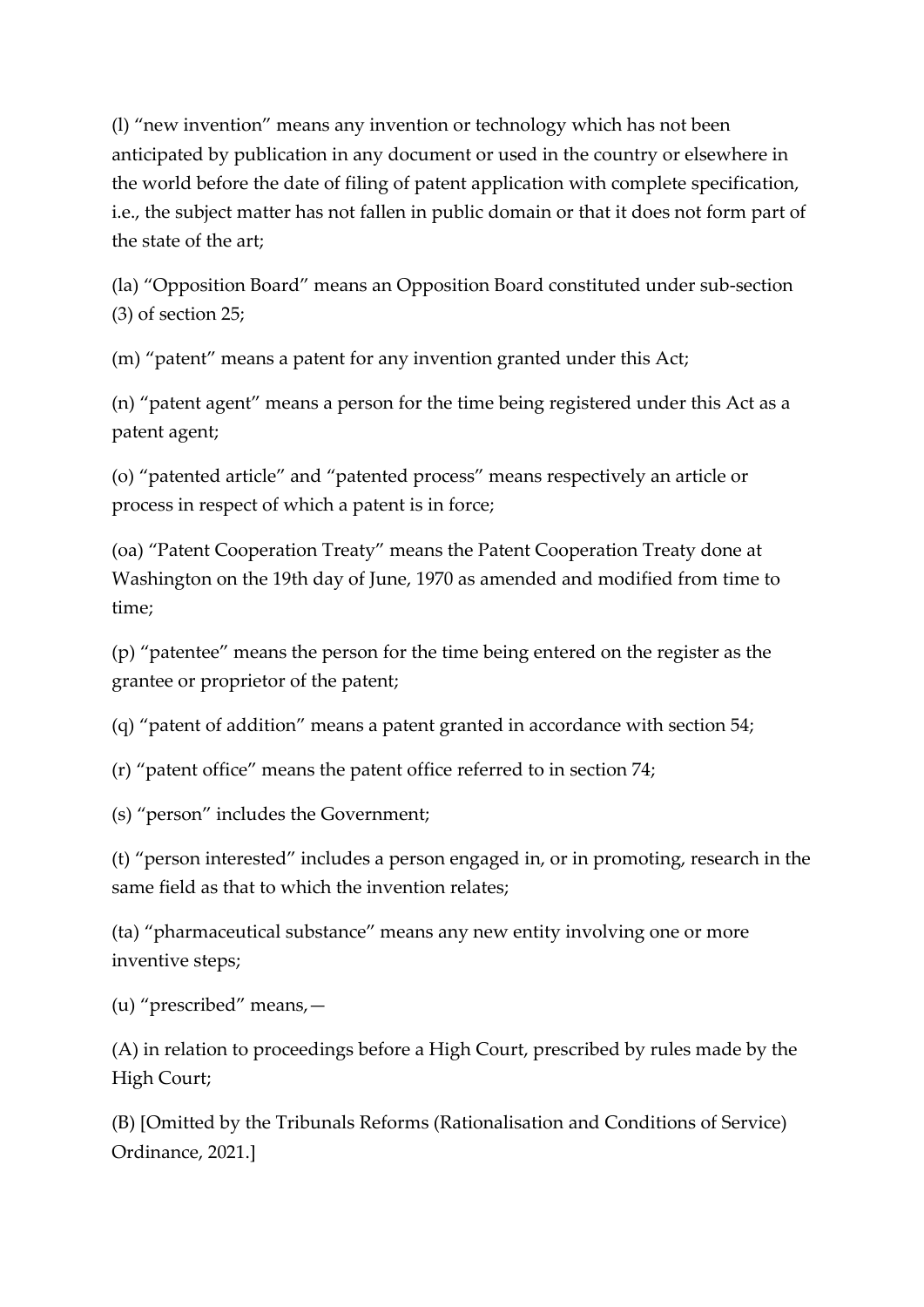(l) “new invention” means any invention or technology which has not been anticipated by publication in any document or used in the country or elsewhere in the world before the date of filing of patent application with complete specification, i.e., the subject matter has not fallen in public domain or that it does not form part of the state of the art;

(la) “Opposition Board” means an Opposition Board constituted under sub-section (3) of section 25;

(m) “patent” means a patent for any invention granted under this Act;

(n) “patent agent” means a person for the time being registered under this Act as a patent agent;

(o) “patented article” and “patented process” means respectively an article or process in respect of which a patent is in force;

(oa) “Patent Cooperation Treaty” means the Patent Cooperation Treaty done at Washington on the 19th day of June, 1970 as amended and modified from time to time;

(p) “patentee” means the person for the time being entered on the register as the grantee or proprietor of the patent;

(q) “patent of addition” means a patent granted in accordance with section 54;

(r) “patent office” means the patent office referred to in section 74;

(s) “person” includes the Government;

(t) “person interested” includes a person engaged in, or in promoting, research in the same field as that to which the invention relates;

(ta) “pharmaceutical substance” means any new entity involving one or more inventive steps;

(u) “prescribed” means,—

(A) in relation to proceedings before a High Court, prescribed by rules made by the High Court;

(B) [Omitted by the Tribunals Reforms (Rationalisation and Conditions of Service) Ordinance, 2021.]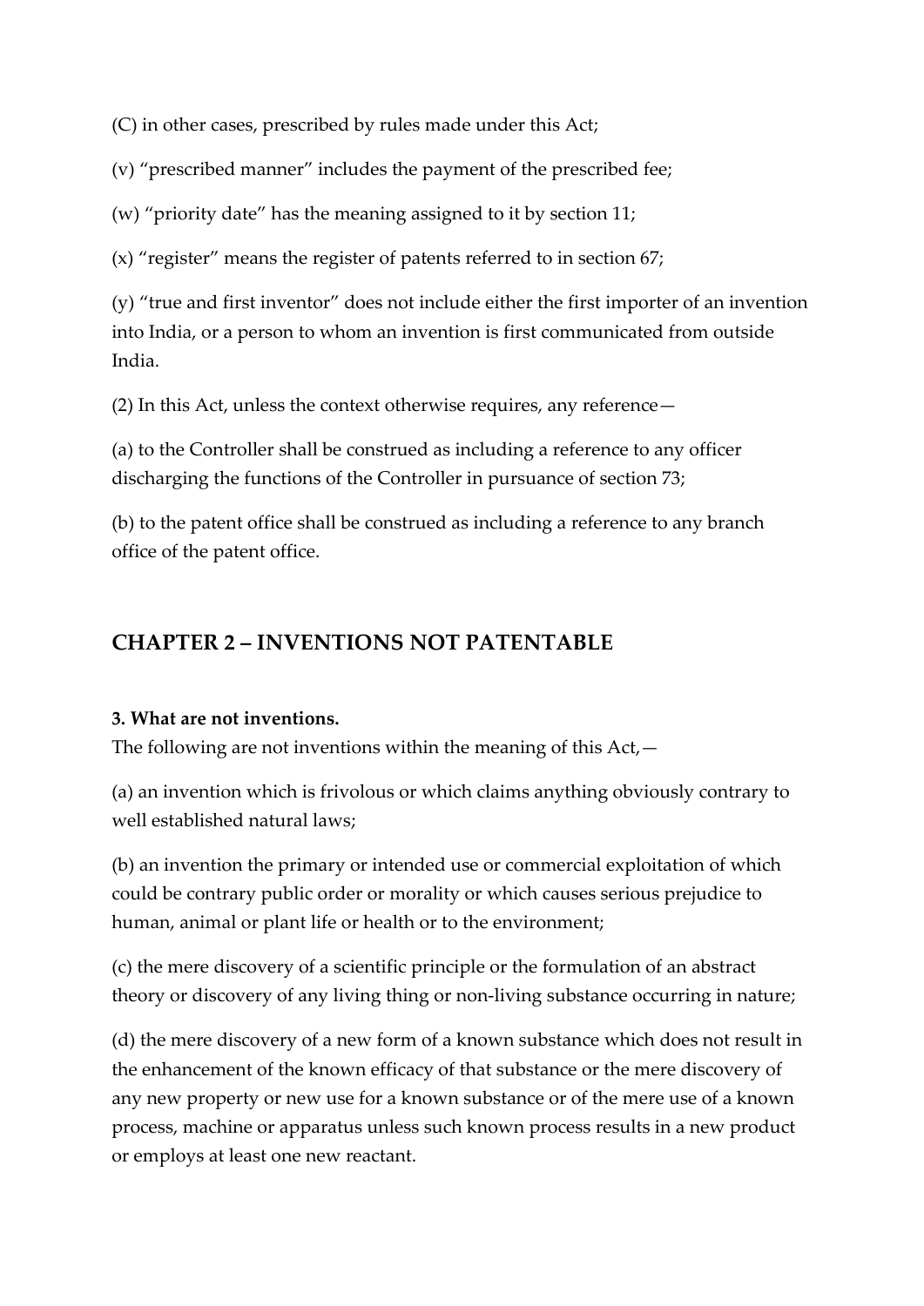(C) in other cases, prescribed by rules made under this Act;

(v) "prescribed manner" includes the payment of the prescribed fee;

(w) "priority date" has the meaning assigned to it by section 11;

(x) "register" means the register of patents referred to in section 67;

(y) "true and first inventor" does not include either the first importer of an invention into India, or a person to whom an invention is first communicated from outside India.

(2) In this Act, unless the context otherwise requires, any reference—

(a) to the Controller shall be construed as including a reference to any officer discharging the functions of the Controller in pursuance of section 73;

(b) to the patent office shall be construed as including a reference to any branch office of the patent office.

## CHAPTER 2 – INVENTIONS NOT PATENTABLE

**3. What are not inventions.**
The following are not inventions within the meaning of this Act,—

(a) an invention which is frivolous or which claims anything obviously contrary to well established natural laws;

(b) an invention the primary or intended use or commercial exploitation of which could be contrary public order or morality or which causes serious prejudice to human, animal or plant life or health or to the environment;

(c) the mere discovery of a scientific principle or the formulation of an abstract theory or discovery of any living thing or non-living substance occurring in nature;

(d) the mere discovery of a new form of a known substance which does not result in the enhancement of the known efficacy of that substance or the mere discovery of any new property or new use for a known substance or of the mere use of a known process, machine or apparatus unless such known process results in a new product or employs at least one new reactant.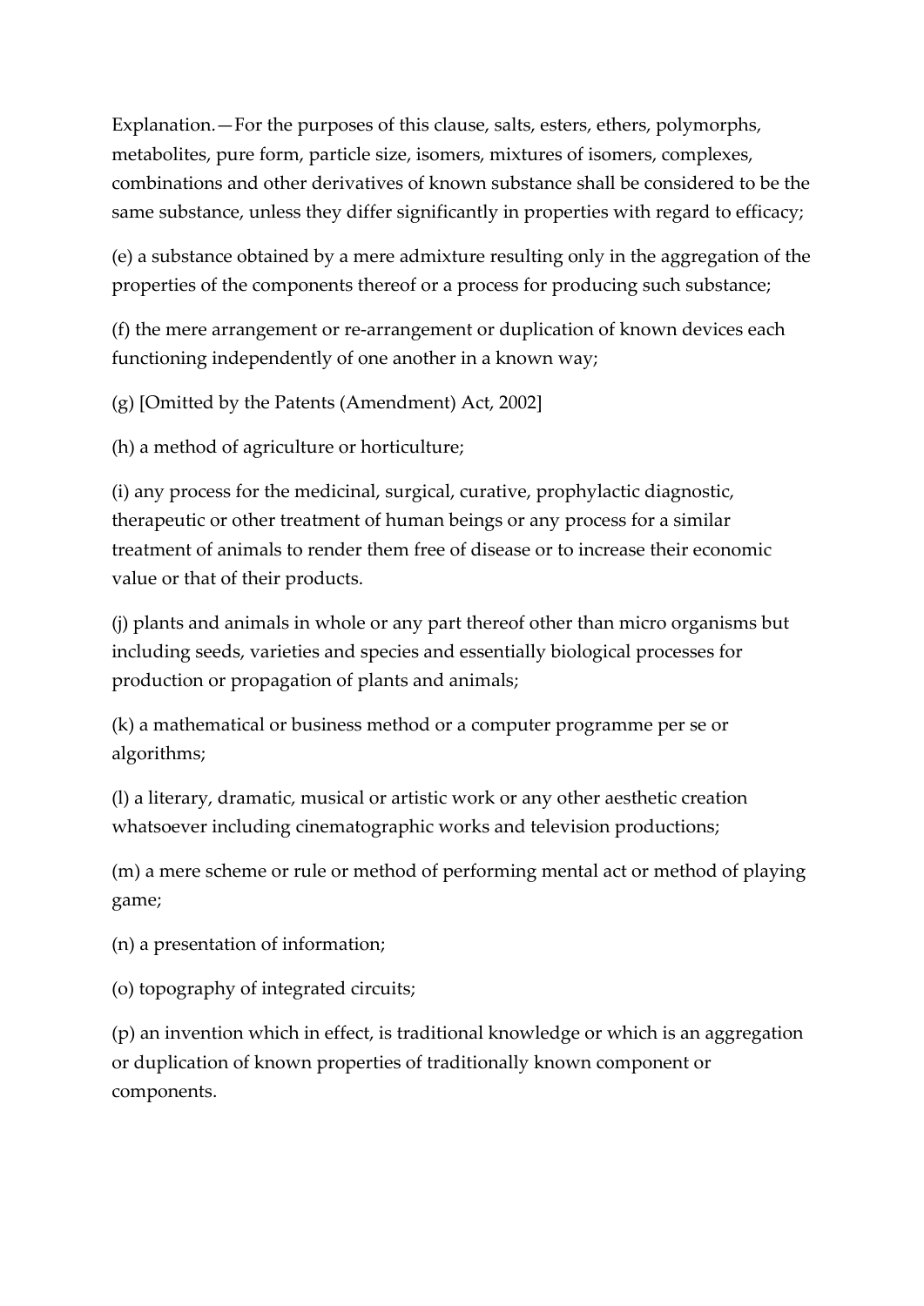Explanation.—For the purposes of this clause, salts, esters, ethers, polymorphs, metabolites, pure form, particle size, isomers, mixtures of isomers, complexes, combinations and other derivatives of known substance shall be considered to be the same substance, unless they differ significantly in properties with regard to efficacy;

(e) a substance obtained by a mere admixture resulting only in the aggregation of the properties of the components thereof or a process for producing such substance;

(f) the mere arrangement or re-arrangement or duplication of known devices each functioning independently of one another in a known way;

(g) [Omitted by the Patents (Amendment) Act, 2002]

(h) a method of agriculture or horticulture;

(i) any process for the medicinal, surgical, curative, prophylactic diagnostic, therapeutic or other treatment of human beings or any process for a similar treatment of animals to render them free of disease or to increase their economic value or that of their products.

(j) plants and animals in whole or any part thereof other than micro organisms but including seeds, varieties and species and essentially biological processes for production or propagation of plants and animals;

(k) a mathematical or business method or a computer programme per se or algorithms;

(l) a literary, dramatic, musical or artistic work or any other aesthetic creation whatsoever including cinematographic works and television productions;

(m) a mere scheme or rule or method of performing mental act or method of playing game;

(n) a presentation of information;

(o) topography of integrated circuits;

(p) an invention which in effect, is traditional knowledge or which is an aggregation or duplication of known properties of traditionally known component or components.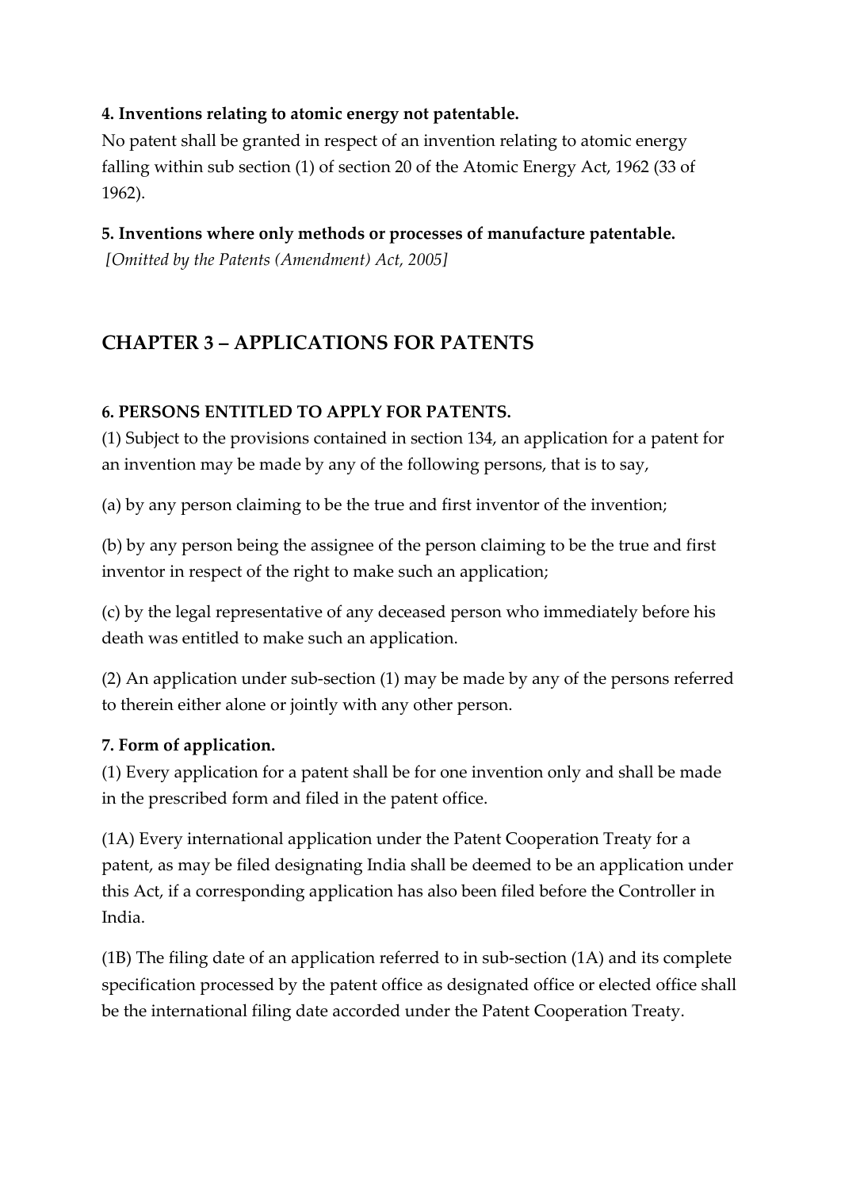**4. Inventions relating to atomic energy not patentable.**

No patent shall be granted in respect of an invention relating to atomic energy falling within sub section (1) of section 20 of the Atomic Energy Act, 1962 (33 of 1962).

**5. Inventions where only methods or processes of manufacture patentable.**

*[Omitted by the Patents (Amendment) Act, 2005]*

## CHAPTER 3 – APPLICATIONS FOR PATENTS

**6. PERSONS ENTITLED TO APPLY FOR PATENTS.**

(1) Subject to the provisions contained in section 134, an application for a patent for an invention may be made by any of the following persons, that is to say,

(a) by any person claiming to be the true and first inventor of the invention;

(b) by any person being the assignee of the person claiming to be the true and first inventor in respect of the right to make such an application;

(c) by the legal representative of any deceased person who immediately before his death was entitled to make such an application.

(2) An application under sub-section (1) may be made by any of the persons referred to therein either alone or jointly with any other person.

**7. Form of application.**

(1) Every application for a patent shall be for one invention only and shall be made in the prescribed form and filed in the patent office.

(1A) Every international application under the Patent Cooperation Treaty for a patent, as may be filed designating India shall be deemed to be an application under this Act, if a corresponding application has also been filed before the Controller in India.

(1B) The filing date of an application referred to in sub-section (1A) and its complete specification processed by the patent office as designated office or elected office shall be the international filing date accorded under the Patent Cooperation Treaty.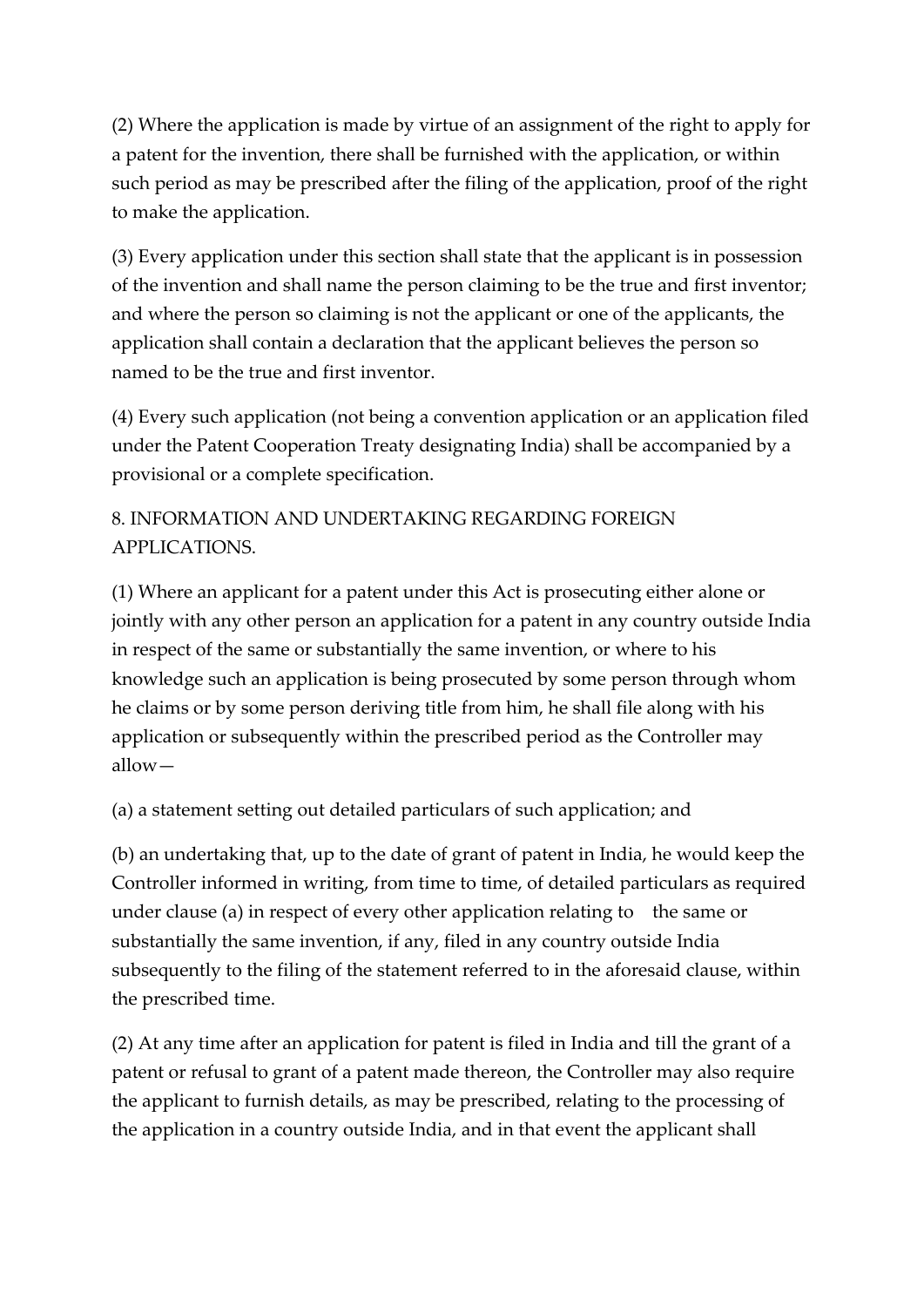(2) Where the application is made by virtue of an assignment of the right to apply for a patent for the invention, there shall be furnished with the application, or within such period as may be prescribed after the filing of the application, proof of the right to make the application.

(3) Every application under this section shall state that the applicant is in possession of the invention and shall name the person claiming to be the true and first inventor; and where the person so claiming is not the applicant or one of the applicants, the application shall contain a declaration that the applicant believes the person so named to be the true and first inventor.

(4) Every such application (not being a convention application or an application filed under the Patent Cooperation Treaty designating India) shall be accompanied by a provisional or a complete specification.

## 8. INFORMATION AND UNDERTAKING REGARDING FOREIGN APPLICATIONS.

(1) Where an applicant for a patent under this Act is prosecuting either alone or jointly with any other person an application for a patent in any country outside India in respect of the same or substantially the same invention, or where to his knowledge such an application is being prosecuted by some person through whom he claims or by some person deriving title from him, he shall file along with his application or subsequently within the prescribed period as the Controller may allow—

(a) a statement setting out detailed particulars of such application; and

(b) an undertaking that, up to the date of grant of patent in India, he would keep the Controller informed in writing, from time to time, of detailed particulars as required under clause (a) in respect of every other application relating to the same or substantially the same invention, if any, filed in any country outside India subsequently to the filing of the statement referred to in the aforesaid clause, within the prescribed time.

(2) At any time after an application for patent is filed in India and till the grant of a patent or refusal to grant of a patent made thereon, the Controller may also require the applicant to furnish details, as may be prescribed, relating to the processing of the application in a country outside India, and in that event the applicant shall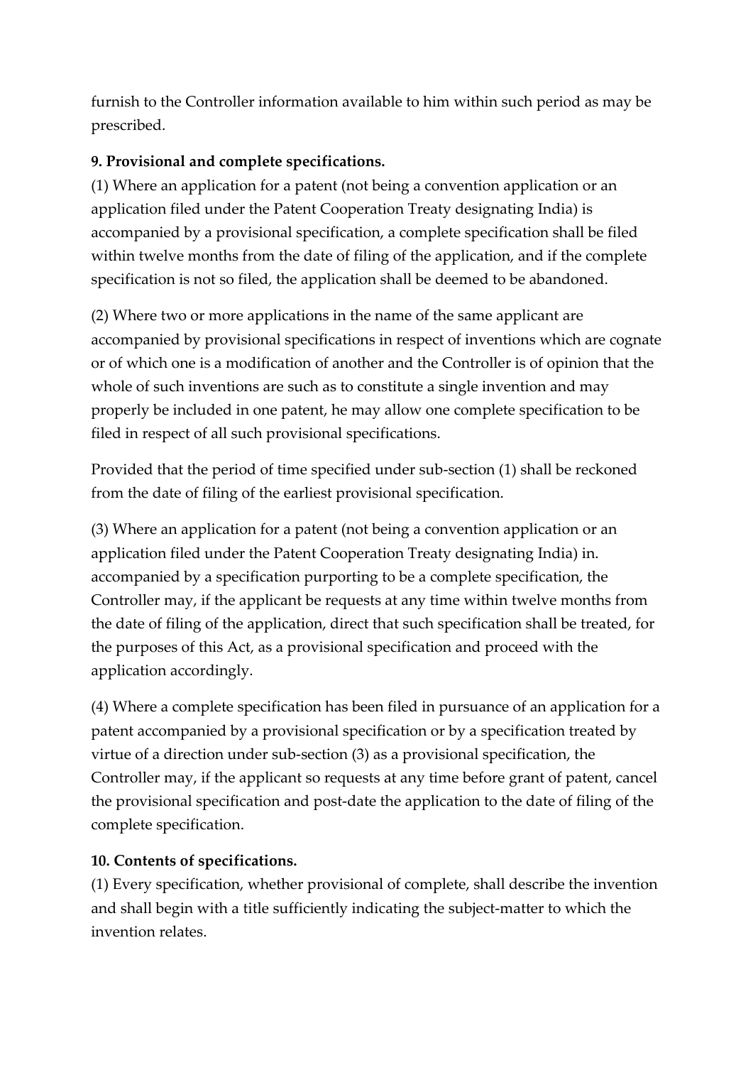furnish to the Controller information available to him within such period as may be prescribed.

**9. Provisional and complete specifications.**

(1) Where an application for a patent (not being a convention application or an application filed under the Patent Cooperation Treaty designating India) is accompanied by a provisional specification, a complete specification shall be filed within twelve months from the date of filing of the application, and if the complete specification is not so filed, the application shall be deemed to be abandoned.

(2) Where two or more applications in the name of the same applicant are accompanied by provisional specifications in respect of inventions which are cognate or of which one is a modification of another and the Controller is of opinion that the whole of such inventions are such as to constitute a single invention and may properly be included in one patent, he may allow one complete specification to be filed in respect of all such provisional specifications.

Provided that the period of time specified under sub-section (1) shall be reckoned from the date of filing of the earliest provisional specification.

(3) Where an application for a patent (not being a convention application or an application filed under the Patent Cooperation Treaty designating India) in. accompanied by a specification purporting to be a complete specification, the Controller may, if the applicant be requests at any time within twelve months from the date of filing of the application, direct that such specification shall be treated, for the purposes of this Act, as a provisional specification and proceed with the application accordingly.

(4) Where a complete specification has been filed in pursuance of an application for a patent accompanied by a provisional specification or by a specification treated by virtue of a direction under sub-section (3) as a provisional specification, the Controller may, if the applicant so requests at any time before grant of patent, cancel the provisional specification and post-date the application to the date of filing of the complete specification.

**10. Contents of specifications.**

(1) Every specification, whether provisional of complete, shall describe the invention and shall begin with a title sufficiently indicating the subject-matter to which the invention relates.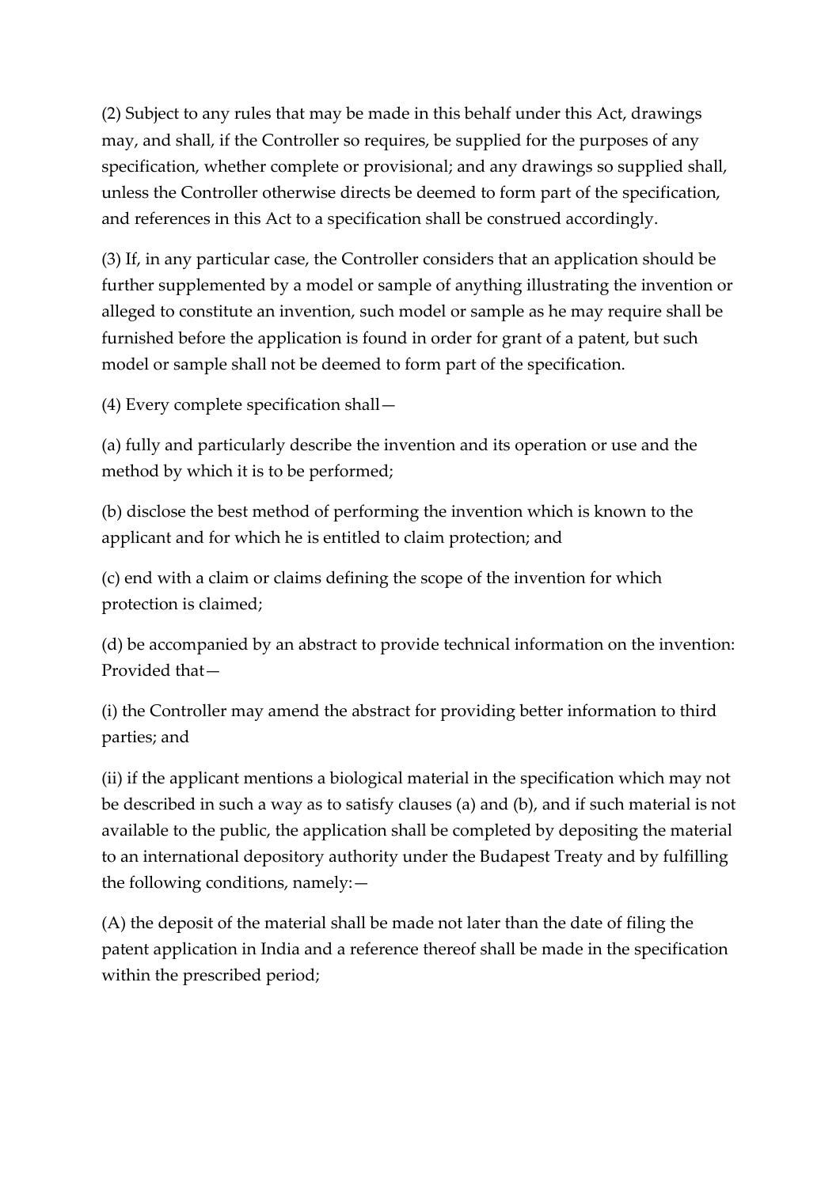(2) Subject to any rules that may be made in this behalf under this Act, drawings may, and shall, if the Controller so requires, be supplied for the purposes of any specification, whether complete or provisional; and any drawings so supplied shall, unless the Controller otherwise directs be deemed to form part of the specification, and references in this Act to a specification shall be construed accordingly.

(3) If, in any particular case, the Controller considers that an application should be further supplemented by a model or sample of anything illustrating the invention or alleged to constitute an invention, such model or sample as he may require shall be furnished before the application is found in order for grant of a patent, but such model or sample shall not be deemed to form part of the specification.

(4) Every complete specification shall—

(a) fully and particularly describe the invention and its operation or use and the method by which it is to be performed;

(b) disclose the best method of performing the invention which is known to the applicant and for which he is entitled to claim protection; and

(c) end with a claim or claims defining the scope of the invention for which protection is claimed;

(d) be accompanied by an abstract to provide technical information on the invention: Provided that—

(i) the Controller may amend the abstract for providing better information to third parties; and

(ii) if the applicant mentions a biological material in the specification which may not be described in such a way as to satisfy clauses (a) and (b), and if such material is not available to the public, the application shall be completed by depositing the material to an international depository authority under the Budapest Treaty and by fulfilling the following conditions, namely:—

(A) the deposit of the material shall be made not later than the date of filing the patent application in India and a reference thereof shall be made in the specification within the prescribed period;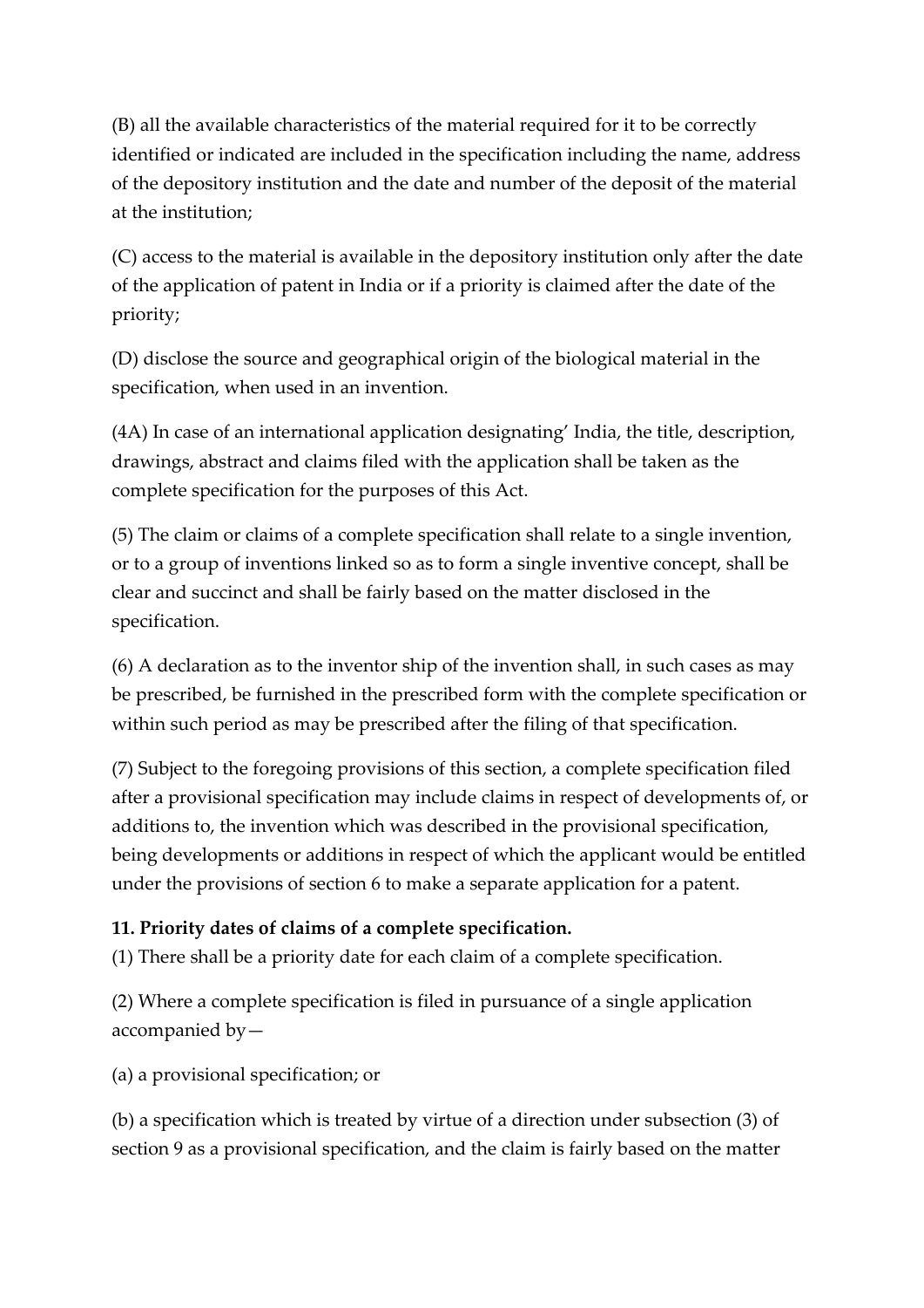(B) all the available characteristics of the material required for it to be correctly identified or indicated are included in the specification including the name, address of the depository institution and the date and number of the deposit of the material at the institution;

(C) access to the material is available in the depository institution only after the date of the application of patent in India or if a priority is claimed after the date of the priority;

(D) disclose the source and geographical origin of the biological material in the specification, when used in an invention.

(4A) In case of an international application designating' India, the title, description, drawings, abstract and claims filed with the application shall be taken as the complete specification for the purposes of this Act.

(5) The claim or claims of a complete specification shall relate to a single invention, or to a group of inventions linked so as to form a single inventive concept, shall be clear and succinct and shall be fairly based on the matter disclosed in the specification.

(6) A declaration as to the inventor ship of the invention shall, in such cases as may be prescribed, be furnished in the prescribed form with the complete specification or within such period as may be prescribed after the filing of that specification.

(7) Subject to the foregoing provisions of this section, a complete specification filed after a provisional specification may include claims in respect of developments of, or additions to, the invention which was described in the provisional specification, being developments or additions in respect of which the applicant would be entitled under the provisions of section 6 to make a separate application for a patent.

**11. Priority dates of claims of a complete specification.**

(1) There shall be a priority date for each claim of a complete specification.

(2) Where a complete specification is filed in pursuance of a single application accompanied by—

(a) a provisional specification; or

(b) a specification which is treated by virtue of a direction under subsection (3) of section 9 as a provisional specification, and the claim is fairly based on the matter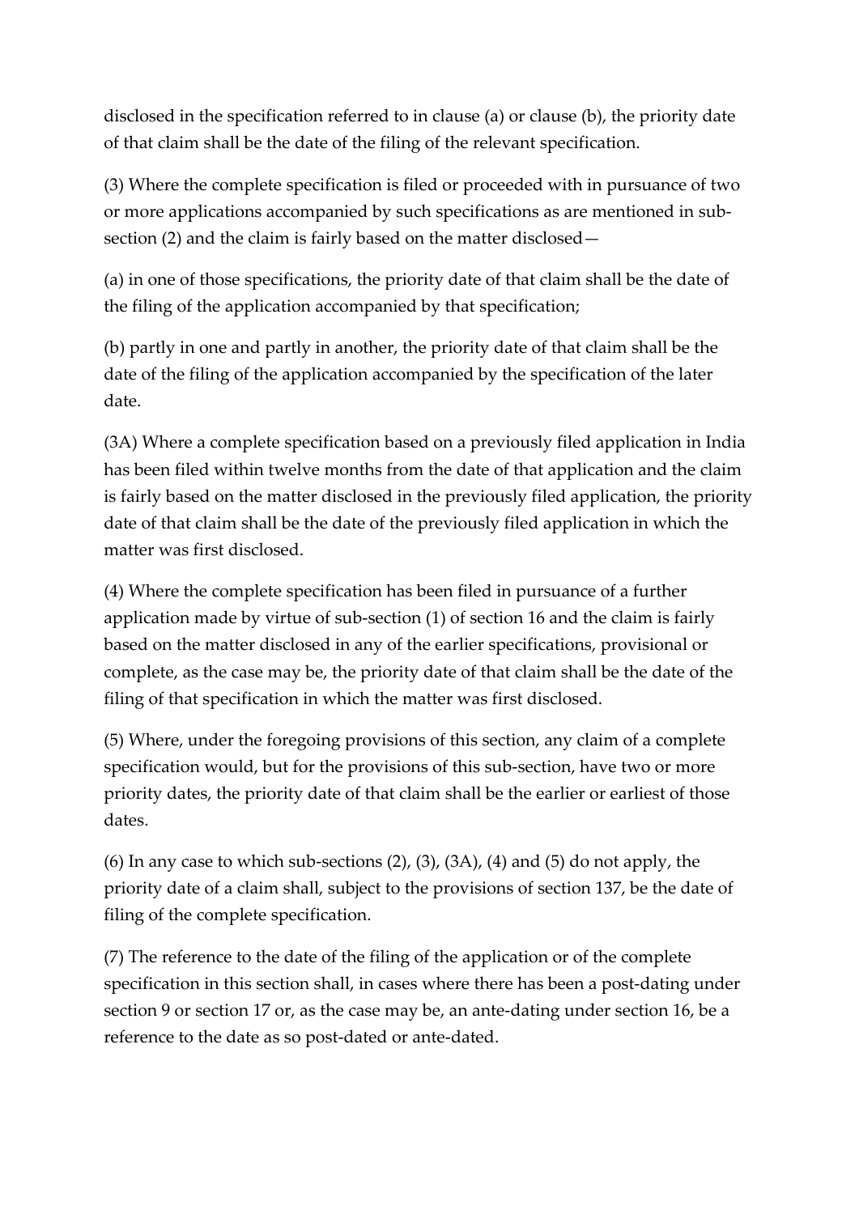disclosed in the specification referred to in clause (a) or clause (b), the priority date of that claim shall be the date of the filing of the relevant specification.

(3) Where the complete specification is filed or proceeded with in pursuance of two or more applications accompanied by such specifications as are mentioned in sub-section (2) and the claim is fairly based on the matter disclosed—

(a) in one of those specifications, the priority date of that claim shall be the date of the filing of the application accompanied by that specification;

(b) partly in one and partly in another, the priority date of that claim shall be the date of the filing of the application accompanied by the specification of the later date.

(3A) Where a complete specification based on a previously filed application in India has been filed within twelve months from the date of that application and the claim is fairly based on the matter disclosed in the previously filed application, the priority date of that claim shall be the date of the previously filed application in which the matter was first disclosed.

(4) Where the complete specification has been filed in pursuance of a further application made by virtue of sub-section (1) of section 16 and the claim is fairly based on the matter disclosed in any of the earlier specifications, provisional or complete, as the case may be, the priority date of that claim shall be the date of the filing of that specification in which the matter was first disclosed.

(5) Where, under the foregoing provisions of this section, any claim of a complete specification would, but for the provisions of this sub-section, have two or more priority dates, the priority date of that claim shall be the earlier or earliest of those dates.

(6) In any case to which sub-sections (2), (3), (3A), (4) and (5) do not apply, the priority date of a claim shall, subject to the provisions of section 137, be the date of filing of the complete specification.

(7) The reference to the date of the filing of the application or of the complete specification in this section shall, in cases where there has been a post-dating under section 9 or section 17 or, as the case may be, an ante-dating under section 16, be a reference to the date as so post-dated or ante-dated.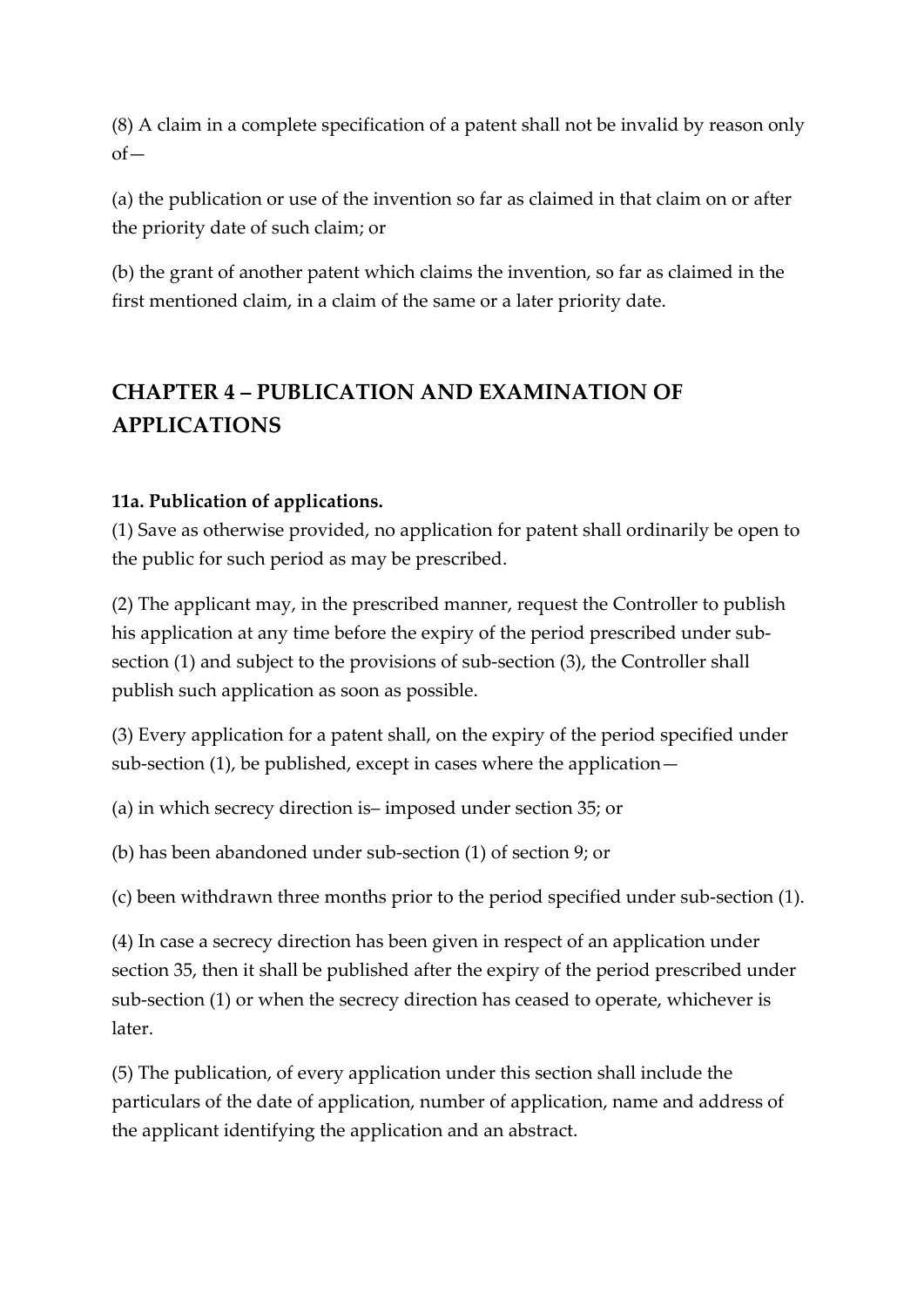(8) A claim in a complete specification of a patent shall not be invalid by reason only of—

(a) the publication or use of the invention so far as claimed in that claim on or after the priority date of such claim; or

(b) the grant of another patent which claims the invention, so far as claimed in the first mentioned claim, in a claim of the same or a later priority date.

## CHAPTER 4 – PUBLICATION AND EXAMINATION OF APPLICATIONS

**11a. Publication of applications.**

(1) Save as otherwise provided, no application for patent shall ordinarily be open to the public for such period as may be prescribed.

(2) The applicant may, in the prescribed manner, request the Controller to publish his application at any time before the expiry of the period prescribed under sub-section (1) and subject to the provisions of sub-section (3), the Controller shall publish such application as soon as possible.

(3) Every application for a patent shall, on the expiry of the period specified under sub-section (1), be published, except in cases where the application—

(a) in which secrecy direction is– imposed under section 35; or

(b) has been abandoned under sub-section (1) of section 9; or

(c) been withdrawn three months prior to the period specified under sub-section (1).

(4) In case a secrecy direction has been given in respect of an application under section 35, then it shall be published after the expiry of the period prescribed under sub-section (1) or when the secrecy direction has ceased to operate, whichever is later.

(5) The publication, of every application under this section shall include the particulars of the date of application, number of application, name and address of the applicant identifying the application and an abstract.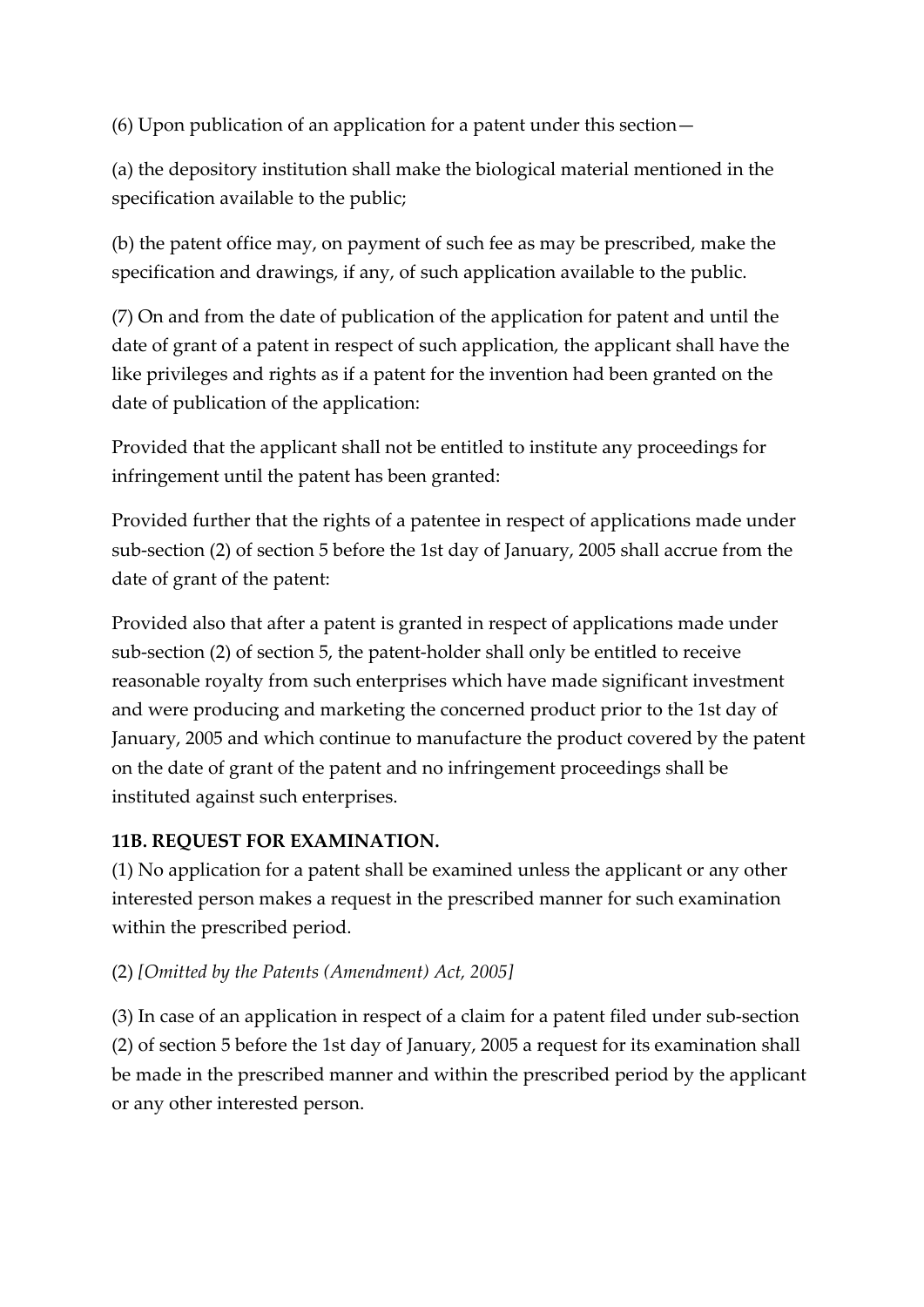(6) Upon publication of an application for a patent under this section—

(a) the depository institution shall make the biological material mentioned in the specification available to the public;

(b) the patent office may, on payment of such fee as may be prescribed, make the specification and drawings, if any, of such application available to the public.

(7) On and from the date of publication of the application for patent and until the date of grant of a patent in respect of such application, the applicant shall have the like privileges and rights as if a patent for the invention had been granted on the date of publication of the application:

Provided that the applicant shall not be entitled to institute any proceedings for infringement until the patent has been granted:

Provided further that the rights of a patentee in respect of applications made under sub-section (2) of section 5 before the 1st day of January, 2005 shall accrue from the date of grant of the patent:

Provided also that after a patent is granted in respect of applications made under sub-section (2) of section 5, the patent-holder shall only be entitled to receive reasonable royalty from such enterprises which have made significant investment and were producing and marketing the concerned product prior to the 1st day of January, 2005 and which continue to manufacture the product covered by the patent on the date of grant of the patent and no infringement proceedings shall be instituted against such enterprises.

**11B. REQUEST FOR EXAMINATION.**

(1) No application for a patent shall be examined unless the applicant or any other interested person makes a request in the prescribed manner for such examination within the prescribed period.

(2) *[Omitted by the Patents (Amendment) Act, 2005]*

(3) In case of an application in respect of a claim for a patent filed under sub-section (2) of section 5 before the 1st day of January, 2005 a request for its examination shall be made in the prescribed manner and within the prescribed period by the applicant or any other interested person.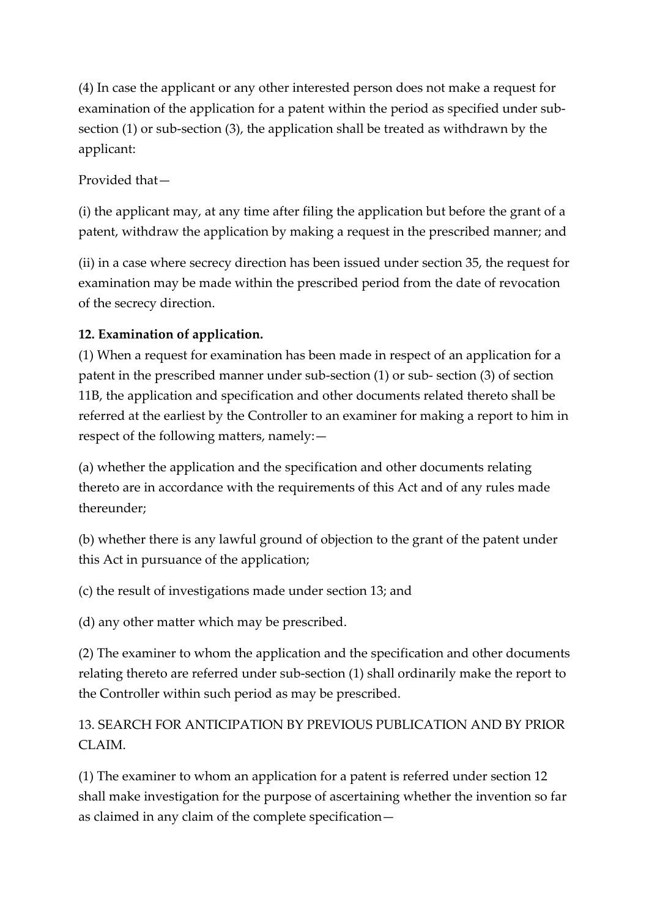(4) In case the applicant or any other interested person does not make a request for examination of the application for a patent within the period as specified under sub-section (1) or sub-section (3), the application shall be treated as withdrawn by the applicant:

Provided that—

(i) the applicant may, at any time after filing the application but before the grant of a patent, withdraw the application by making a request in the prescribed manner; and

(ii) in a case where secrecy direction has been issued under section 35, the request for examination may be made within the prescribed period from the date of revocation of the secrecy direction.

**12. Examination of application.**

(1) When a request for examination has been made in respect of an application for a patent in the prescribed manner under sub-section (1) or sub- section (3) of section 11B, the application and specification and other documents related thereto shall be referred at the earliest by the Controller to an examiner for making a report to him in respect of the following matters, namely:—

(a) whether the application and the specification and other documents relating thereto are in accordance with the requirements of this Act and of any rules made thereunder;

(b) whether there is any lawful ground of objection to the grant of the patent under this Act in pursuance of the application;

(c) the result of investigations made under section 13; and

(d) any other matter which may be prescribed.

(2) The examiner to whom the application and the specification and other documents relating thereto are referred under sub-section (1) shall ordinarily make the report to the Controller within such period as may be prescribed.

13. SEARCH FOR ANTICIPATION BY PREVIOUS PUBLICATION AND BY PRIOR CLAIM.

(1) The examiner to whom an application for a patent is referred under section 12 shall make investigation for the purpose of ascertaining whether the invention so far as claimed in any claim of the complete specification—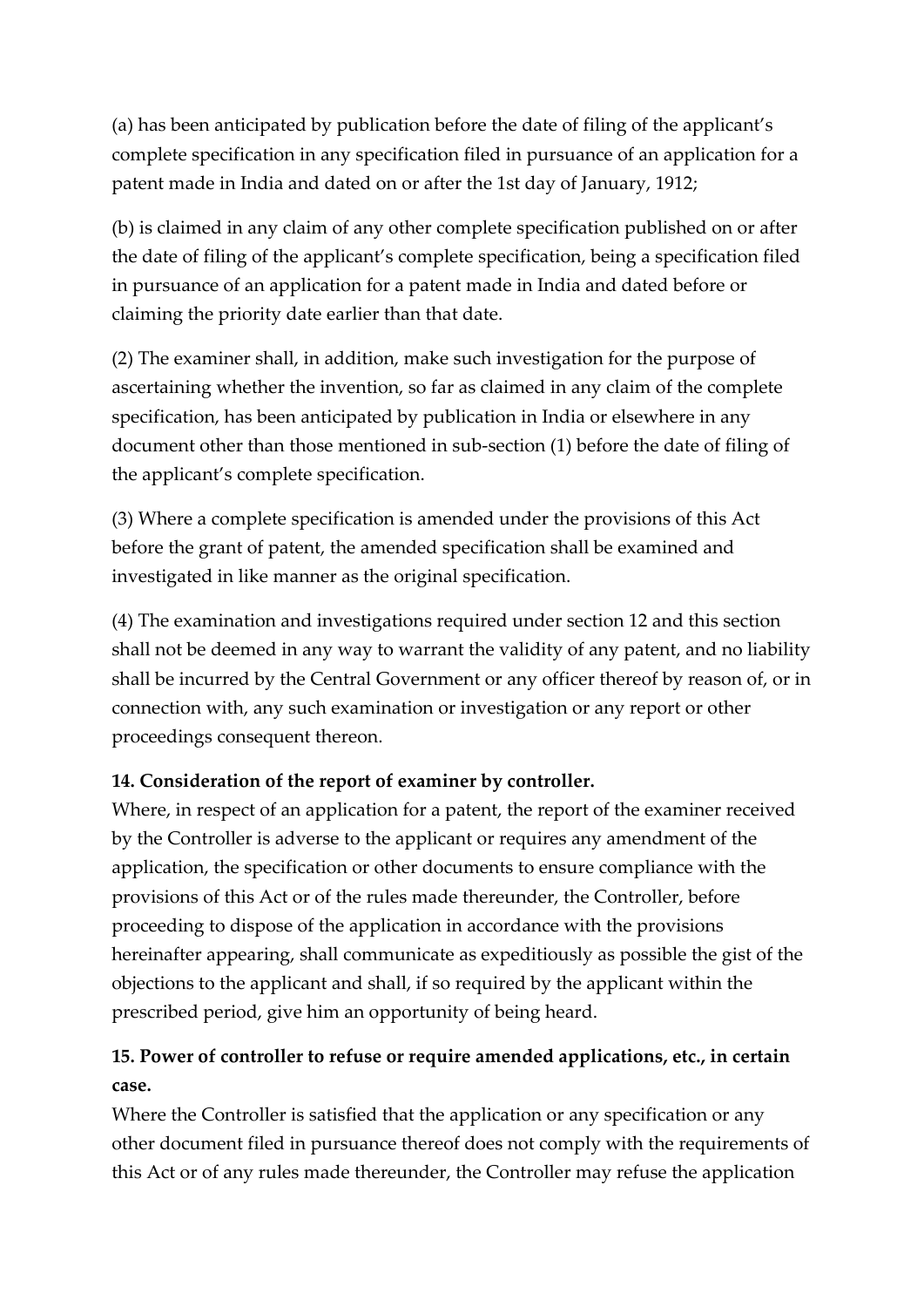(a) has been anticipated by publication before the date of filing of the applicant's complete specification in any specification filed in pursuance of an application for a patent made in India and dated on or after the 1st day of January, 1912;

(b) is claimed in any claim of any other complete specification published on or after the date of filing of the applicant's complete specification, being a specification filed in pursuance of an application for a patent made in India and dated before or claiming the priority date earlier than that date.

(2) The examiner shall, in addition, make such investigation for the purpose of ascertaining whether the invention, so far as claimed in any claim of the complete specification, has been anticipated by publication in India or elsewhere in any document other than those mentioned in sub-section (1) before the date of filing of the applicant's complete specification.

(3) Where a complete specification is amended under the provisions of this Act before the grant of patent, the amended specification shall be examined and investigated in like manner as the original specification.

(4) The examination and investigations required under section 12 and this section shall not be deemed in any way to warrant the validity of any patent, and no liability shall be incurred by the Central Government or any officer thereof by reason of, or in connection with, any such examination or investigation or any report or other proceedings consequent thereon.

**14. Consideration of the report of examiner by controller.**

Where, in respect of an application for a patent, the report of the examiner received by the Controller is adverse to the applicant or requires any amendment of the application, the specification or other documents to ensure compliance with the provisions of this Act or of the rules made thereunder, the Controller, before proceeding to dispose of the application in accordance with the provisions hereinafter appearing, shall communicate as expeditiously as possible the gist of the objections to the applicant and shall, if so required by the applicant within the prescribed period, give him an opportunity of being heard.

**15. Power of controller to refuse or require amended applications, etc., in certain case.**

Where the Controller is satisfied that the application or any specification or any other document filed in pursuance thereof does not comply with the requirements of this Act or of any rules made thereunder, the Controller may refuse the application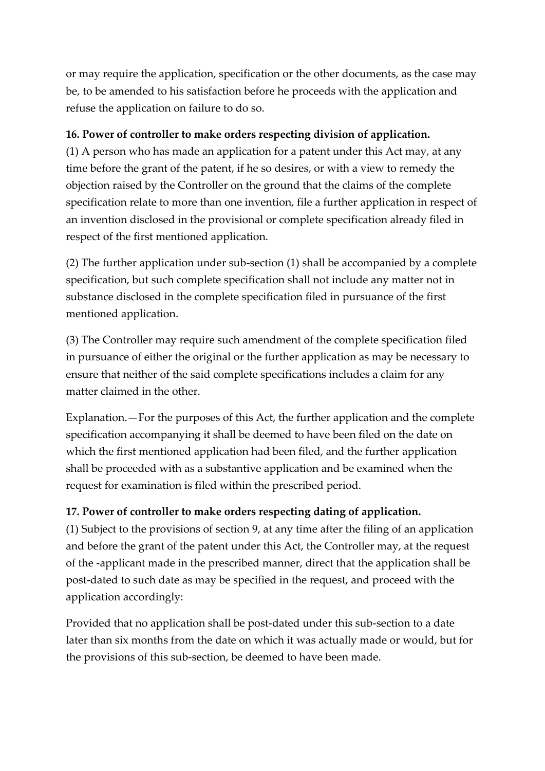or may require the application, specification or the other documents, as the case may be, to be amended to his satisfaction before he proceeds with the application and refuse the application on failure to do so.

**16. Power of controller to make orders respecting division of application.**

(1) A person who has made an application for a patent under this Act may, at any time before the grant of the patent, if he so desires, or with a view to remedy the objection raised by the Controller on the ground that the claims of the complete specification relate to more than one invention, file a further application in respect of an invention disclosed in the provisional or complete specification already filed in respect of the first mentioned application.

(2) The further application under sub-section (1) shall be accompanied by a complete specification, but such complete specification shall not include any matter not in substance disclosed in the complete specification filed in pursuance of the first mentioned application.

(3) The Controller may require such amendment of the complete specification filed in pursuance of either the original or the further application as may be necessary to ensure that neither of the said complete specifications includes a claim for any matter claimed in the other.

Explanation.—For the purposes of this Act, the further application and the complete specification accompanying it shall be deemed to have been filed on the date on which the first mentioned application had been filed, and the further application shall be proceeded with as a substantive application and be examined when the request for examination is filed within the prescribed period.

**17. Power of controller to make orders respecting dating of application.**

(1) Subject to the provisions of section 9, at any time after the filing of an application and before the grant of the patent under this Act, the Controller may, at the request of the -applicant made in the prescribed manner, direct that the application shall be post-dated to such date as may be specified in the request, and proceed with the application accordingly:

Provided that no application shall be post-dated under this sub-section to a date later than six months from the date on which it was actually made or would, but for the provisions of this sub-section, be deemed to have been made.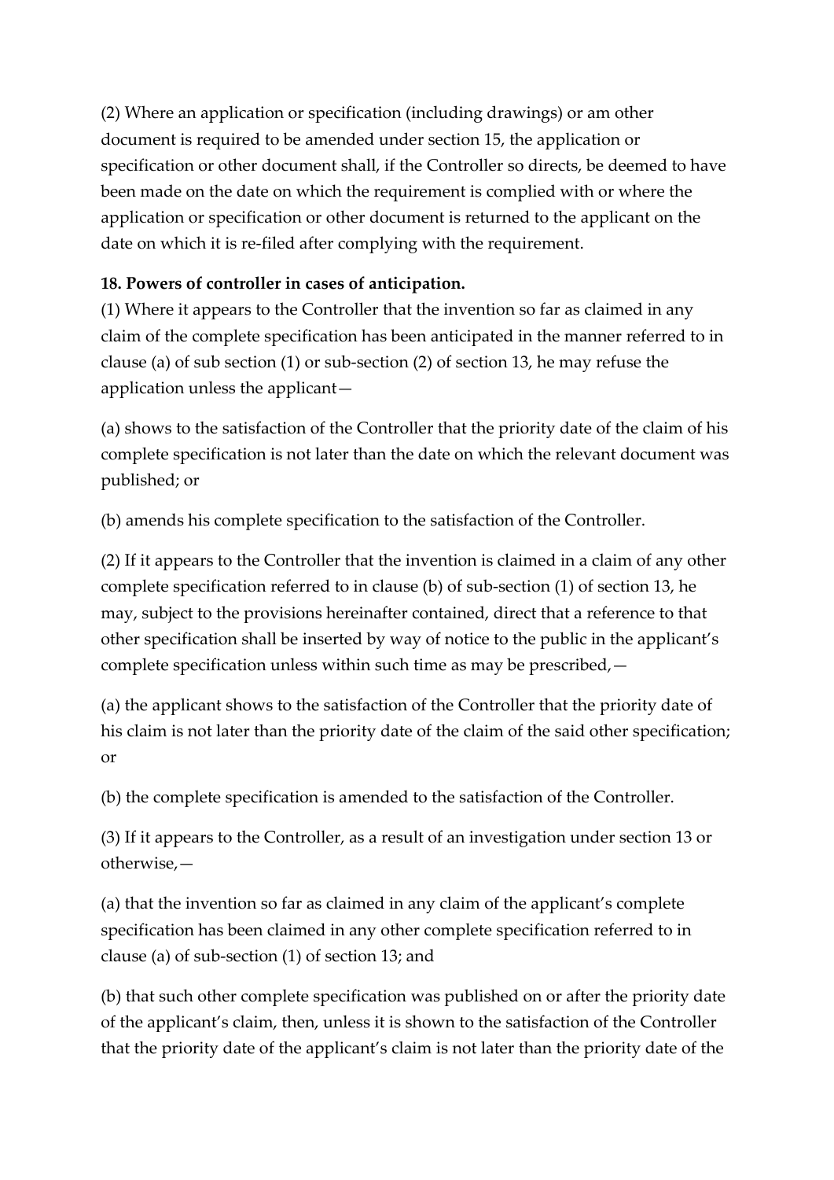(2) Where an application or specification (including drawings) or am other document is required to be amended under section 15, the application or specification or other document shall, if the Controller so directs, be deemed to have been made on the date on which the requirement is complied with or where the application or specification or other document is returned to the applicant on the date on which it is re-filed after complying with the requirement.

**18. Powers of controller in cases of anticipation.**

(1) Where it appears to the Controller that the invention so far as claimed in any claim of the complete specification has been anticipated in the manner referred to in clause (a) of sub section (1) or sub-section (2) of section 13, he may refuse the application unless the applicant—

(a) shows to the satisfaction of the Controller that the priority date of the claim of his complete specification is not later than the date on which the relevant document was published; or

(b) amends his complete specification to the satisfaction of the Controller.

(2) If it appears to the Controller that the invention is claimed in a claim of any other complete specification referred to in clause (b) of sub-section (1) of section 13, he may, subject to the provisions hereinafter contained, direct that a reference to that other specification shall be inserted by way of notice to the public in the applicant's complete specification unless within such time as may be prescribed,—

(a) the applicant shows to the satisfaction of the Controller that the priority date of his claim is not later than the priority date of the claim of the said other specification; or

(b) the complete specification is amended to the satisfaction of the Controller.

(3) If it appears to the Controller, as a result of an investigation under section 13 or otherwise,—

(a) that the invention so far as claimed in any claim of the applicant's complete specification has been claimed in any other complete specification referred to in clause (a) of sub-section (1) of section 13; and

(b) that such other complete specification was published on or after the priority date of the applicant's claim, then, unless it is shown to the satisfaction of the Controller that the priority date of the applicant's claim is not later than the priority date of the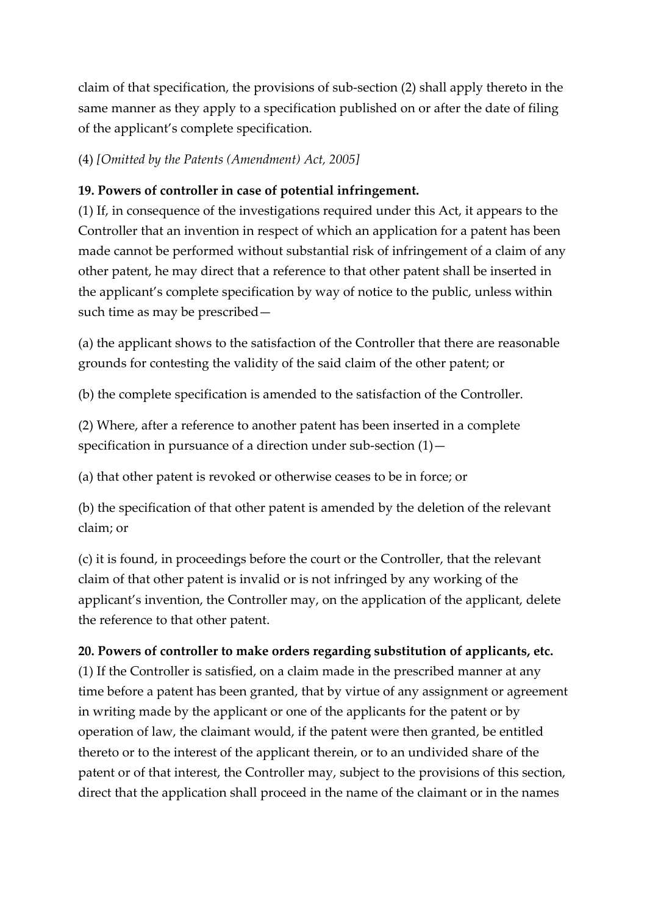claim of that specification, the provisions of sub-section (2) shall apply thereto in the same manner as they apply to a specification published on or after the date of filing of the applicant's complete specification.

(4) *[Omitted by the Patents (Amendment) Act, 2005]*

**19. Powers of controller in case of potential infringement.**

(1) If, in consequence of the investigations required under this Act, it appears to the Controller that an invention in respect of which an application for a patent has been made cannot be performed without substantial risk of infringement of a claim of any other patent, he may direct that a reference to that other patent shall be inserted in the applicant's complete specification by way of notice to the public, unless within such time as may be prescribed—

(a) the applicant shows to the satisfaction of the Controller that there are reasonable grounds for contesting the validity of the said claim of the other patent; or

(b) the complete specification is amended to the satisfaction of the Controller.

(2) Where, after a reference to another patent has been inserted in a complete specification in pursuance of a direction under sub-section (1)—

(a) that other patent is revoked or otherwise ceases to be in force; or

(b) the specification of that other patent is amended by the deletion of the relevant claim; or

(c) it is found, in proceedings before the court or the Controller, that the relevant claim of that other patent is invalid or is not infringed by any working of the applicant's invention, the Controller may, on the application of the applicant, delete the reference to that other patent.

**20. Powers of controller to make orders regarding substitution of applicants, etc.**

(1) If the Controller is satisfied, on a claim made in the prescribed manner at any time before a patent has been granted, that by virtue of any assignment or agreement in writing made by the applicant or one of the applicants for the patent or by operation of law, the claimant would, if the patent were then granted, be entitled thereto or to the interest of the applicant therein, or to an undivided share of the patent or of that interest, the Controller may, subject to the provisions of this section, direct that the application shall proceed in the name of the claimant or in the names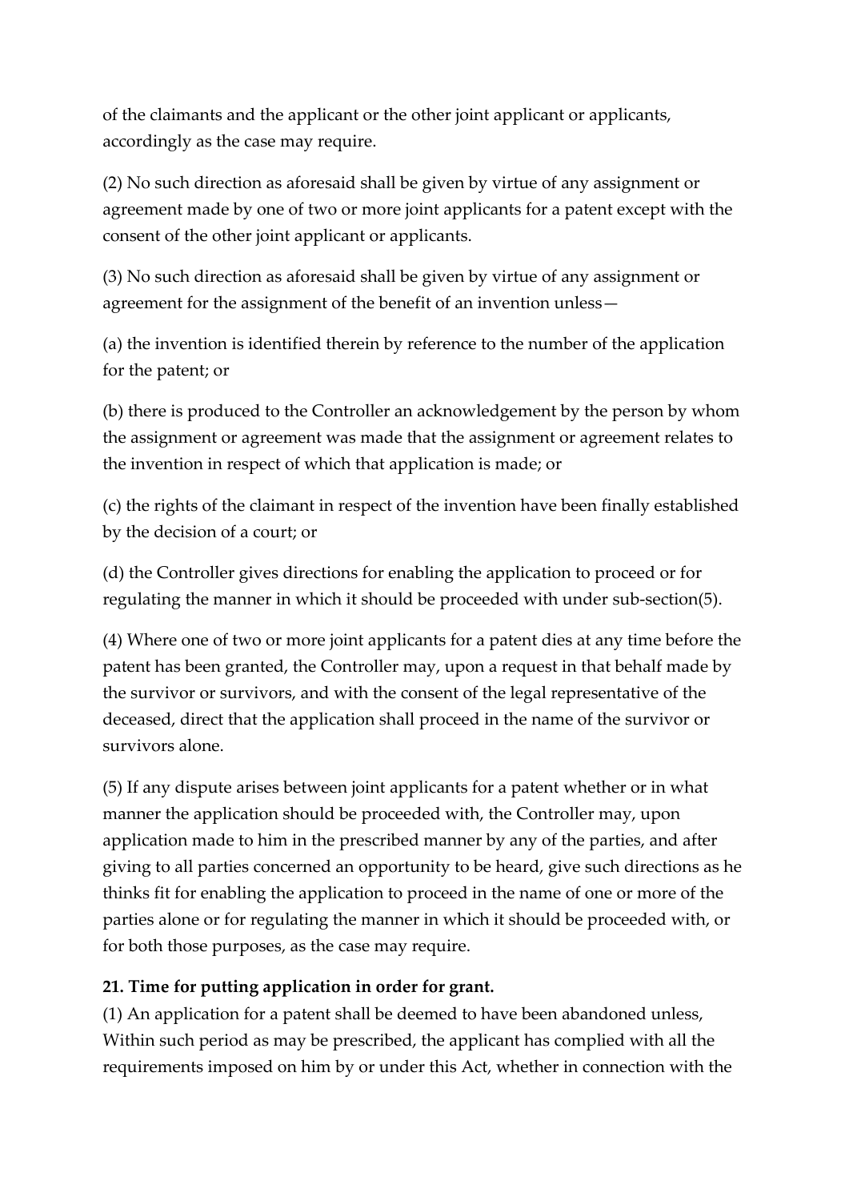of the claimants and the applicant or the other joint applicant or applicants, accordingly as the case may require.

(2) No such direction as aforesaid shall be given by virtue of any assignment or agreement made by one of two or more joint applicants for a patent except with the consent of the other joint applicant or applicants.

(3) No such direction as aforesaid shall be given by virtue of any assignment or agreement for the assignment of the benefit of an invention unless—

(a) the invention is identified therein by reference to the number of the application for the patent; or

(b) there is produced to the Controller an acknowledgement by the person by whom the assignment or agreement was made that the assignment or agreement relates to the invention in respect of which that application is made; or

(c) the rights of the claimant in respect of the invention have been finally established by the decision of a court; or

(d) the Controller gives directions for enabling the application to proceed or for regulating the manner in which it should be proceeded with under sub-section(5).

(4) Where one of two or more joint applicants for a patent dies at any time before the patent has been granted, the Controller may, upon a request in that behalf made by the survivor or survivors, and with the consent of the legal representative of the deceased, direct that the application shall proceed in the name of the survivor or survivors alone.

(5) If any dispute arises between joint applicants for a patent whether or in what manner the application should be proceeded with, the Controller may, upon application made to him in the prescribed manner by any of the parties, and after giving to all parties concerned an opportunity to be heard, give such directions as he thinks fit for enabling the application to proceed in the name of one or more of the parties alone or for regulating the manner in which it should be proceeded with, or for both those purposes, as the case may require.

**21. Time for putting application in order for grant.**

(1) An application for a patent shall be deemed to have been abandoned unless, Within such period as may be prescribed, the applicant has complied with all the requirements imposed on him by or under this Act, whether in connection with the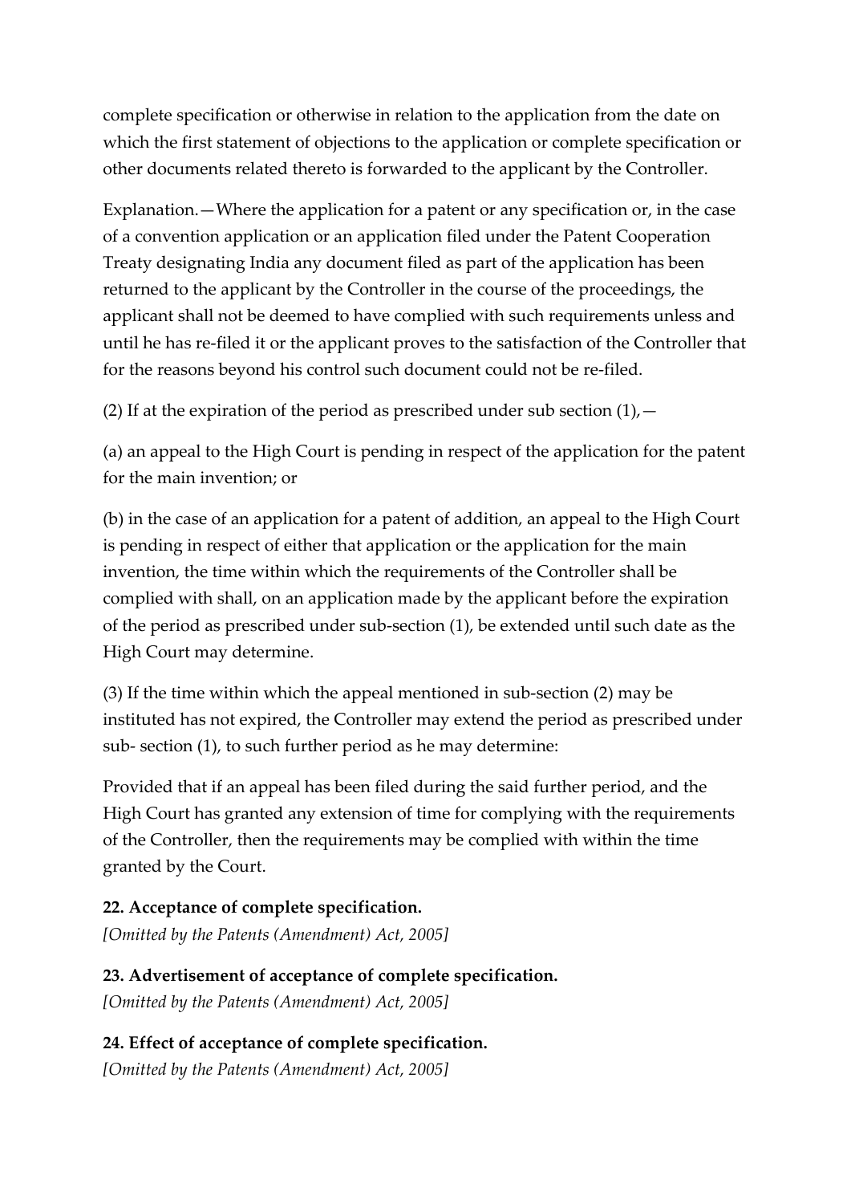complete specification or otherwise in relation to the application from the date on which the first statement of objections to the application or complete specification or other documents related thereto is forwarded to the applicant by the Controller.

Explanation.—Where the application for a patent or any specification or, in the case of a convention application or an application filed under the Patent Cooperation Treaty designating India any document filed as part of the application has been returned to the applicant by the Controller in the course of the proceedings, the applicant shall not be deemed to have complied with such requirements unless and until he has re-filed it or the applicant proves to the satisfaction of the Controller that for the reasons beyond his control such document could not be re-filed.

(2) If at the expiration of the period as prescribed under sub section (1),—

(a) an appeal to the High Court is pending in respect of the application for the patent for the main invention; or

(b) in the case of an application for a patent of addition, an appeal to the High Court is pending in respect of either that application or the application for the main invention, the time within which the requirements of the Controller shall be complied with shall, on an application made by the applicant before the expiration of the period as prescribed under sub-section (1), be extended until such date as the High Court may determine.

(3) If the time within which the appeal mentioned in sub-section (2) may be instituted has not expired, the Controller may extend the period as prescribed under sub- section (1), to such further period as he may determine:

Provided that if an appeal has been filed during the said further period, and the High Court has granted any extension of time for complying with the requirements of the Controller, then the requirements may be complied with within the time granted by the Court.

**22. Acceptance of complete specification.**

*[Omitted by the Patents (Amendment) Act, 2005]*

**23. Advertisement of acceptance of complete specification.**

*[Omitted by the Patents (Amendment) Act, 2005]*

**24. Effect of acceptance of complete specification.**

*[Omitted by the Patents (Amendment) Act, 2005]*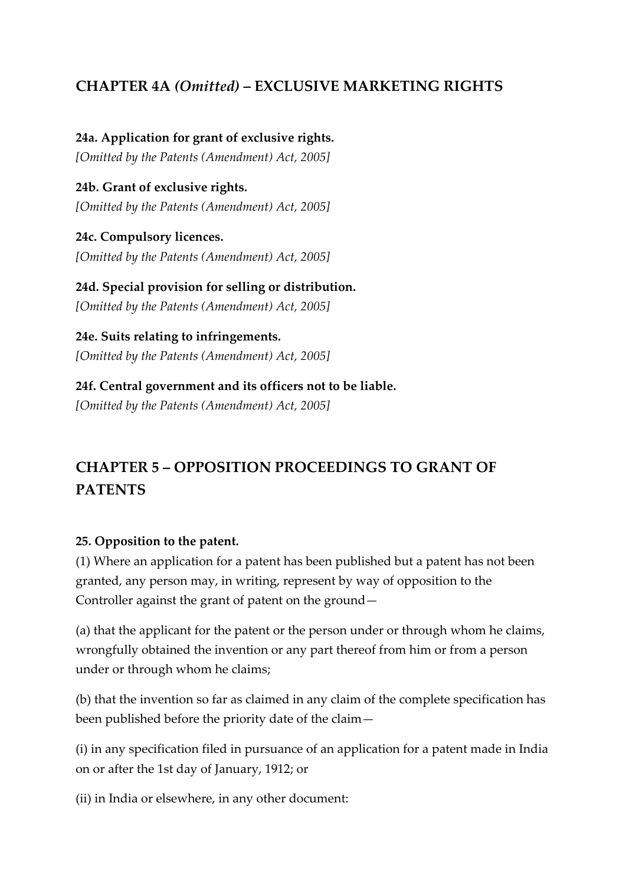## CHAPTER 4A *(Omitted)* – EXCLUSIVE MARKETING RIGHTS

**24a. Application for grant of exclusive rights.**
*[Omitted by the Patents (Amendment) Act, 2005]*

**24b. Grant of exclusive rights.**
*[Omitted by the Patents (Amendment) Act, 2005]*

**24c. Compulsory licences.**
*[Omitted by the Patents (Amendment) Act, 2005]*

**24d. Special provision for selling or distribution.**
*[Omitted by the Patents (Amendment) Act, 2005]*

**24e. Suits relating to infringements.**
*[Omitted by the Patents (Amendment) Act, 2005]*

**24f. Central government and its officers not to be liable.**
*[Omitted by the Patents (Amendment) Act, 2005]*

## CHAPTER 5 – OPPOSITION PROCEEDINGS TO GRANT OF PATENTS

**25. Opposition to the patent.**

(1) Where an application for a patent has been published but a patent has not been granted, any person may, in writing, represent by way of opposition to the Controller against the grant of patent on the ground—

(a) that the applicant for the patent or the person under or through whom he claims, wrongfully obtained the invention or any part thereof from him or from a person under or through whom he claims;

(b) that the invention so far as claimed in any claim of the complete specification has been published before the priority date of the claim—

(i) in any specification filed in pursuance of an application for a patent made in India on or after the 1st day of January, 1912; or

(ii) in India or elsewhere, in any other document: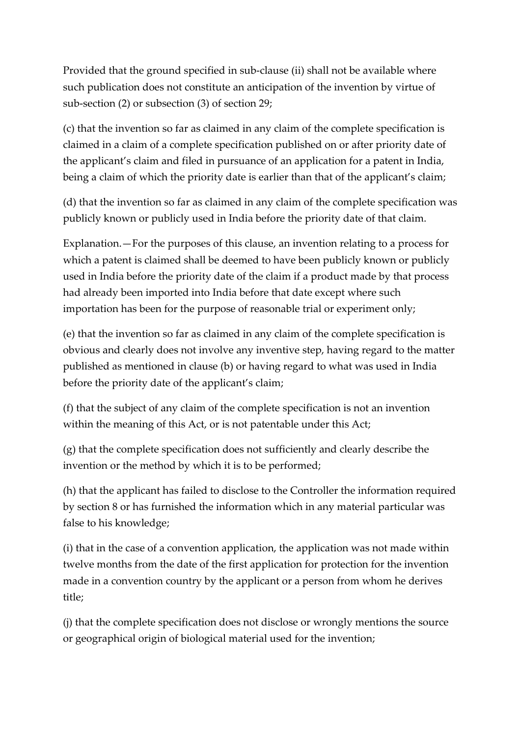Provided that the ground specified in sub-clause (ii) shall not be available where such publication does not constitute an anticipation of the invention by virtue of sub-section (2) or subsection (3) of section 29;

(c) that the invention so far as claimed in any claim of the complete specification is claimed in a claim of a complete specification published on or after priority date of the applicant's claim and filed in pursuance of an application for a patent in India, being a claim of which the priority date is earlier than that of the applicant's claim;

(d) that the invention so far as claimed in any claim of the complete specification was publicly known or publicly used in India before the priority date of that claim.

Explanation.—For the purposes of this clause, an invention relating to a process for which a patent is claimed shall be deemed to have been publicly known or publicly used in India before the priority date of the claim if a product made by that process had already been imported into India before that date except where such importation has been for the purpose of reasonable trial or experiment only;

(e) that the invention so far as claimed in any claim of the complete specification is obvious and clearly does not involve any inventive step, having regard to the matter published as mentioned in clause (b) or having regard to what was used in India before the priority date of the applicant's claim;

(f) that the subject of any claim of the complete specification is not an invention within the meaning of this Act, or is not patentable under this Act;

(g) that the complete specification does not sufficiently and clearly describe the invention or the method by which it is to be performed;

(h) that the applicant has failed to disclose to the Controller the information required by section 8 or has furnished the information which in any material particular was false to his knowledge;

(i) that in the case of a convention application, the application was not made within twelve months from the date of the first application for protection for the invention made in a convention country by the applicant or a person from whom he derives title;

(j) that the complete specification does not disclose or wrongly mentions the source or geographical origin of biological material used for the invention;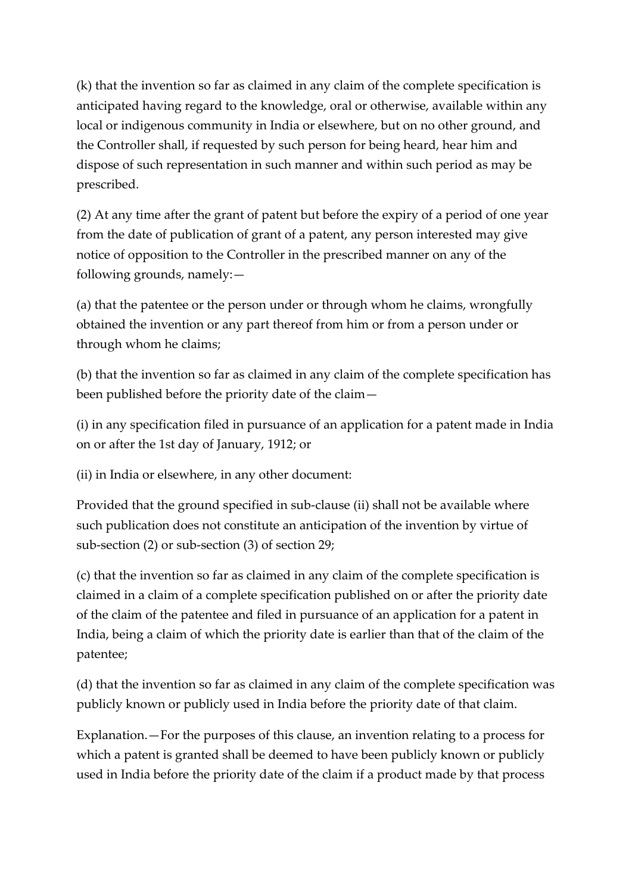(k) that the invention so far as claimed in any claim of the complete specification is anticipated having regard to the knowledge, oral or otherwise, available within any local or indigenous community in India or elsewhere, but on no other ground, and the Controller shall, if requested by such person for being heard, hear him and dispose of such representation in such manner and within such period as may be prescribed.

(2) At any time after the grant of patent but before the expiry of a period of one year from the date of publication of grant of a patent, any person interested may give notice of opposition to the Controller in the prescribed manner on any of the following grounds, namely:—

(a) that the patentee or the person under or through whom he claims, wrongfully obtained the invention or any part thereof from him or from a person under or through whom he claims;

(b) that the invention so far as claimed in any claim of the complete specification has been published before the priority date of the claim—

(i) in any specification filed in pursuance of an application for a patent made in India on or after the 1st day of January, 1912; or

(ii) in India or elsewhere, in any other document:

Provided that the ground specified in sub-clause (ii) shall not be available where such publication does not constitute an anticipation of the invention by virtue of sub-section (2) or sub-section (3) of section 29;

(c) that the invention so far as claimed in any claim of the complete specification is claimed in a claim of a complete specification published on or after the priority date of the claim of the patentee and filed in pursuance of an application for a patent in India, being a claim of which the priority date is earlier than that of the claim of the patentee;

(d) that the invention so far as claimed in any claim of the complete specification was publicly known or publicly used in India before the priority date of that claim.

Explanation.—For the purposes of this clause, an invention relating to a process for which a patent is granted shall be deemed to have been publicly known or publicly used in India before the priority date of the claim if a product made by that process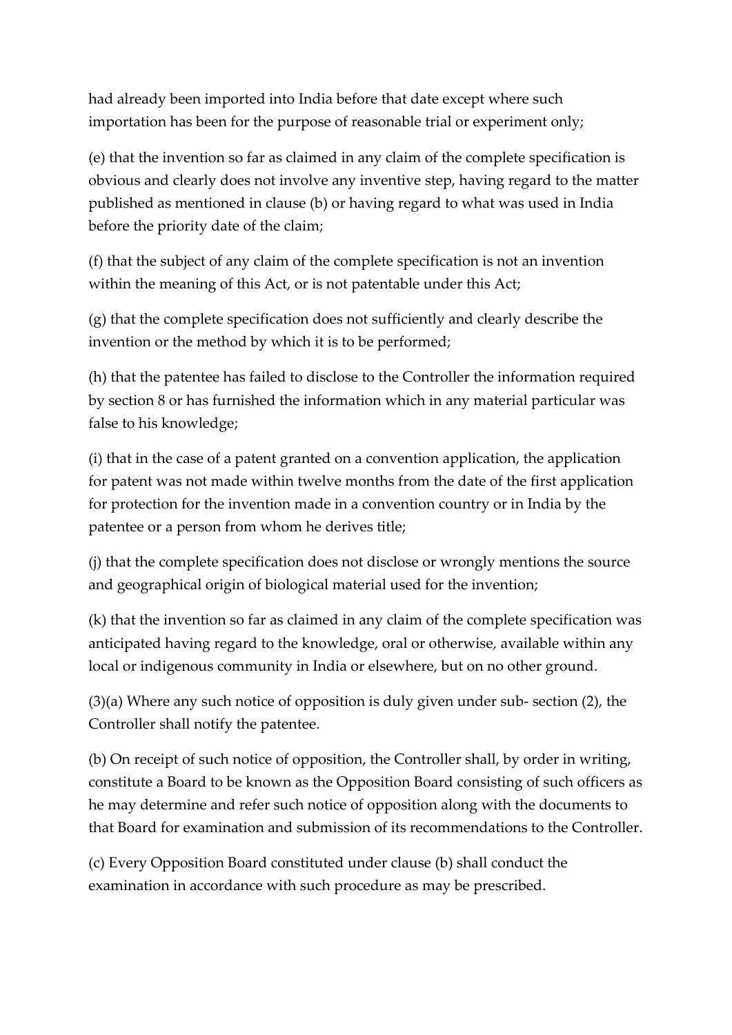had already been imported into India before that date except where such importation has been for the purpose of reasonable trial or experiment only;

(e) that the invention so far as claimed in any claim of the complete specification is obvious and clearly does not involve any inventive step, having regard to the matter published as mentioned in clause (b) or having regard to what was used in India before the priority date of the claim;

(f) that the subject of any claim of the complete specification is not an invention within the meaning of this Act, or is not patentable under this Act;

(g) that the complete specification does not sufficiently and clearly describe the invention or the method by which it is to be performed;

(h) that the patentee has failed to disclose to the Controller the information required by section 8 or has furnished the information which in any material particular was false to his knowledge;

(i) that in the case of a patent granted on a convention application, the application for patent was not made within twelve months from the date of the first application for protection for the invention made in a convention country or in India by the patentee or a person from whom he derives title;

(j) that the complete specification does not disclose or wrongly mentions the source and geographical origin of biological material used for the invention;

(k) that the invention so far as claimed in any claim of the complete specification was anticipated having regard to the knowledge, oral or otherwise, available within any local or indigenous community in India or elsewhere, but on no other ground.

(3)(a) Where any such notice of opposition is duly given under sub- section (2), the Controller shall notify the patentee.

(b) On receipt of such notice of opposition, the Controller shall, by order in writing, constitute a Board to be known as the Opposition Board consisting of such officers as he may determine and refer such notice of opposition along with the documents to that Board for examination and submission of its recommendations to the Controller.

(c) Every Opposition Board constituted under clause (b) shall conduct the examination in accordance with such procedure as may be prescribed.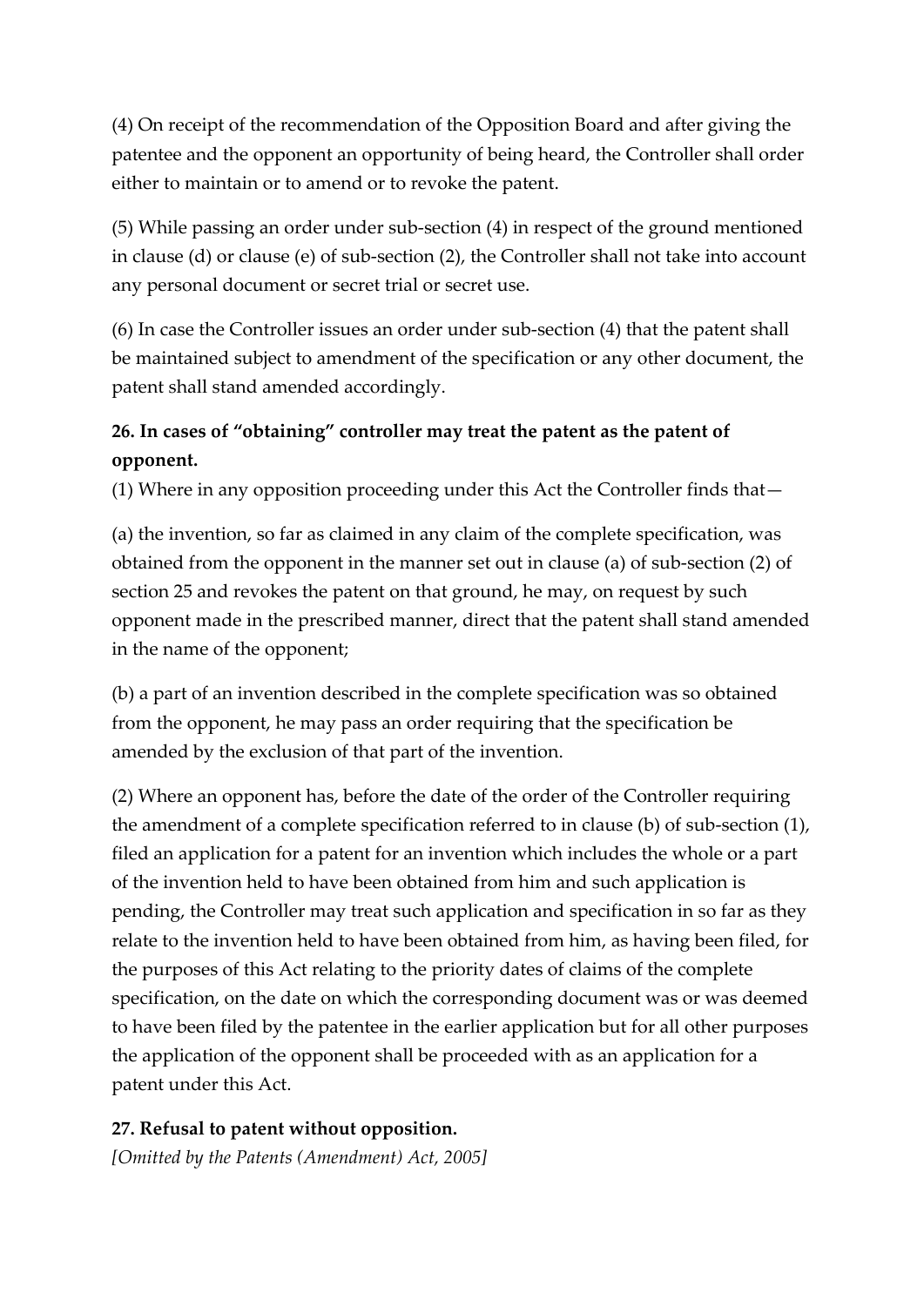(4) On receipt of the recommendation of the Opposition Board and after giving the patentee and the opponent an opportunity of being heard, the Controller shall order either to maintain or to amend or to revoke the patent.

(5) While passing an order under sub-section (4) in respect of the ground mentioned in clause (d) or clause (e) of sub-section (2), the Controller shall not take into account any personal document or secret trial or secret use.

(6) In case the Controller issues an order under sub-section (4) that the patent shall be maintained subject to amendment of the specification or any other document, the patent shall stand amended accordingly.

**26. In cases of "obtaining" controller may treat the patent as the patent of opponent.**

(1) Where in any opposition proceeding under this Act the Controller finds that—

(a) the invention, so far as claimed in any claim of the complete specification, was obtained from the opponent in the manner set out in clause (a) of sub-section (2) of section 25 and revokes the patent on that ground, he may, on request by such opponent made in the prescribed manner, direct that the patent shall stand amended in the name of the opponent;

(b) a part of an invention described in the complete specification was so obtained from the opponent, he may pass an order requiring that the specification be amended by the exclusion of that part of the invention.

(2) Where an opponent has, before the date of the order of the Controller requiring the amendment of a complete specification referred to in clause (b) of sub-section (1), filed an application for a patent for an invention which includes the whole or a part of the invention held to have been obtained from him and such application is pending, the Controller may treat such application and specification in so far as they relate to the invention held to have been obtained from him, as having been filed, for the purposes of this Act relating to the priority dates of claims of the complete specification, on the date on which the corresponding document was or was deemed to have been filed by the patentee in the earlier application but for all other purposes the application of the opponent shall be proceeded with as an application for a patent under this Act.

**27. Refusal to patent without opposition.**

*[Omitted by the Patents (Amendment) Act, 2005]*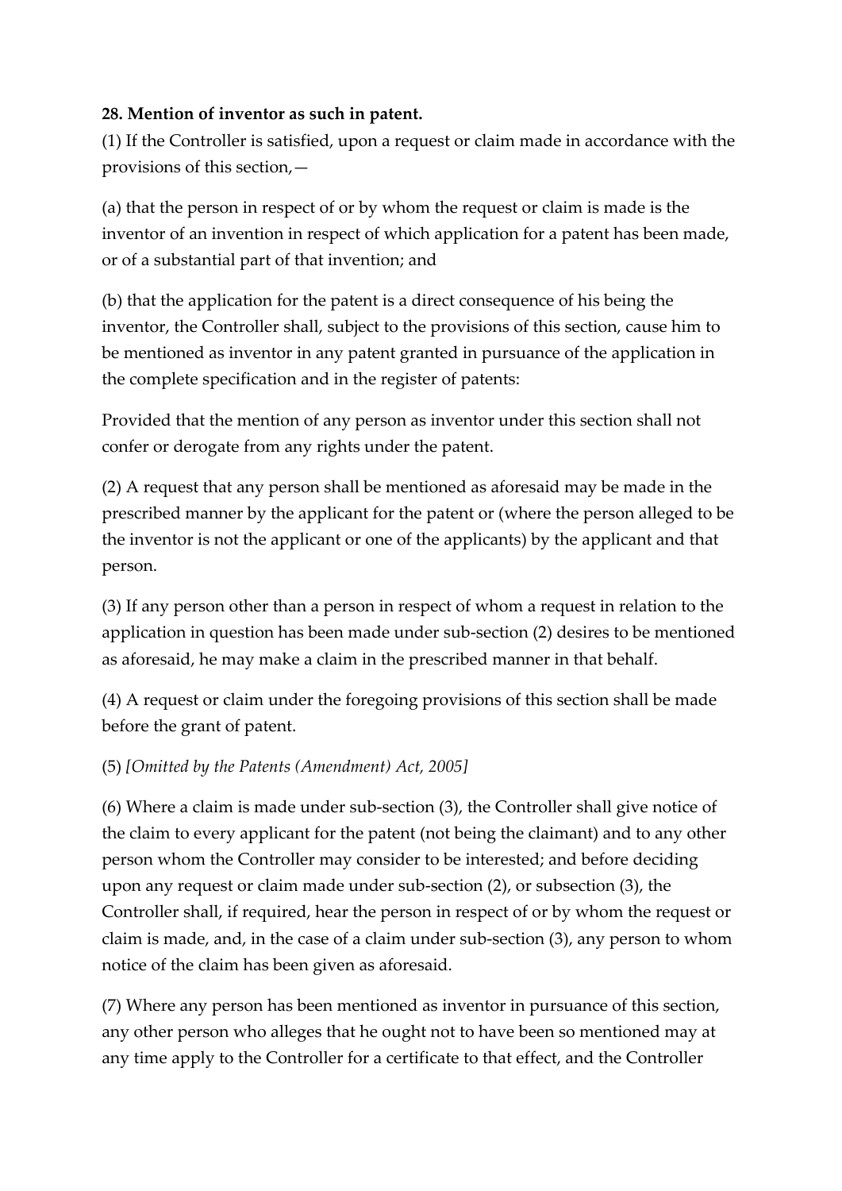**28. Mention of inventor as such in patent.**

(1) If the Controller is satisfied, upon a request or claim made in accordance with the provisions of this section,—

(a) that the person in respect of or by whom the request or claim is made is the inventor of an invention in respect of which application for a patent has been made, or of a substantial part of that invention; and

(b) that the application for the patent is a direct consequence of his being the inventor, the Controller shall, subject to the provisions of this section, cause him to be mentioned as inventor in any patent granted in pursuance of the application in the complete specification and in the register of patents:

Provided that the mention of any person as inventor under this section shall not confer or derogate from any rights under the patent.

(2) A request that any person shall be mentioned as aforesaid may be made in the prescribed manner by the applicant for the patent or (where the person alleged to be the inventor is not the applicant or one of the applicants) by the applicant and that person.

(3) If any person other than a person in respect of whom a request in relation to the application in question has been made under sub-section (2) desires to be mentioned as aforesaid, he may make a claim in the prescribed manner in that behalf.

(4) A request or claim under the foregoing provisions of this section shall be made before the grant of patent.

(5) *[Omitted by the Patents (Amendment) Act, 2005]*

(6) Where a claim is made under sub-section (3), the Controller shall give notice of the claim to every applicant for the patent (not being the claimant) and to any other person whom the Controller may consider to be interested; and before deciding upon any request or claim made under sub-section (2), or subsection (3), the Controller shall, if required, hear the person in respect of or by whom the request or claim is made, and, in the case of a claim under sub-section (3), any person to whom notice of the claim has been given as aforesaid.

(7) Where any person has been mentioned as inventor in pursuance of this section, any other person who alleges that he ought not to have been so mentioned may at any time apply to the Controller for a certificate to that effect, and the Controller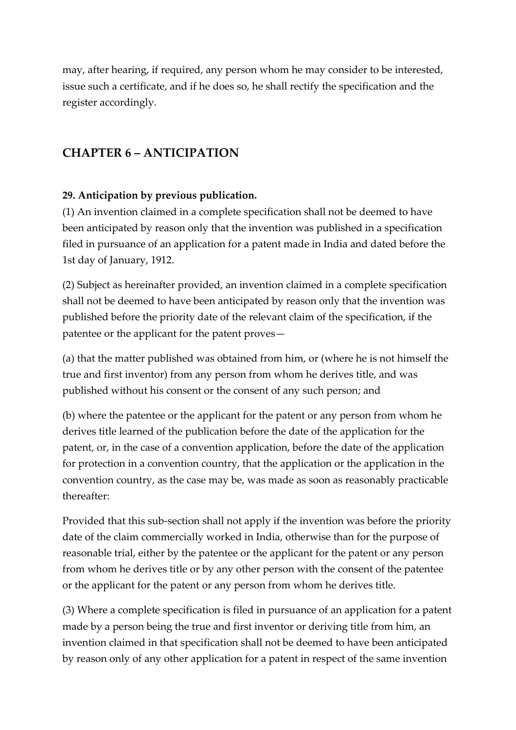may, after hearing, if required, any person whom he may consider to be interested, issue such a certificate, and if he does so, he shall rectify the specification and the register accordingly.

## CHAPTER 6 – ANTICIPATION

**29. Anticipation by previous publication.**

(1) An invention claimed in a complete specification shall not be deemed to have been anticipated by reason only that the invention was published in a specification filed in pursuance of an application for a patent made in India and dated before the 1st day of January, 1912.

(2) Subject as hereinafter provided, an invention claimed in a complete specification shall not be deemed to have been anticipated by reason only that the invention was published before the priority date of the relevant claim of the specification, if the patentee or the applicant for the patent proves—

(a) that the matter published was obtained from him, or (where he is not himself the true and first inventor) from any person from whom he derives title, and was published without his consent or the consent of any such person; and

(b) where the patentee or the applicant for the patent or any person from whom he derives title learned of the publication before the date of the application for the patent, or, in the case of a convention application, before the date of the application for protection in a convention country, that the application or the application in the convention country, as the case may be, was made as soon as reasonably practicable thereafter:

Provided that this sub-section shall not apply if the invention was before the priority date of the claim commercially worked in India, otherwise than for the purpose of reasonable trial, either by the patentee or the applicant for the patent or any person from whom he derives title or by any other person with the consent of the patentee or the applicant for the patent or any person from whom he derives title.

(3) Where a complete specification is filed in pursuance of an application for a patent made by a person being the true and first inventor or deriving title from him, an invention claimed in that specification shall not be deemed to have been anticipated by reason only of any other application for a patent in respect of the same invention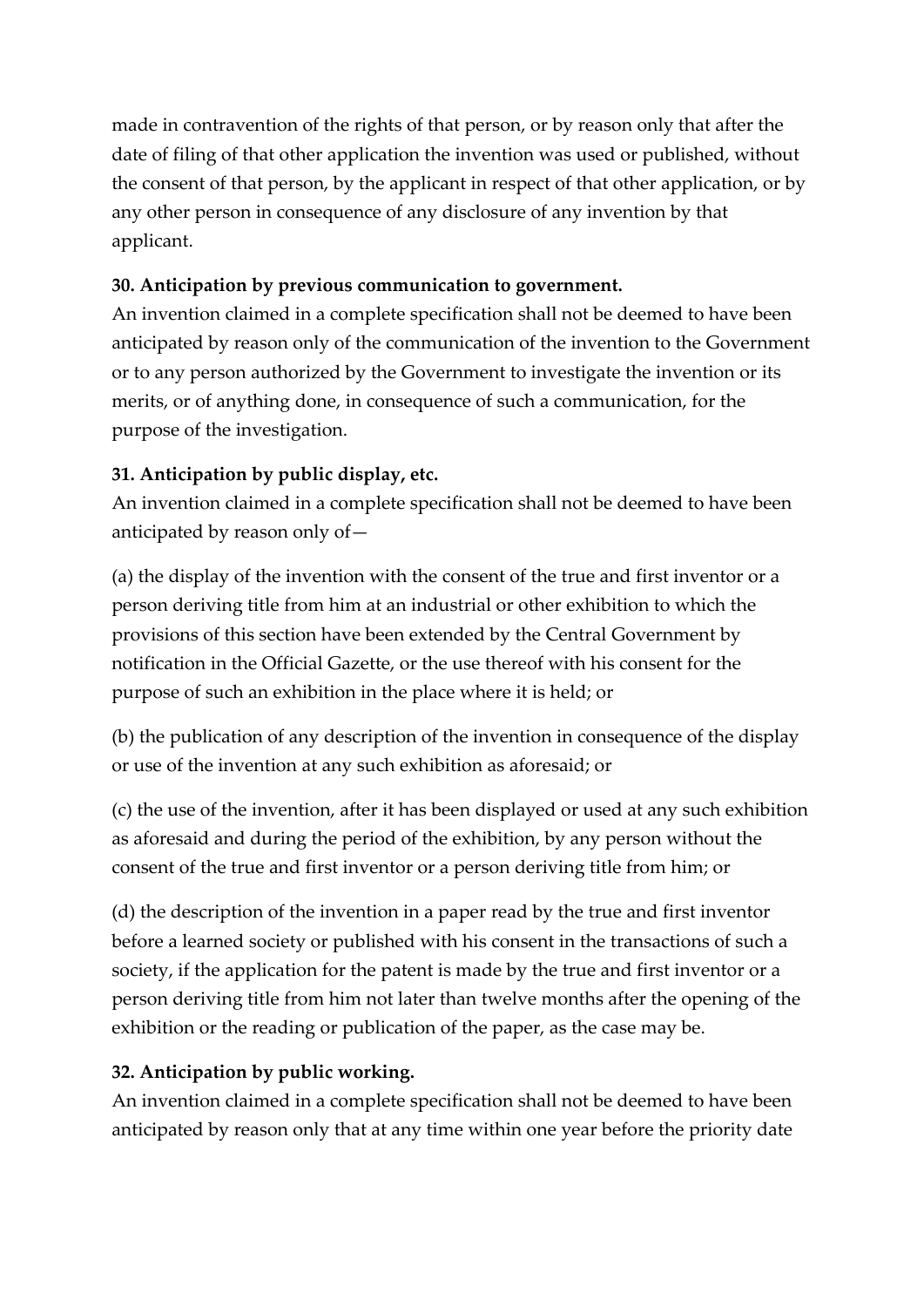made in contravention of the rights of that person, or by reason only that after the date of filing of that other application the invention was used or published, without the consent of that person, by the applicant in respect of that other application, or by any other person in consequence of any disclosure of any invention by that applicant.

**30. Anticipation by previous communication to government.**
An invention claimed in a complete specification shall not be deemed to have been anticipated by reason only of the communication of the invention to the Government or to any person authorized by the Government to investigate the invention or its merits, or of anything done, in consequence of such a communication, for the purpose of the investigation.

**31. Anticipation by public display, etc.**
An invention claimed in a complete specification shall not be deemed to have been anticipated by reason only of—

(a) the display of the invention with the consent of the true and first inventor or a person deriving title from him at an industrial or other exhibition to which the provisions of this section have been extended by the Central Government by notification in the Official Gazette, or the use thereof with his consent for the purpose of such an exhibition in the place where it is held; or

(b) the publication of any description of the invention in consequence of the display or use of the invention at any such exhibition as aforesaid; or

(c) the use of the invention, after it has been displayed or used at any such exhibition as aforesaid and during the period of the exhibition, by any person without the consent of the true and first inventor or a person deriving title from him; or

(d) the description of the invention in a paper read by the true and first inventor before a learned society or published with his consent in the transactions of such a society, if the application for the patent is made by the true and first inventor or a person deriving title from him not later than twelve months after the opening of the exhibition or the reading or publication of the paper, as the case may be.

**32. Anticipation by public working.**
An invention claimed in a complete specification shall not be deemed to have been anticipated by reason only that at any time within one year before the priority date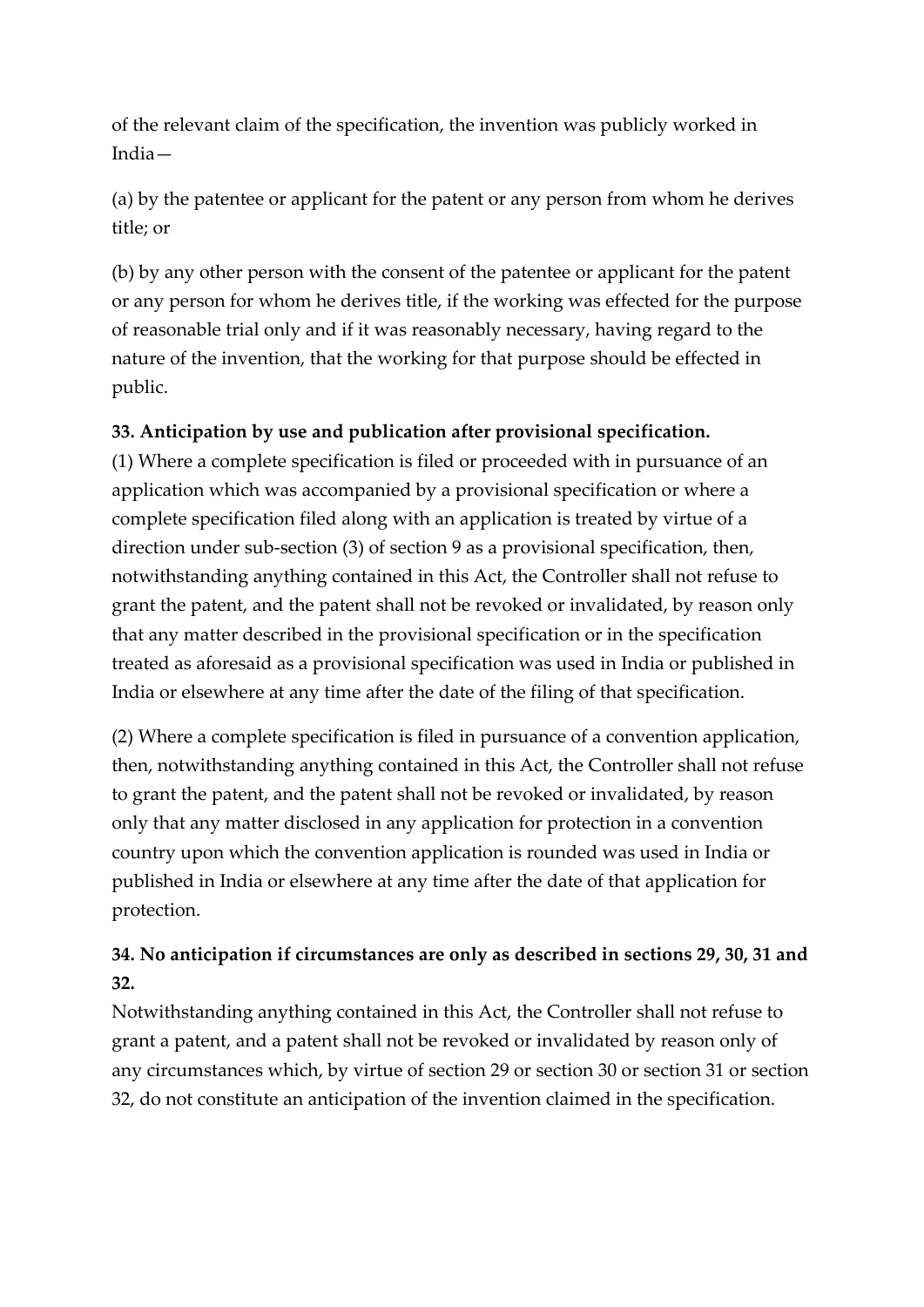of the relevant claim of the specification, the invention was publicly worked in India—

(a) by the patentee or applicant for the patent or any person from whom he derives title; or

(b) by any other person with the consent of the patentee or applicant for the patent or any person for whom he derives title, if the working was effected for the purpose of reasonable trial only and if it was reasonably necessary, having regard to the nature of the invention, that the working for that purpose should be effected in public.

**33. Anticipation by use and publication after provisional specification.**
(1) Where a complete specification is filed or proceeded with in pursuance of an application which was accompanied by a provisional specification or where a complete specification filed along with an application is treated by virtue of a direction under sub-section (3) of section 9 as a provisional specification, then, notwithstanding anything contained in this Act, the Controller shall not refuse to grant the patent, and the patent shall not be revoked or invalidated, by reason only that any matter described in the provisional specification or in the specification treated as aforesaid as a provisional specification was used in India or published in India or elsewhere at any time after the date of the filing of that specification.

(2) Where a complete specification is filed in pursuance of a convention application, then, notwithstanding anything contained in this Act, the Controller shall not refuse to grant the patent, and the patent shall not be revoked or invalidated, by reason only that any matter disclosed in any application for protection in a convention country upon which the convention application is rounded was used in India or published in India or elsewhere at any time after the date of that application for protection.

**34. No anticipation if circumstances are only as described in sections 29, 30, 31 and 32.**
Notwithstanding anything contained in this Act, the Controller shall not refuse to grant a patent, and a patent shall not be revoked or invalidated by reason only of any circumstances which, by virtue of section 29 or section 30 or section 31 or section 32, do not constitute an anticipation of the invention claimed in the specification.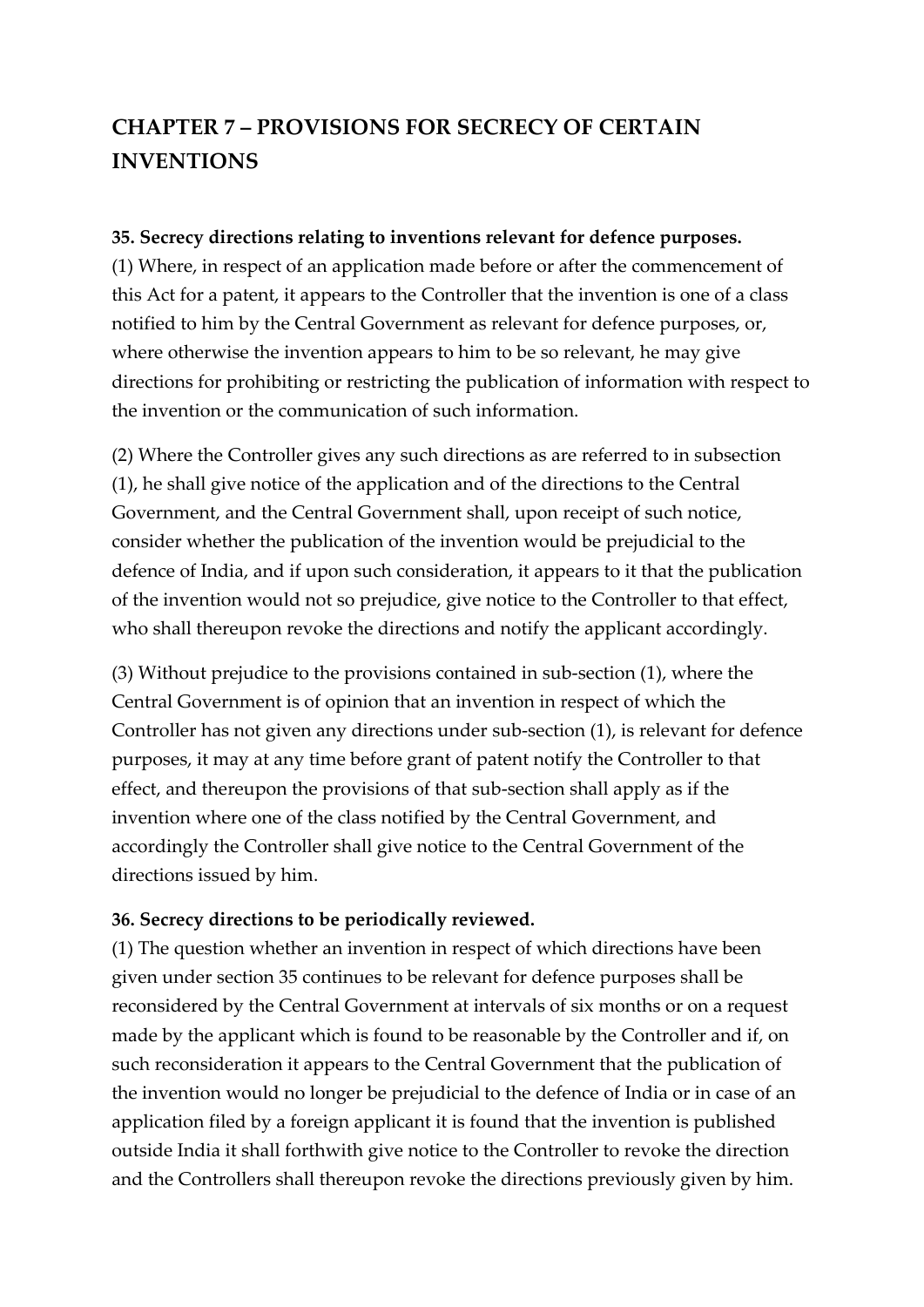## CHAPTER 7 – PROVISIONS FOR SECRECY OF CERTAIN INVENTIONS

**35. Secrecy directions relating to inventions relevant for defence purposes.**
(1) Where, in respect of an application made before or after the commencement of this Act for a patent, it appears to the Controller that the invention is one of a class notified to him by the Central Government as relevant for defence purposes, or, where otherwise the invention appears to him to be so relevant, he may give directions for prohibiting or restricting the publication of information with respect to the invention or the communication of such information.

(2) Where the Controller gives any such directions as are referred to in subsection (1), he shall give notice of the application and of the directions to the Central Government, and the Central Government shall, upon receipt of such notice, consider whether the publication of the invention would be prejudicial to the defence of India, and if upon such consideration, it appears to it that the publication of the invention would not so prejudice, give notice to the Controller to that effect, who shall thereupon revoke the directions and notify the applicant accordingly.

(3) Without prejudice to the provisions contained in sub-section (1), where the Central Government is of opinion that an invention in respect of which the Controller has not given any directions under sub-section (1), is relevant for defence purposes, it may at any time before grant of patent notify the Controller to that effect, and thereupon the provisions of that sub-section shall apply as if the invention where one of the class notified by the Central Government, and accordingly the Controller shall give notice to the Central Government of the directions issued by him.

**36. Secrecy directions to be periodically reviewed.**
(1) The question whether an invention in respect of which directions have been given under section 35 continues to be relevant for defence purposes shall be reconsidered by the Central Government at intervals of six months or on a request made by the applicant which is found to be reasonable by the Controller and if, on such reconsideration it appears to the Central Government that the publication of the invention would no longer be prejudicial to the defence of India or in case of an application filed by a foreign applicant it is found that the invention is published outside India it shall forthwith give notice to the Controller to revoke the direction and the Controllers shall thereupon revoke the directions previously given by him.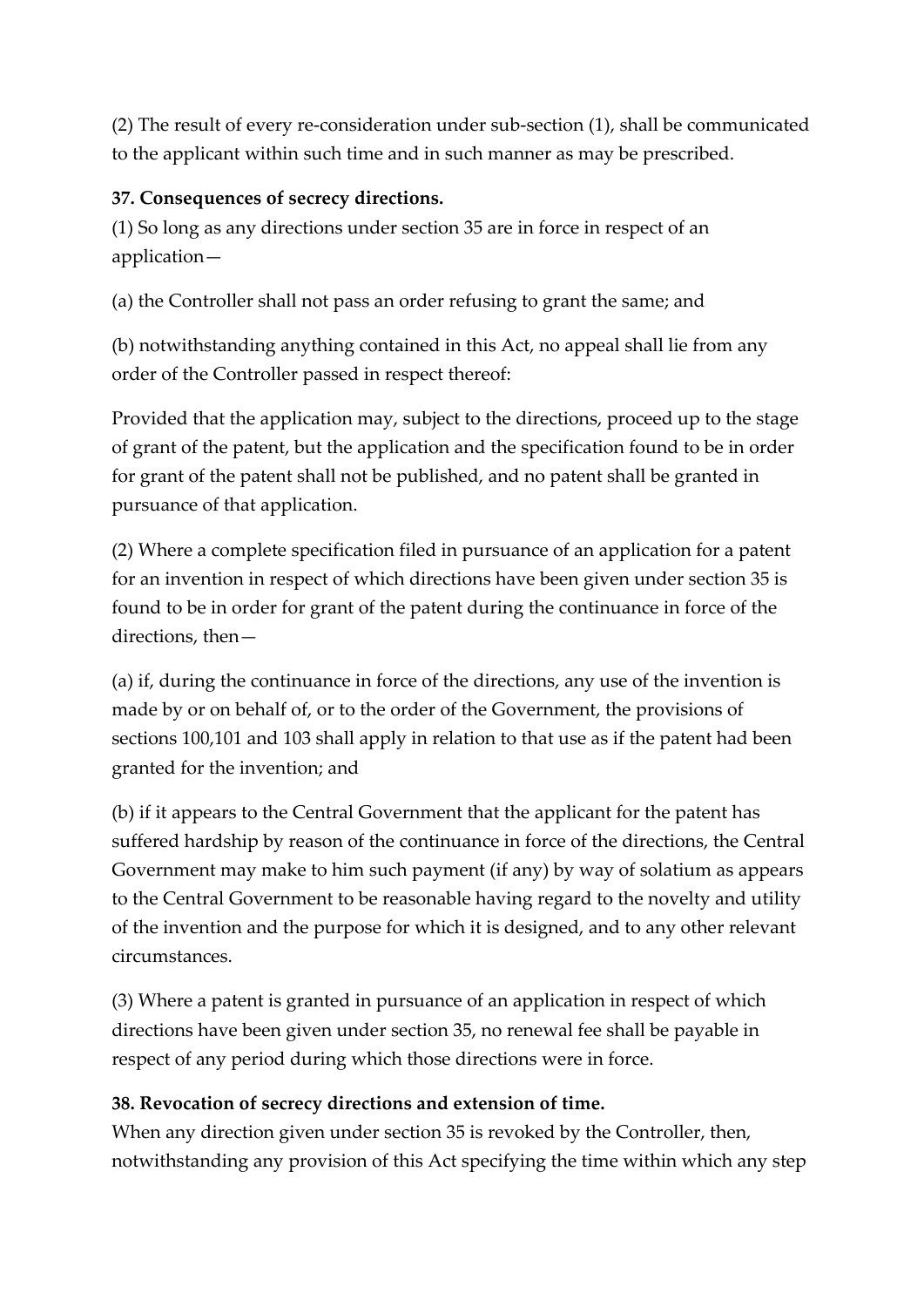(2) The result of every re-consideration under sub-section (1), shall be communicated to the applicant within such time and in such manner as may be prescribed.

**37. Consequences of secrecy directions.**

(1) So long as any directions under section 35 are in force in respect of an application—

(a) the Controller shall not pass an order refusing to grant the same; and

(b) notwithstanding anything contained in this Act, no appeal shall lie from any order of the Controller passed in respect thereof:

Provided that the application may, subject to the directions, proceed up to the stage of grant of the patent, but the application and the specification found to be in order for grant of the patent shall not be published, and no patent shall be granted in pursuance of that application.

(2) Where a complete specification filed in pursuance of an application for a patent for an invention in respect of which directions have been given under section 35 is found to be in order for grant of the patent during the continuance in force of the directions, then—

(a) if, during the continuance in force of the directions, any use of the invention is made by or on behalf of, or to the order of the Government, the provisions of sections 100,101 and 103 shall apply in relation to that use as if the patent had been granted for the invention; and

(b) if it appears to the Central Government that the applicant for the patent has suffered hardship by reason of the continuance in force of the directions, the Central Government may make to him such payment (if any) by way of solatium as appears to the Central Government to be reasonable having regard to the novelty and utility of the invention and the purpose for which it is designed, and to any other relevant circumstances.

(3) Where a patent is granted in pursuance of an application in respect of which directions have been given under section 35, no renewal fee shall be payable in respect of any period during which those directions were in force.

**38. Revocation of secrecy directions and extension of time.**

When any direction given under section 35 is revoked by the Controller, then, notwithstanding any provision of this Act specifying the time within which any step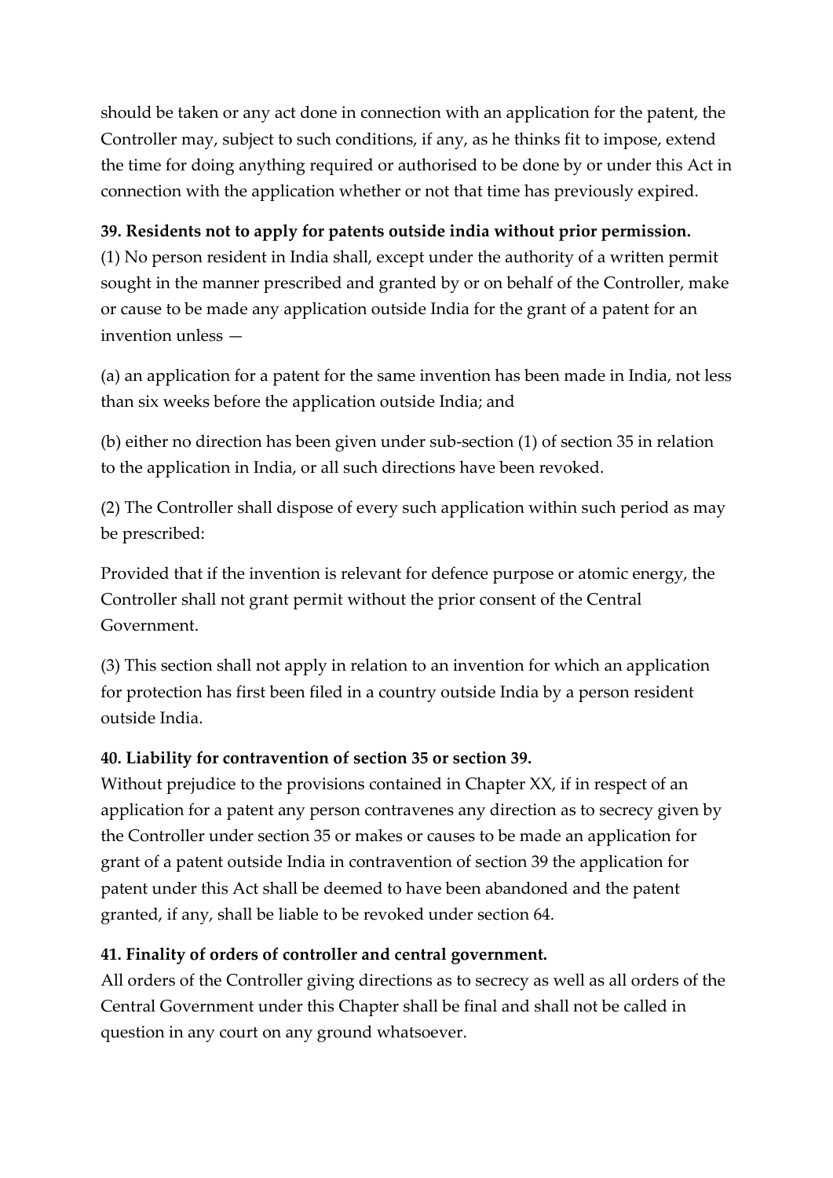should be taken or any act done in connection with an application for the patent, the Controller may, subject to such conditions, if any, as he thinks fit to impose, extend the time for doing anything required or authorised to be done by or under this Act in connection with the application whether or not that time has previously expired.

**39. Residents not to apply for patents outside india without prior permission.**

(1) No person resident in India shall, except under the authority of a written permit sought in the manner prescribed and granted by or on behalf of the Controller, make or cause to be made any application outside India for the grant of a patent for an invention unless —

(a) an application for a patent for the same invention has been made in India, not less than six weeks before the application outside India; and

(b) either no direction has been given under sub-section (1) of section 35 in relation to the application in India, or all such directions have been revoked.

(2) The Controller shall dispose of every such application within such period as may be prescribed:

Provided that if the invention is relevant for defence purpose or atomic energy, the Controller shall not grant permit without the prior consent of the Central Government.

(3) This section shall not apply in relation to an invention for which an application for protection has first been filed in a country outside India by a person resident outside India.

**40. Liability for contravention of section 35 or section 39.**

Without prejudice to the provisions contained in Chapter XX, if in respect of an application for a patent any person contravenes any direction as to secrecy given by the Controller under section 35 or makes or causes to be made an application for grant of a patent outside India in contravention of section 39 the application for patent under this Act shall be deemed to have been abandoned and the patent granted, if any, shall be liable to be revoked under section 64.

**41. Finality of orders of controller and central government.**

All orders of the Controller giving directions as to secrecy as well as all orders of the Central Government under this Chapter shall be final and shall not be called in question in any court on any ground whatsoever.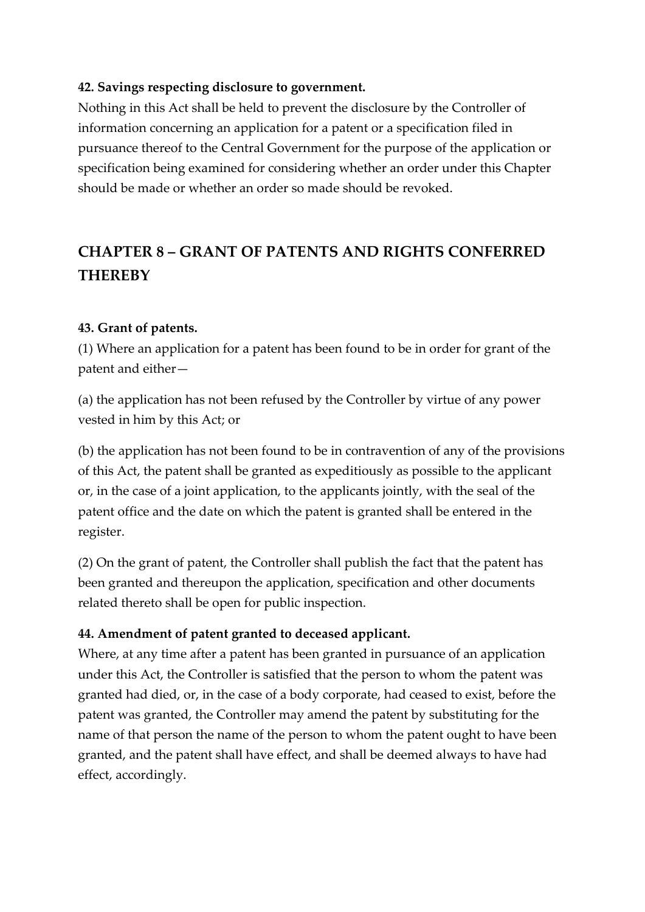**42. Savings respecting disclosure to government.**
Nothing in this Act shall be held to prevent the disclosure by the Controller of information concerning an application for a patent or a specification filed in pursuance thereof to the Central Government for the purpose of the application or specification being examined for considering whether an order under this Chapter should be made or whether an order so made should be revoked.

## CHAPTER 8 – GRANT OF PATENTS AND RIGHTS CONFERRED THEREBY

**43. Grant of patents.**
(1) Where an application for a patent has been found to be in order for grant of the patent and either—

(a) the application has not been refused by the Controller by virtue of any power vested in him by this Act; or

(b) the application has not been found to be in contravention of any of the provisions of this Act, the patent shall be granted as expeditiously as possible to the applicant or, in the case of a joint application, to the applicants jointly, with the seal of the patent office and the date on which the patent is granted shall be entered in the register.

(2) On the grant of patent, the Controller shall publish the fact that the patent has been granted and thereupon the application, specification and other documents related thereto shall be open for public inspection.

**44. Amendment of patent granted to deceased applicant.**
Where, at any time after a patent has been granted in pursuance of an application under this Act, the Controller is satisfied that the person to whom the patent was granted had died, or, in the case of a body corporate, had ceased to exist, before the patent was granted, the Controller may amend the patent by substituting for the name of that person the name of the person to whom the patent ought to have been granted, and the patent shall have effect, and shall be deemed always to have had effect, accordingly.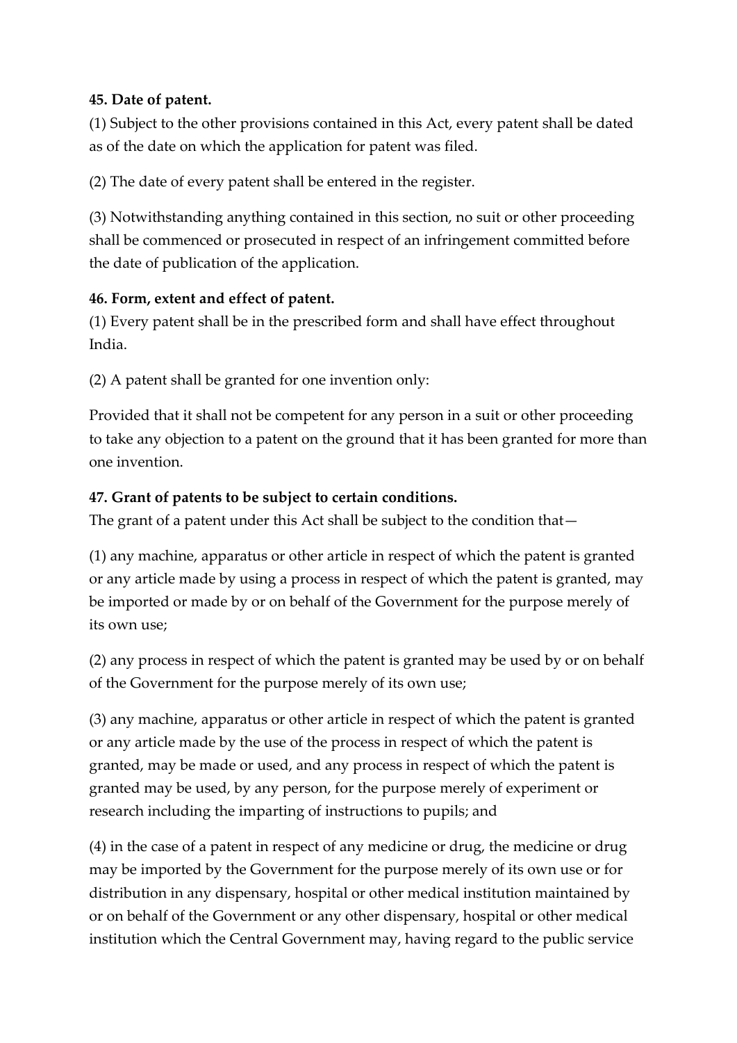**45. Date of patent.**

(1) Subject to the other provisions contained in this Act, every patent shall be dated as of the date on which the application for patent was filed.

(2) The date of every patent shall be entered in the register.

(3) Notwithstanding anything contained in this section, no suit or other proceeding shall be commenced or prosecuted in respect of an infringement committed before the date of publication of the application.

**46. Form, extent and effect of patent.**

(1) Every patent shall be in the prescribed form and shall have effect throughout India.

(2) A patent shall be granted for one invention only:

Provided that it shall not be competent for any person in a suit or other proceeding to take any objection to a patent on the ground that it has been granted for more than one invention.

**47. Grant of patents to be subject to certain conditions.**

The grant of a patent under this Act shall be subject to the condition that—

(1) any machine, apparatus or other article in respect of which the patent is granted or any article made by using a process in respect of which the patent is granted, may be imported or made by or on behalf of the Government for the purpose merely of its own use;

(2) any process in respect of which the patent is granted may be used by or on behalf of the Government for the purpose merely of its own use;

(3) any machine, apparatus or other article in respect of which the patent is granted or any article made by the use of the process in respect of which the patent is granted, may be made or used, and any process in respect of which the patent is granted may be used, by any person, for the purpose merely of experiment or research including the imparting of instructions to pupils; and

(4) in the case of a patent in respect of any medicine or drug, the medicine or drug may be imported by the Government for the purpose merely of its own use or for distribution in any dispensary, hospital or other medical institution maintained by or on behalf of the Government or any other dispensary, hospital or other medical institution which the Central Government may, having regard to the public service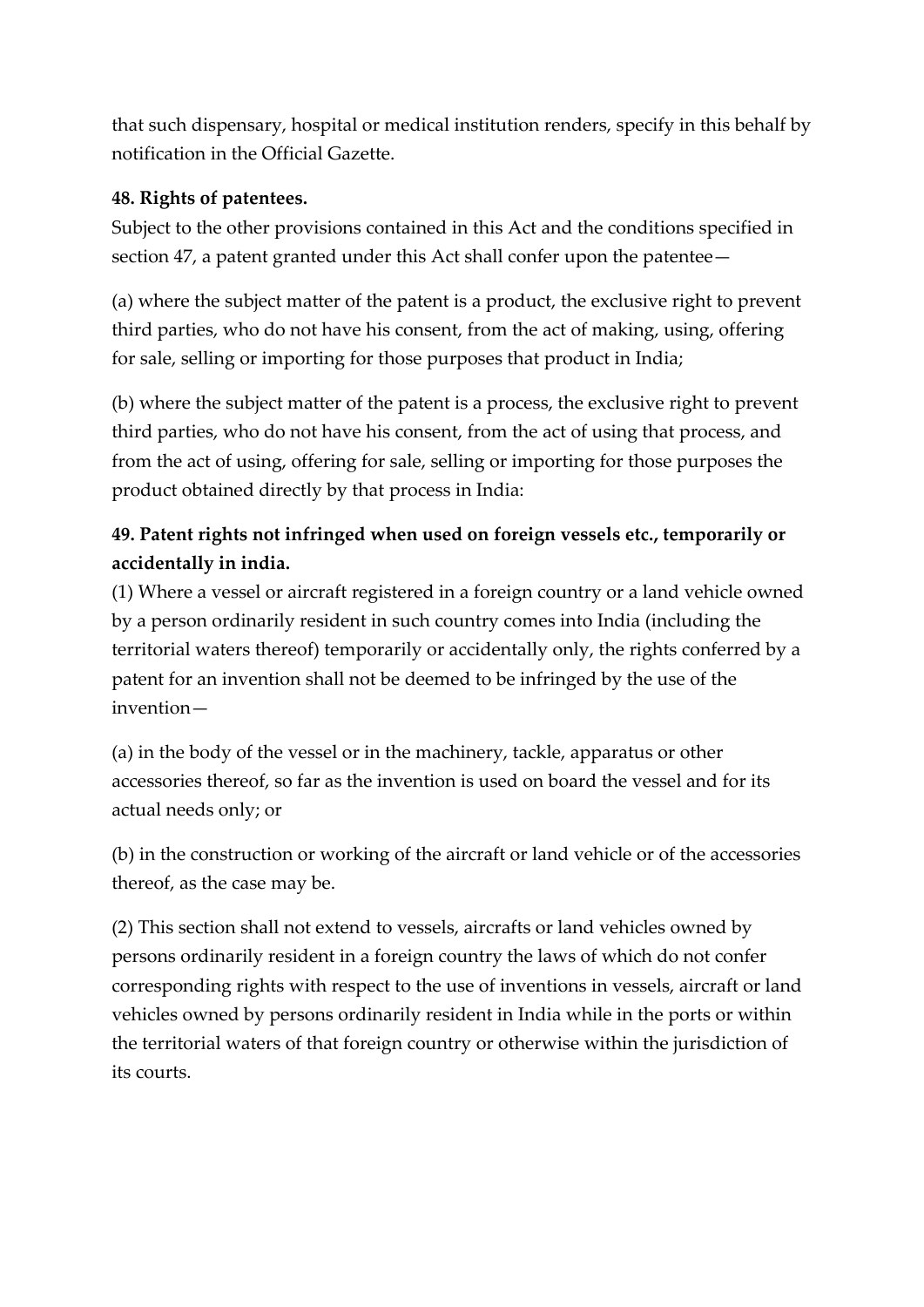that such dispensary, hospital or medical institution renders, specify in this behalf by notification in the Official Gazette.

**48. Rights of patentees.**

Subject to the other provisions contained in this Act and the conditions specified in section 47, a patent granted under this Act shall confer upon the patentee—

(a) where the subject matter of the patent is a product, the exclusive right to prevent third parties, who do not have his consent, from the act of making, using, offering for sale, selling or importing for those purposes that product in India;

(b) where the subject matter of the patent is a process, the exclusive right to prevent third parties, who do not have his consent, from the act of using that process, and from the act of using, offering for sale, selling or importing for those purposes the product obtained directly by that process in India:

**49. Patent rights not infringed when used on foreign vessels etc., temporarily or accidentally in india.**

(1) Where a vessel or aircraft registered in a foreign country or a land vehicle owned by a person ordinarily resident in such country comes into India (including the territorial waters thereof) temporarily or accidentally only, the rights conferred by a patent for an invention shall not be deemed to be infringed by the use of the invention—

(a) in the body of the vessel or in the machinery, tackle, apparatus or other accessories thereof, so far as the invention is used on board the vessel and for its actual needs only; or

(b) in the construction or working of the aircraft or land vehicle or of the accessories thereof, as the case may be.

(2) This section shall not extend to vessels, aircrafts or land vehicles owned by persons ordinarily resident in a foreign country the laws of which do not confer corresponding rights with respect to the use of inventions in vessels, aircraft or land vehicles owned by persons ordinarily resident in India while in the ports or within the territorial waters of that foreign country or otherwise within the jurisdiction of its courts.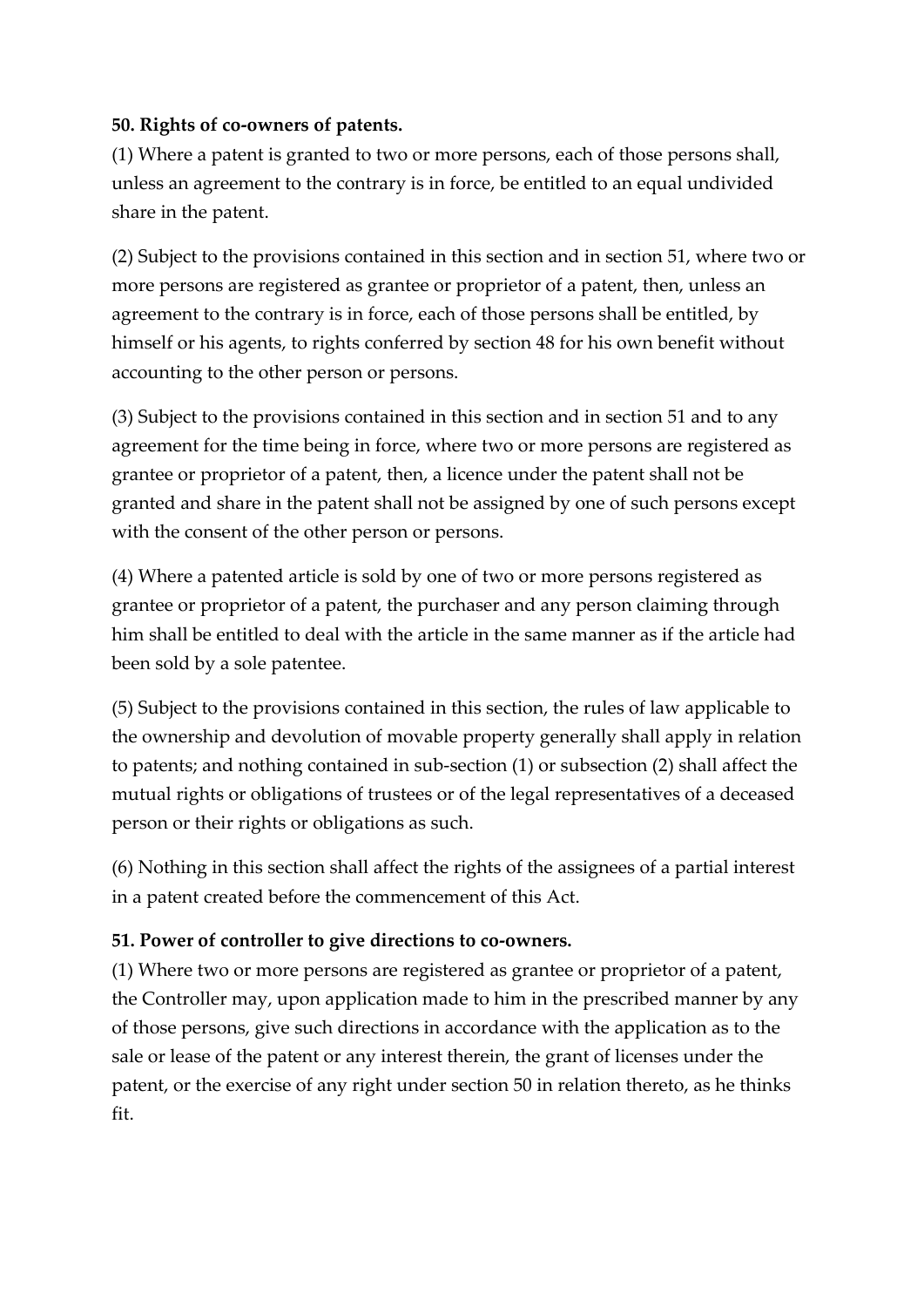**50. Rights of co-owners of patents.**

(1) Where a patent is granted to two or more persons, each of those persons shall, unless an agreement to the contrary is in force, be entitled to an equal undivided share in the patent.

(2) Subject to the provisions contained in this section and in section 51, where two or more persons are registered as grantee or proprietor of a patent, then, unless an agreement to the contrary is in force, each of those persons shall be entitled, by himself or his agents, to rights conferred by section 48 for his own benefit without accounting to the other person or persons.

(3) Subject to the provisions contained in this section and in section 51 and to any agreement for the time being in force, where two or more persons are registered as grantee or proprietor of a patent, then, a licence under the patent shall not be granted and share in the patent shall not be assigned by one of such persons except with the consent of the other person or persons.

(4) Where a patented article is sold by one of two or more persons registered as grantee or proprietor of a patent, the purchaser and any person claiming through him shall be entitled to deal with the article in the same manner as if the article had been sold by a sole patentee.

(5) Subject to the provisions contained in this section, the rules of law applicable to the ownership and devolution of movable property generally shall apply in relation to patents; and nothing contained in sub-section (1) or subsection (2) shall affect the mutual rights or obligations of trustees or of the legal representatives of a deceased person or their rights or obligations as such.

(6) Nothing in this section shall affect the rights of the assignees of a partial interest in a patent created before the commencement of this Act.

**51. Power of controller to give directions to co-owners.**

(1) Where two or more persons are registered as grantee or proprietor of a patent, the Controller may, upon application made to him in the prescribed manner by any of those persons, give such directions in accordance with the application as to the sale or lease of the patent or any interest therein, the grant of licenses under the patent, or the exercise of any right under section 50 in relation thereto, as he thinks fit.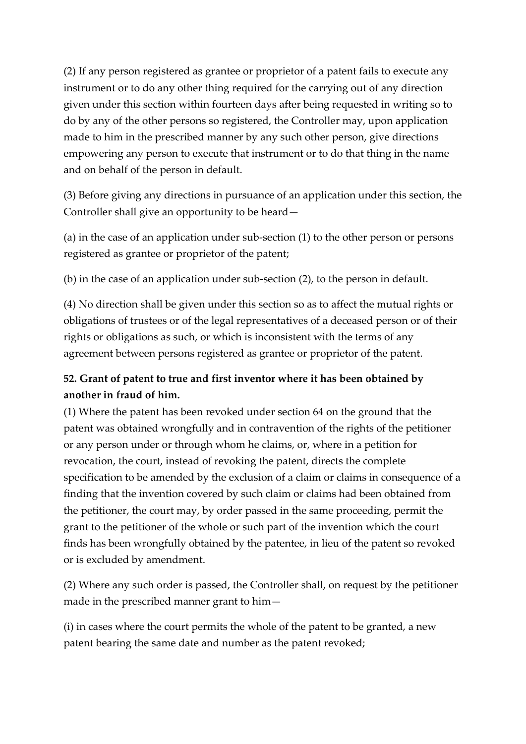(2) If any person registered as grantee or proprietor of a patent fails to execute any instrument or to do any other thing required for the carrying out of any direction given under this section within fourteen days after being requested in writing so to do by any of the other persons so registered, the Controller may, upon application made to him in the prescribed manner by any such other person, give directions empowering any person to execute that instrument or to do that thing in the name and on behalf of the person in default.

(3) Before giving any directions in pursuance of an application under this section, the Controller shall give an opportunity to be heard—

(a) in the case of an application under sub-section (1) to the other person or persons registered as grantee or proprietor of the patent;

(b) in the case of an application under sub-section (2), to the person in default.

(4) No direction shall be given under this section so as to affect the mutual rights or obligations of trustees or of the legal representatives of a deceased person or of their rights or obligations as such, or which is inconsistent with the terms of any agreement between persons registered as grantee or proprietor of the patent.

**52. Grant of patent to true and first inventor where it has been obtained by another in fraud of him.**

(1) Where the patent has been revoked under section 64 on the ground that the patent was obtained wrongfully and in contravention of the rights of the petitioner or any person under or through whom he claims, or, where in a petition for revocation, the court, instead of revoking the patent, directs the complete specification to be amended by the exclusion of a claim or claims in consequence of a finding that the invention covered by such claim or claims had been obtained from the petitioner, the court may, by order passed in the same proceeding, permit the grant to the petitioner of the whole or such part of the invention which the court finds has been wrongfully obtained by the patentee, in lieu of the patent so revoked or is excluded by amendment.

(2) Where any such order is passed, the Controller shall, on request by the petitioner made in the prescribed manner grant to him—

(i) in cases where the court permits the whole of the patent to be granted, a new patent bearing the same date and number as the patent revoked;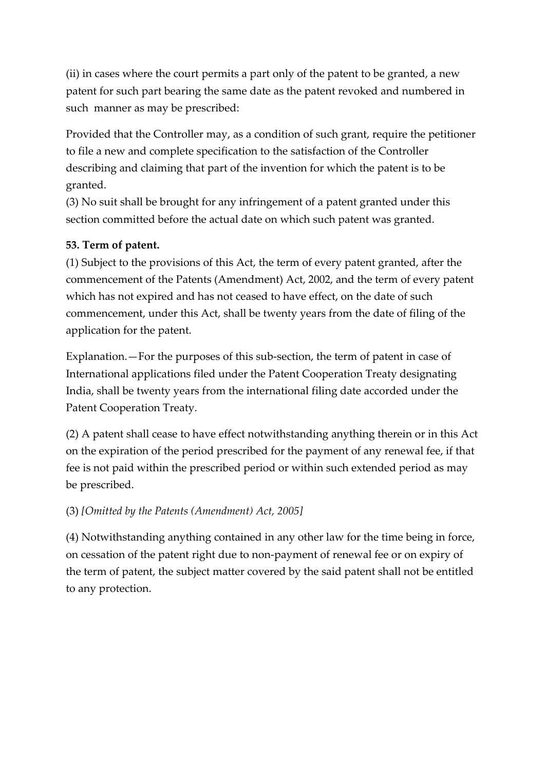(ii) in cases where the court permits a part only of the patent to be granted, a new patent for such part bearing the same date as the patent revoked and numbered in such manner as may be prescribed:

Provided that the Controller may, as a condition of such grant, require the petitioner to file a new and complete specification to the satisfaction of the Controller describing and claiming that part of the invention for which the patent is to be granted.

(3) No suit shall be brought for any infringement of a patent granted under this section committed before the actual date on which such patent was granted.

**53. Term of patent.**

(1) Subject to the provisions of this Act, the term of every patent granted, after the commencement of the Patents (Amendment) Act, 2002, and the term of every patent which has not expired and has not ceased to have effect, on the date of such commencement, under this Act, shall be twenty years from the date of filing of the application for the patent.

Explanation.—For the purposes of this sub-section, the term of patent in case of International applications filed under the Patent Cooperation Treaty designating India, shall be twenty years from the international filing date accorded under the Patent Cooperation Treaty.

(2) A patent shall cease to have effect notwithstanding anything therein or in this Act on the expiration of the period prescribed for the payment of any renewal fee, if that fee is not paid within the prescribed period or within such extended period as may be prescribed.

(3) *[Omitted by the Patents (Amendment) Act, 2005]*

(4) Notwithstanding anything contained in any other law for the time being in force, on cessation of the patent right due to non-payment of renewal fee or on expiry of the term of patent, the subject matter covered by the said patent shall not be entitled to any protection.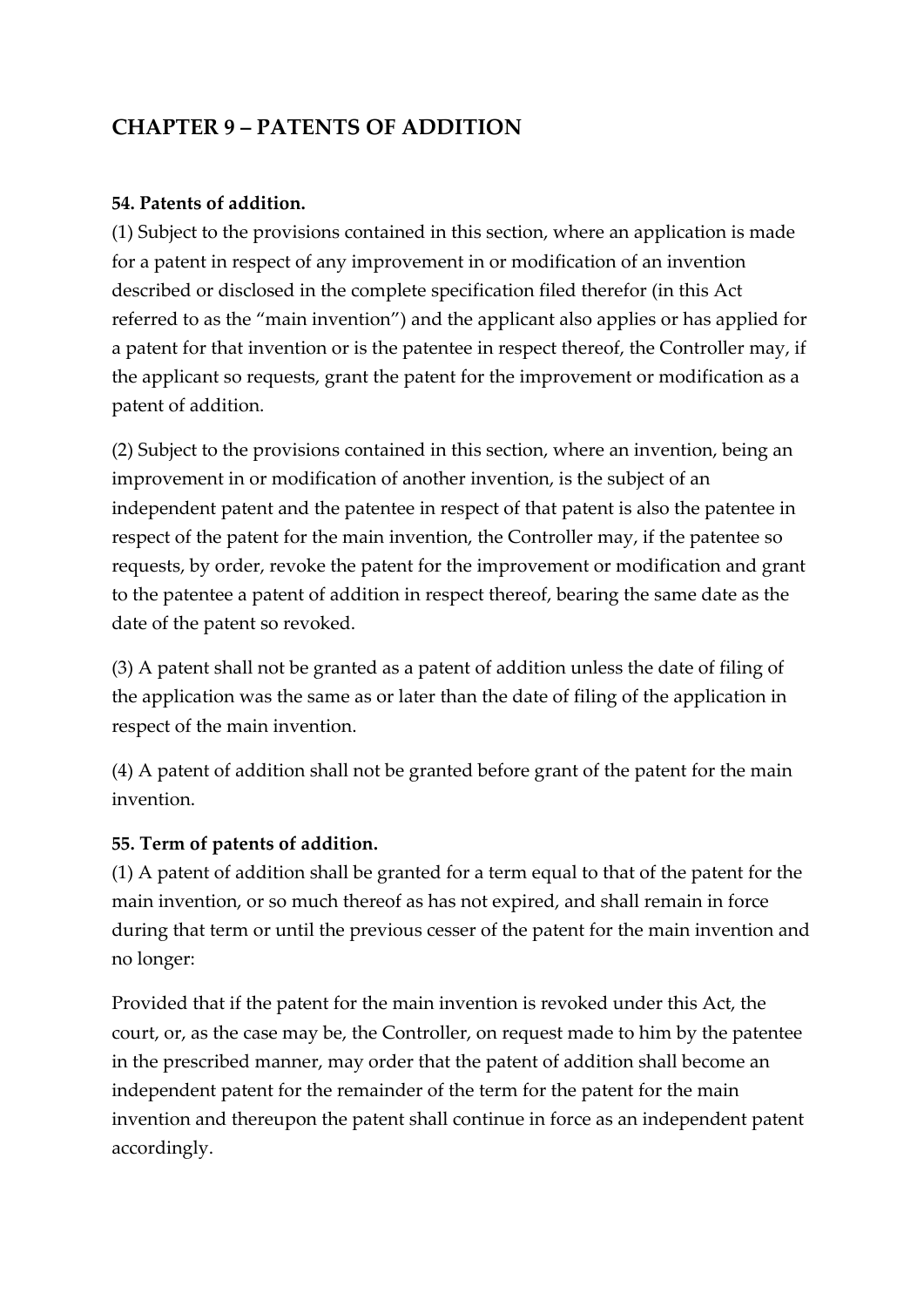## CHAPTER 9 – PATENTS OF ADDITION

**54. Patents of addition.**

(1) Subject to the provisions contained in this section, where an application is made for a patent in respect of any improvement in or modification of an invention described or disclosed in the complete specification filed therefor (in this Act referred to as the "main invention") and the applicant also applies or has applied for a patent for that invention or is the patentee in respect thereof, the Controller may, if the applicant so requests, grant the patent for the improvement or modification as a patent of addition.

(2) Subject to the provisions contained in this section, where an invention, being an improvement in or modification of another invention, is the subject of an independent patent and the patentee in respect of that patent is also the patentee in respect of the patent for the main invention, the Controller may, if the patentee so requests, by order, revoke the patent for the improvement or modification and grant to the patentee a patent of addition in respect thereof, bearing the same date as the date of the patent so revoked.

(3) A patent shall not be granted as a patent of addition unless the date of filing of the application was the same as or later than the date of filing of the application in respect of the main invention.

(4) A patent of addition shall not be granted before grant of the patent for the main invention.

**55. Term of patents of addition.**

(1) A patent of addition shall be granted for a term equal to that of the patent for the main invention, or so much thereof as has not expired, and shall remain in force during that term or until the previous cesser of the patent for the main invention and no longer:

Provided that if the patent for the main invention is revoked under this Act, the court, or, as the case may be, the Controller, on request made to him by the patentee in the prescribed manner, may order that the patent of addition shall become an independent patent for the remainder of the term for the patent for the main invention and thereupon the patent shall continue in force as an independent patent accordingly.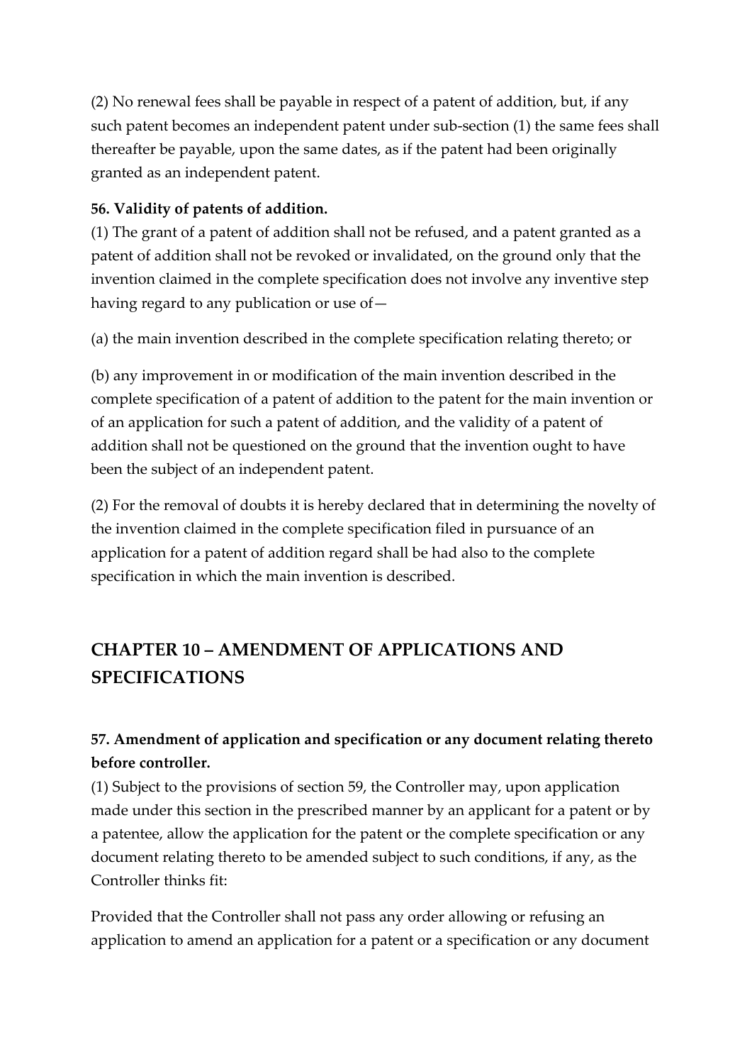(2) No renewal fees shall be payable in respect of a patent of addition, but, if any such patent becomes an independent patent under sub-section (1) the same fees shall thereafter be payable, upon the same dates, as if the patent had been originally granted as an independent patent.

**56. Validity of patents of addition.**

(1) The grant of a patent of addition shall not be refused, and a patent granted as a patent of addition shall not be revoked or invalidated, on the ground only that the invention claimed in the complete specification does not involve any inventive step having regard to any publication or use of—

(a) the main invention described in the complete specification relating thereto; or

(b) any improvement in or modification of the main invention described in the complete specification of a patent of addition to the patent for the main invention or of an application for such a patent of addition, and the validity of a patent of addition shall not be questioned on the ground that the invention ought to have been the subject of an independent patent.

(2) For the removal of doubts it is hereby declared that in determining the novelty of the invention claimed in the complete specification filed in pursuance of an application for a patent of addition regard shall be had also to the complete specification in which the main invention is described.

## CHAPTER 10 – AMENDMENT OF APPLICATIONS AND SPECIFICATIONS

**57. Amendment of application and specification or any document relating thereto before controller.**

(1) Subject to the provisions of section 59, the Controller may, upon application made under this section in the prescribed manner by an applicant for a patent or by a patentee, allow the application for the patent or the complete specification or any document relating thereto to be amended subject to such conditions, if any, as the Controller thinks fit:

Provided that the Controller shall not pass any order allowing or refusing an application to amend an application for a patent or a specification or any document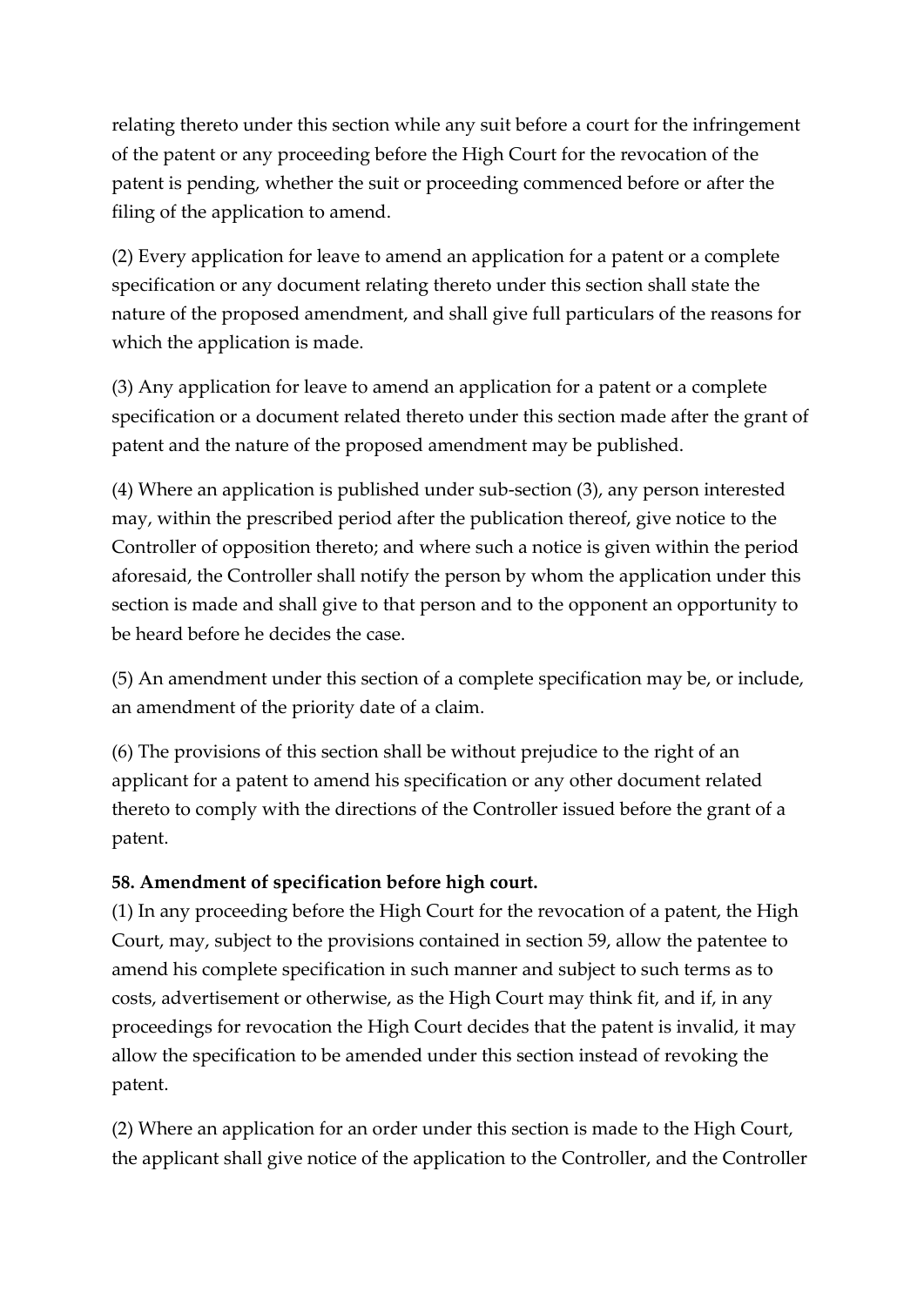relating thereto under this section while any suit before a court for the infringement of the patent or any proceeding before the High Court for the revocation of the patent is pending, whether the suit or proceeding commenced before or after the filing of the application to amend.

(2) Every application for leave to amend an application for a patent or a complete specification or any document relating thereto under this section shall state the nature of the proposed amendment, and shall give full particulars of the reasons for which the application is made.

(3) Any application for leave to amend an application for a patent or a complete specification or a document related thereto under this section made after the grant of patent and the nature of the proposed amendment may be published.

(4) Where an application is published under sub-section (3), any person interested may, within the prescribed period after the publication thereof, give notice to the Controller of opposition thereto; and where such a notice is given within the period aforesaid, the Controller shall notify the person by whom the application under this section is made and shall give to that person and to the opponent an opportunity to be heard before he decides the case.

(5) An amendment under this section of a complete specification may be, or include, an amendment of the priority date of a claim.

(6) The provisions of this section shall be without prejudice to the right of an applicant for a patent to amend his specification or any other document related thereto to comply with the directions of the Controller issued before the grant of a patent.

**58. Amendment of specification before high court.**

(1) In any proceeding before the High Court for the revocation of a patent, the High Court, may, subject to the provisions contained in section 59, allow the patentee to amend his complete specification in such manner and subject to such terms as to costs, advertisement or otherwise, as the High Court may think fit, and if, in any proceedings for revocation the High Court decides that the patent is invalid, it may allow the specification to be amended under this section instead of revoking the patent.

(2) Where an application for an order under this section is made to the High Court, the applicant shall give notice of the application to the Controller, and the Controller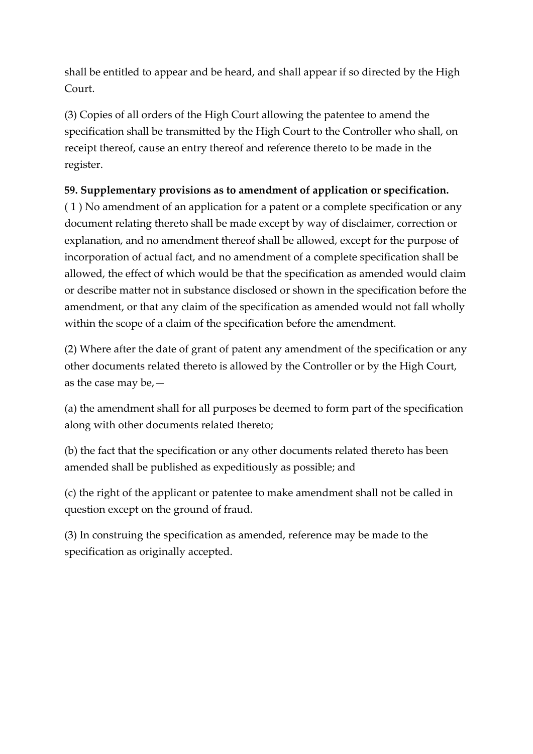shall be entitled to appear and be heard, and shall appear if so directed by the High Court.

(3) Copies of all orders of the High Court allowing the patentee to amend the specification shall be transmitted by the High Court to the Controller who shall, on receipt thereof, cause an entry thereof and reference thereto to be made in the register.

**59. Supplementary provisions as to amendment of application or specification.**
( 1 ) No amendment of an application for a patent or a complete specification or any document relating thereto shall be made except by way of disclaimer, correction or explanation, and no amendment thereof shall be allowed, except for the purpose of incorporation of actual fact, and no amendment of a complete specification shall be allowed, the effect of which would be that the specification as amended would claim or describe matter not in substance disclosed or shown in the specification before the amendment, or that any claim of the specification as amended would not fall wholly within the scope of a claim of the specification before the amendment.

(2) Where after the date of grant of patent any amendment of the specification or any other documents related thereto is allowed by the Controller or by the High Court, as the case may be,—

(a) the amendment shall for all purposes be deemed to form part of the specification along with other documents related thereto;

(b) the fact that the specification or any other documents related thereto has been amended shall be published as expeditiously as possible; and

(c) the right of the applicant or patentee to make amendment shall not be called in question except on the ground of fraud.

(3) In construing the specification as amended, reference may be made to the specification as originally accepted.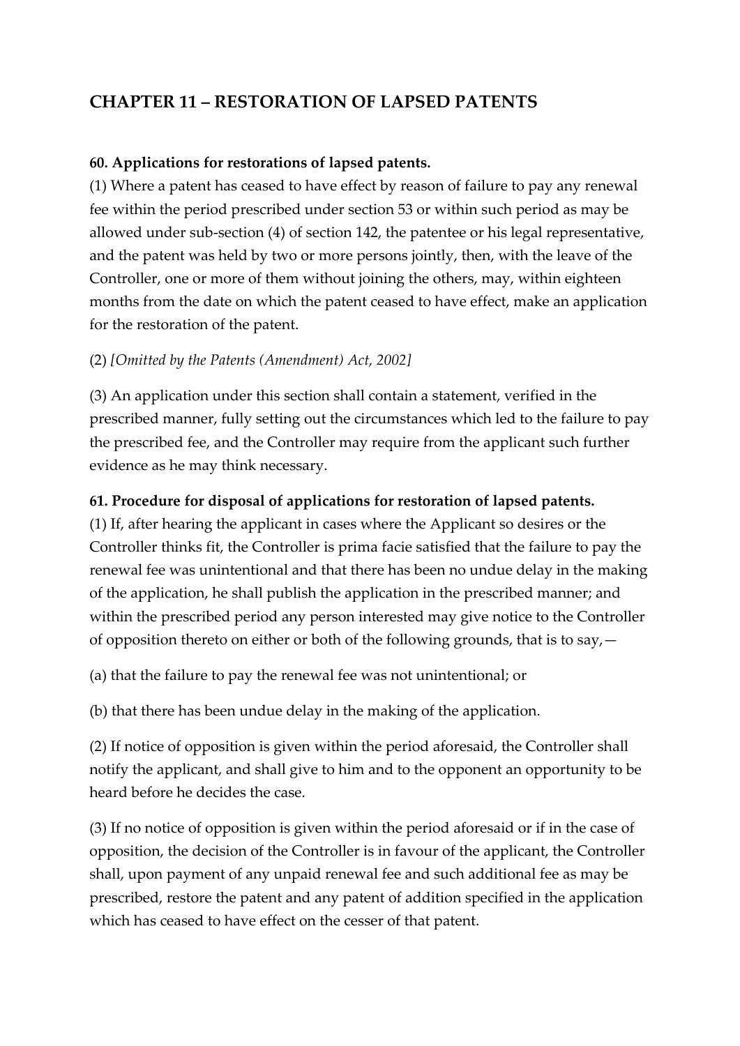## CHAPTER 11 – RESTORATION OF LAPSED PATENTS

**60. Applications for restorations of lapsed patents.**

(1) Where a patent has ceased to have effect by reason of failure to pay any renewal fee within the period prescribed under section 53 or within such period as may be allowed under sub-section (4) of section 142, the patentee or his legal representative, and the patent was held by two or more persons jointly, then, with the leave of the Controller, one or more of them without joining the others, may, within eighteen months from the date on which the patent ceased to have effect, make an application for the restoration of the patent.

(2) *[Omitted by the Patents (Amendment) Act, 2002]*

(3) An application under this section shall contain a statement, verified in the prescribed manner, fully setting out the circumstances which led to the failure to pay the prescribed fee, and the Controller may require from the applicant such further evidence as he may think necessary.

**61. Procedure for disposal of applications for restoration of lapsed patents.**

(1) If, after hearing the applicant in cases where the Applicant so desires or the Controller thinks fit, the Controller is prima facie satisfied that the failure to pay the renewal fee was unintentional and that there has been no undue delay in the making of the application, he shall publish the application in the prescribed manner; and within the prescribed period any person interested may give notice to the Controller of opposition thereto on either or both of the following grounds, that is to say,—

(a) that the failure to pay the renewal fee was not unintentional; or

(b) that there has been undue delay in the making of the application.

(2) If notice of opposition is given within the period aforesaid, the Controller shall notify the applicant, and shall give to him and to the opponent an opportunity to be heard before he decides the case.

(3) If no notice of opposition is given within the period aforesaid or if in the case of opposition, the decision of the Controller is in favour of the applicant, the Controller shall, upon payment of any unpaid renewal fee and such additional fee as may be prescribed, restore the patent and any patent of addition specified in the application which has ceased to have effect on the cesser of that patent.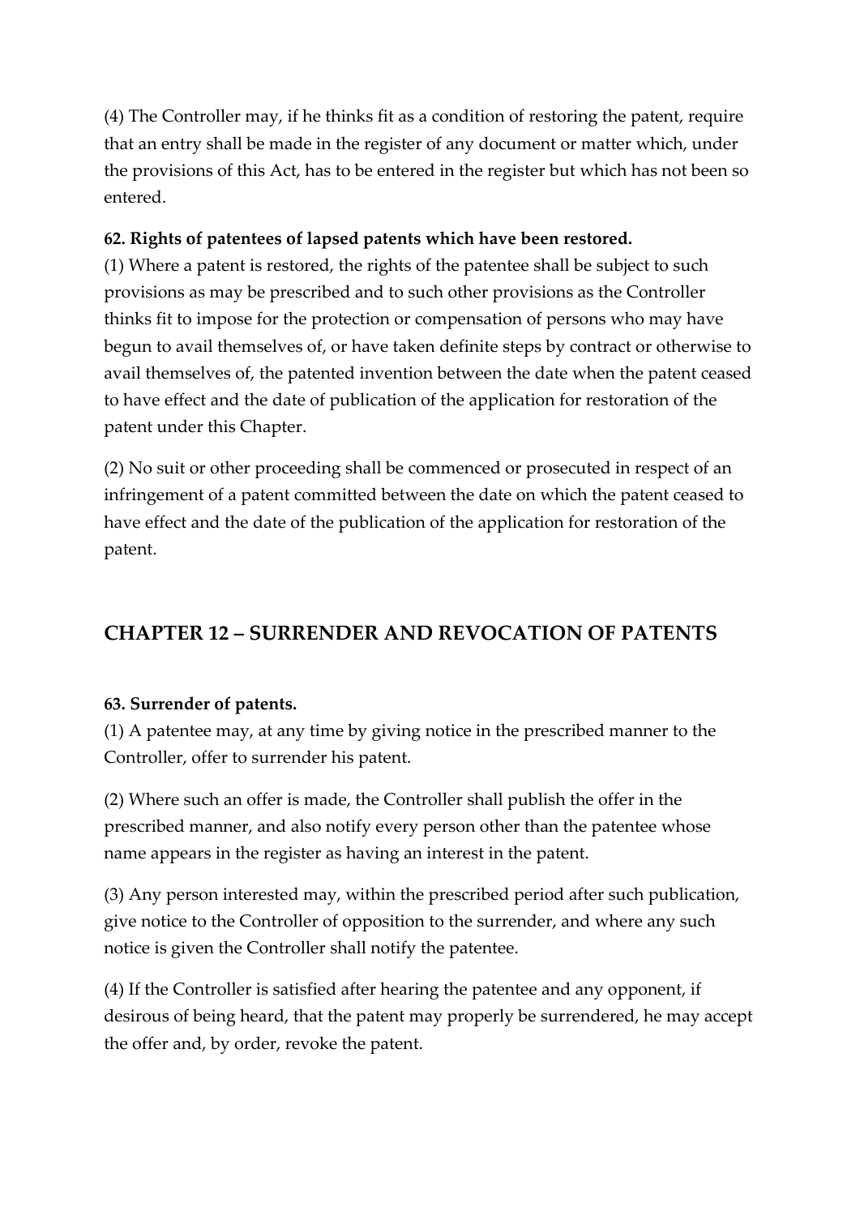(4) The Controller may, if he thinks fit as a condition of restoring the patent, require that an entry shall be made in the register of any document or matter which, under the provisions of this Act, has to be entered in the register but which has not been so entered.

**62. Rights of patentees of lapsed patents which have been restored.**

(1) Where a patent is restored, the rights of the patentee shall be subject to such provisions as may be prescribed and to such other provisions as the Controller thinks fit to impose for the protection or compensation of persons who may have begun to avail themselves of, or have taken definite steps by contract or otherwise to avail themselves of, the patented invention between the date when the patent ceased to have effect and the date of publication of the application for restoration of the patent under this Chapter.

(2) No suit or other proceeding shall be commenced or prosecuted in respect of an infringement of a patent committed between the date on which the patent ceased to have effect and the date of the publication of the application for restoration of the patent.

## CHAPTER 12 – SURRENDER AND REVOCATION OF PATENTS

**63. Surrender of patents.**

(1) A patentee may, at any time by giving notice in the prescribed manner to the Controller, offer to surrender his patent.

(2) Where such an offer is made, the Controller shall publish the offer in the prescribed manner, and also notify every person other than the patentee whose name appears in the register as having an interest in the patent.

(3) Any person interested may, within the prescribed period after such publication, give notice to the Controller of opposition to the surrender, and where any such notice is given the Controller shall notify the patentee.

(4) If the Controller is satisfied after hearing the patentee and any opponent, if desirous of being heard, that the patent may properly be surrendered, he may accept the offer and, by order, revoke the patent.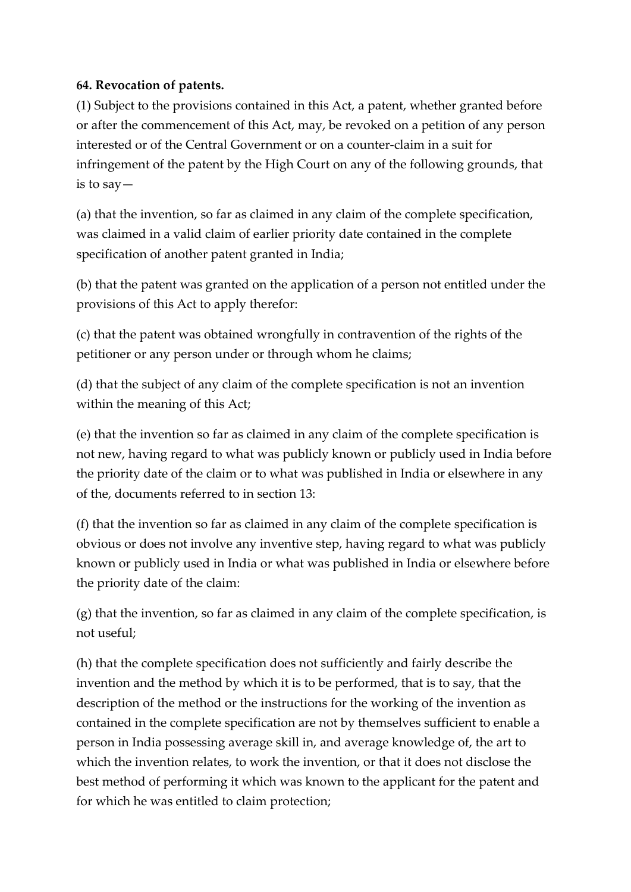**64. Revocation of patents.**

(1) Subject to the provisions contained in this Act, a patent, whether granted before or after the commencement of this Act, may, be revoked on a petition of any person interested or of the Central Government or on a counter-claim in a suit for infringement of the patent by the High Court on any of the following grounds, that is to say—

(a) that the invention, so far as claimed in any claim of the complete specification, was claimed in a valid claim of earlier priority date contained in the complete specification of another patent granted in India;

(b) that the patent was granted on the application of a person not entitled under the provisions of this Act to apply therefor:

(c) that the patent was obtained wrongfully in contravention of the rights of the petitioner or any person under or through whom he claims;

(d) that the subject of any claim of the complete specification is not an invention within the meaning of this Act;

(e) that the invention so far as claimed in any claim of the complete specification is not new, having regard to what was publicly known or publicly used in India before the priority date of the claim or to what was published in India or elsewhere in any of the, documents referred to in section 13:

(f) that the invention so far as claimed in any claim of the complete specification is obvious or does not involve any inventive step, having regard to what was publicly known or publicly used in India or what was published in India or elsewhere before the priority date of the claim:

(g) that the invention, so far as claimed in any claim of the complete specification, is not useful;

(h) that the complete specification does not sufficiently and fairly describe the invention and the method by which it is to be performed, that is to say, that the description of the method or the instructions for the working of the invention as contained in the complete specification are not by themselves sufficient to enable a person in India possessing average skill in, and average knowledge of, the art to which the invention relates, to work the invention, or that it does not disclose the best method of performing it which was known to the applicant for the patent and for which he was entitled to claim protection;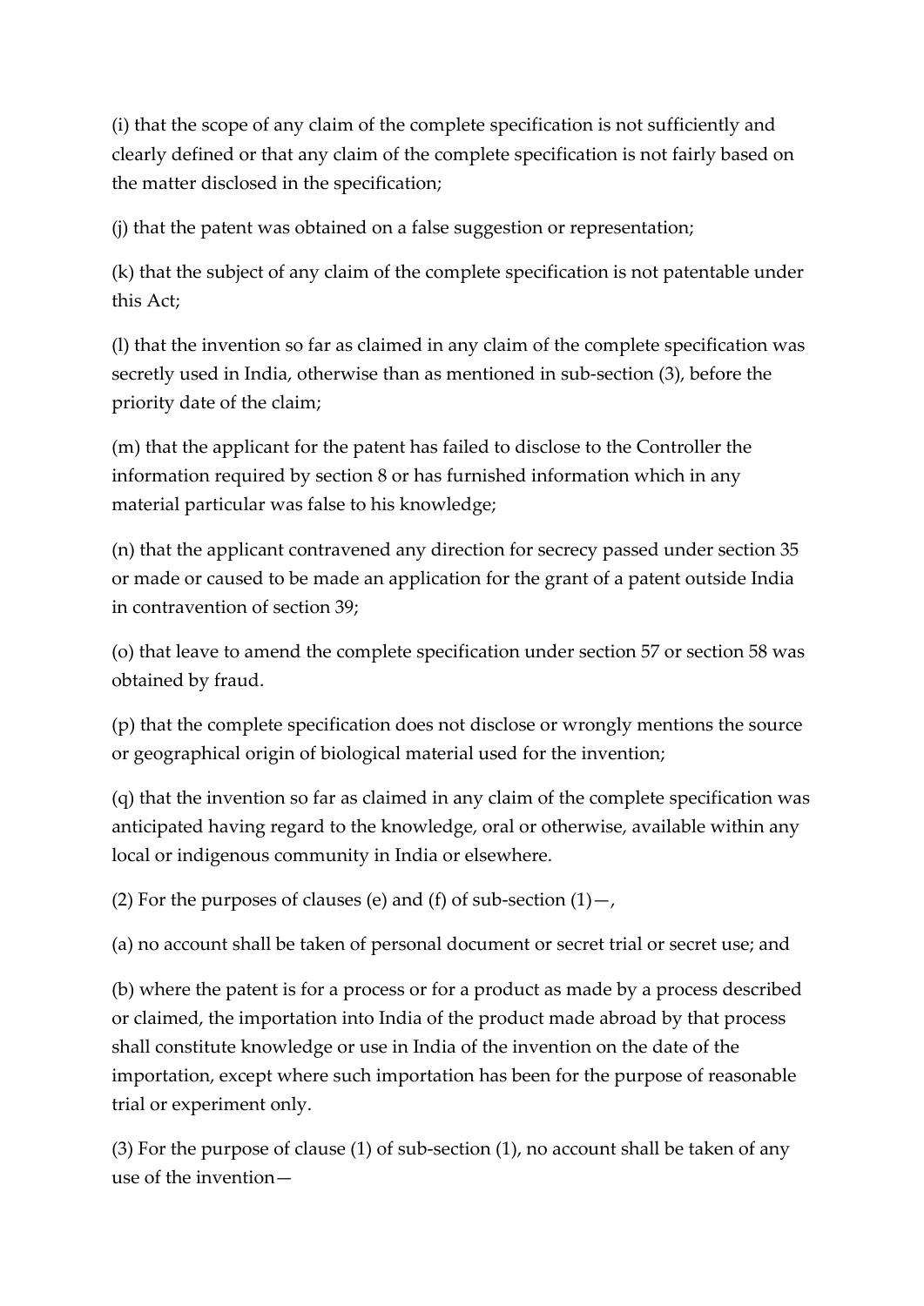(i) that the scope of any claim of the complete specification is not sufficiently and clearly defined or that any claim of the complete specification is not fairly based on the matter disclosed in the specification;

(j) that the patent was obtained on a false suggestion or representation;

(k) that the subject of any claim of the complete specification is not patentable under this Act;

(l) that the invention so far as claimed in any claim of the complete specification was secretly used in India, otherwise than as mentioned in sub-section (3), before the priority date of the claim;

(m) that the applicant for the patent has failed to disclose to the Controller the information required by section 8 or has furnished information which in any material particular was false to his knowledge;

(n) that the applicant contravened any direction for secrecy passed under section 35 or made or caused to be made an application for the grant of a patent outside India in contravention of section 39;

(o) that leave to amend the complete specification under section 57 or section 58 was obtained by fraud.

(p) that the complete specification does not disclose or wrongly mentions the source or geographical origin of biological material used for the invention;

(q) that the invention so far as claimed in any claim of the complete specification was anticipated having regard to the knowledge, oral or otherwise, available within any local or indigenous community in India or elsewhere.

(2) For the purposes of clauses (e) and (f) of sub-section (1)—,

(a) no account shall be taken of personal document or secret trial or secret use; and

(b) where the patent is for a process or for a product as made by a process described or claimed, the importation into India of the product made abroad by that process shall constitute knowledge or use in India of the invention on the date of the importation, except where such importation has been for the purpose of reasonable trial or experiment only.

(3) For the purpose of clause (1) of sub-section (1), no account shall be taken of any use of the invention—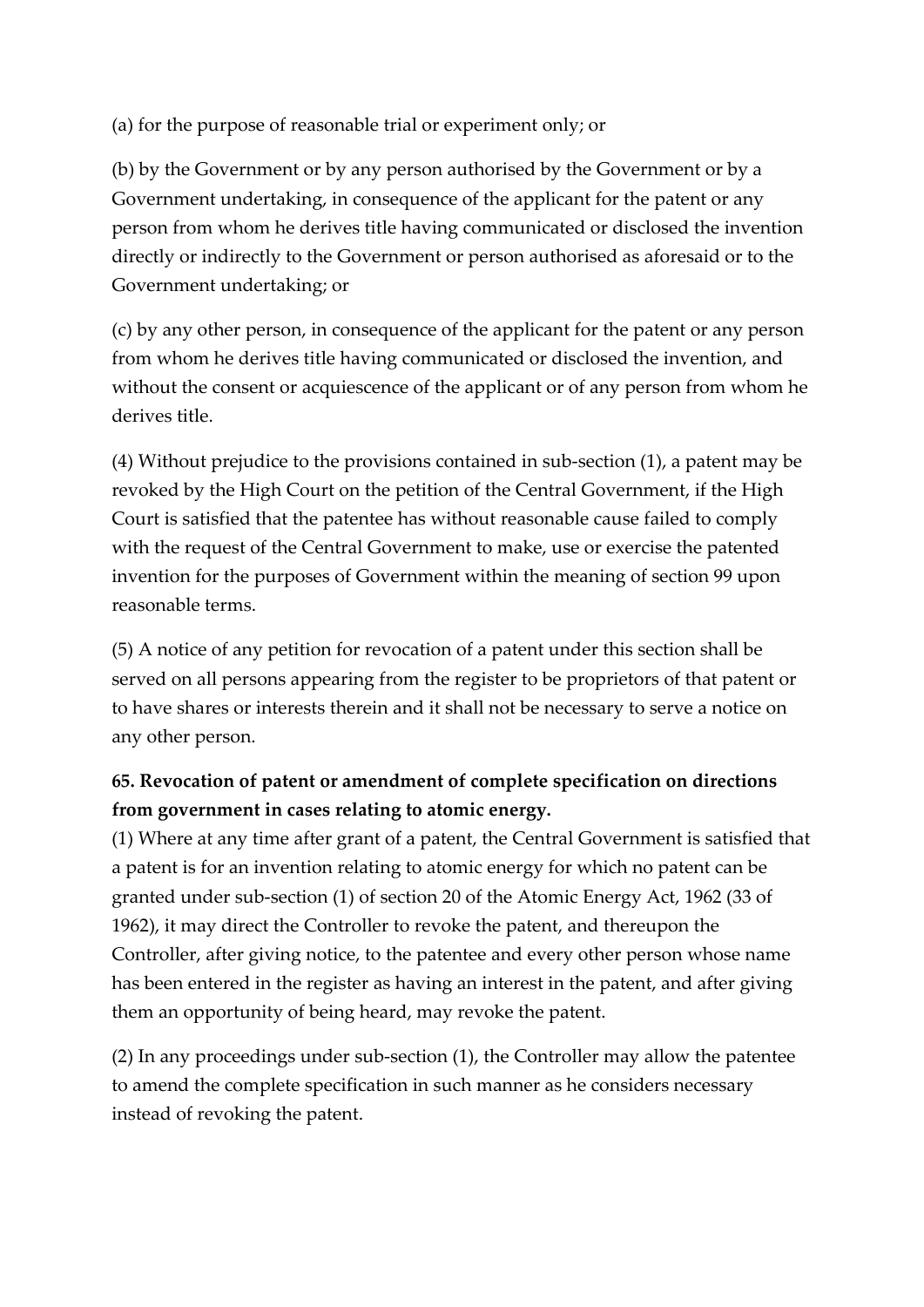(a) for the purpose of reasonable trial or experiment only; or

(b) by the Government or by any person authorised by the Government or by a Government undertaking, in consequence of the applicant for the patent or any person from whom he derives title having communicated or disclosed the invention directly or indirectly to the Government or person authorised as aforesaid or to the Government undertaking; or

(c) by any other person, in consequence of the applicant for the patent or any person from whom he derives title having communicated or disclosed the invention, and without the consent or acquiescence of the applicant or of any person from whom he derives title.

(4) Without prejudice to the provisions contained in sub-section (1), a patent may be revoked by the High Court on the petition of the Central Government, if the High Court is satisfied that the patentee has without reasonable cause failed to comply with the request of the Central Government to make, use or exercise the patented invention for the purposes of Government within the meaning of section 99 upon reasonable terms.

(5) A notice of any petition for revocation of a patent under this section shall be served on all persons appearing from the register to be proprietors of that patent or to have shares or interests therein and it shall not be necessary to serve a notice on any other person.

**65. Revocation of patent or amendment of complete specification on directions from government in cases relating to atomic energy.**

(1) Where at any time after grant of a patent, the Central Government is satisfied that a patent is for an invention relating to atomic energy for which no patent can be granted under sub-section (1) of section 20 of the Atomic Energy Act, 1962 (33 of 1962), it may direct the Controller to revoke the patent, and thereupon the Controller, after giving notice, to the patentee and every other person whose name has been entered in the register as having an interest in the patent, and after giving them an opportunity of being heard, may revoke the patent.

(2) In any proceedings under sub-section (1), the Controller may allow the patentee to amend the complete specification in such manner as he considers necessary instead of revoking the patent.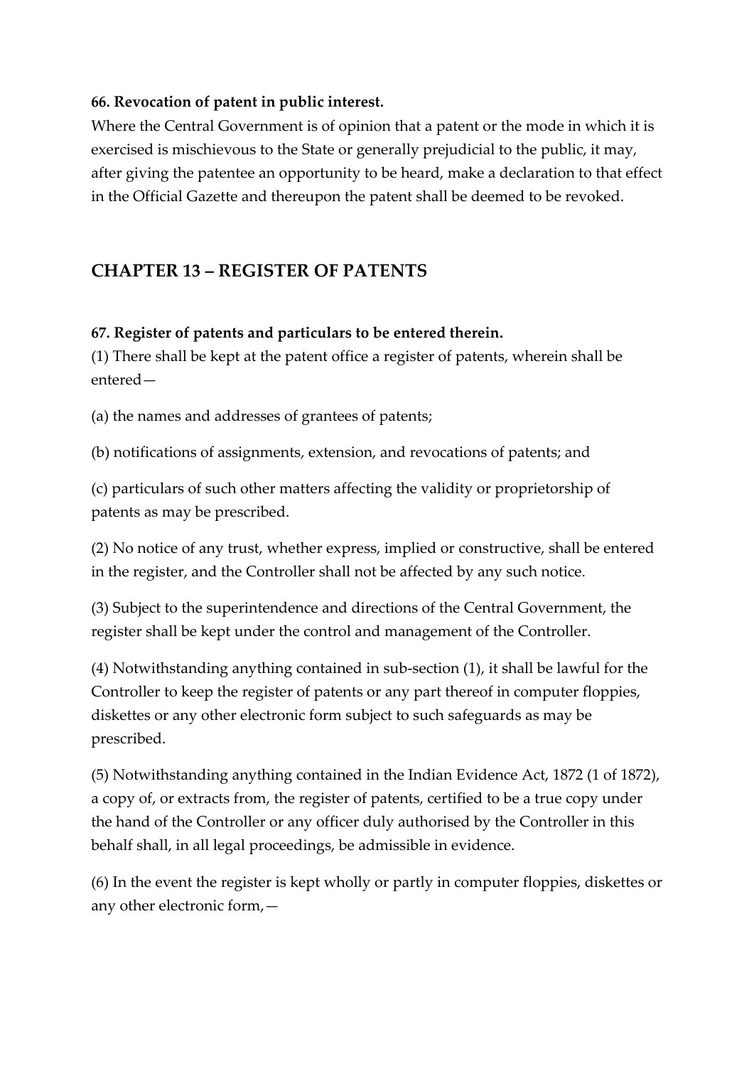**66. Revocation of patent in public interest.**

Where the Central Government is of opinion that a patent or the mode in which it is exercised is mischievous to the State or generally prejudicial to the public, it may, after giving the patentee an opportunity to be heard, make a declaration to that effect in the Official Gazette and thereupon the patent shall be deemed to be revoked.

## CHAPTER 13 – REGISTER OF PATENTS

**67. Register of patents and particulars to be entered therein.**

(1) There shall be kept at the patent office a register of patents, wherein shall be entered—

(a) the names and addresses of grantees of patents;

(b) notifications of assignments, extension, and revocations of patents; and

(c) particulars of such other matters affecting the validity or proprietorship of patents as may be prescribed.

(2) No notice of any trust, whether express, implied or constructive, shall be entered in the register, and the Controller shall not be affected by any such notice.

(3) Subject to the superintendence and directions of the Central Government, the register shall be kept under the control and management of the Controller.

(4) Notwithstanding anything contained in sub-section (1), it shall be lawful for the Controller to keep the register of patents or any part thereof in computer floppies, diskettes or any other electronic form subject to such safeguards as may be prescribed.

(5) Notwithstanding anything contained in the Indian Evidence Act, 1872 (1 of 1872), a copy of, or extracts from, the register of patents, certified to be a true copy under the hand of the Controller or any officer duly authorised by the Controller in this behalf shall, in all legal proceedings, be admissible in evidence.

(6) In the event the register is kept wholly or partly in computer floppies, diskettes or any other electronic form,—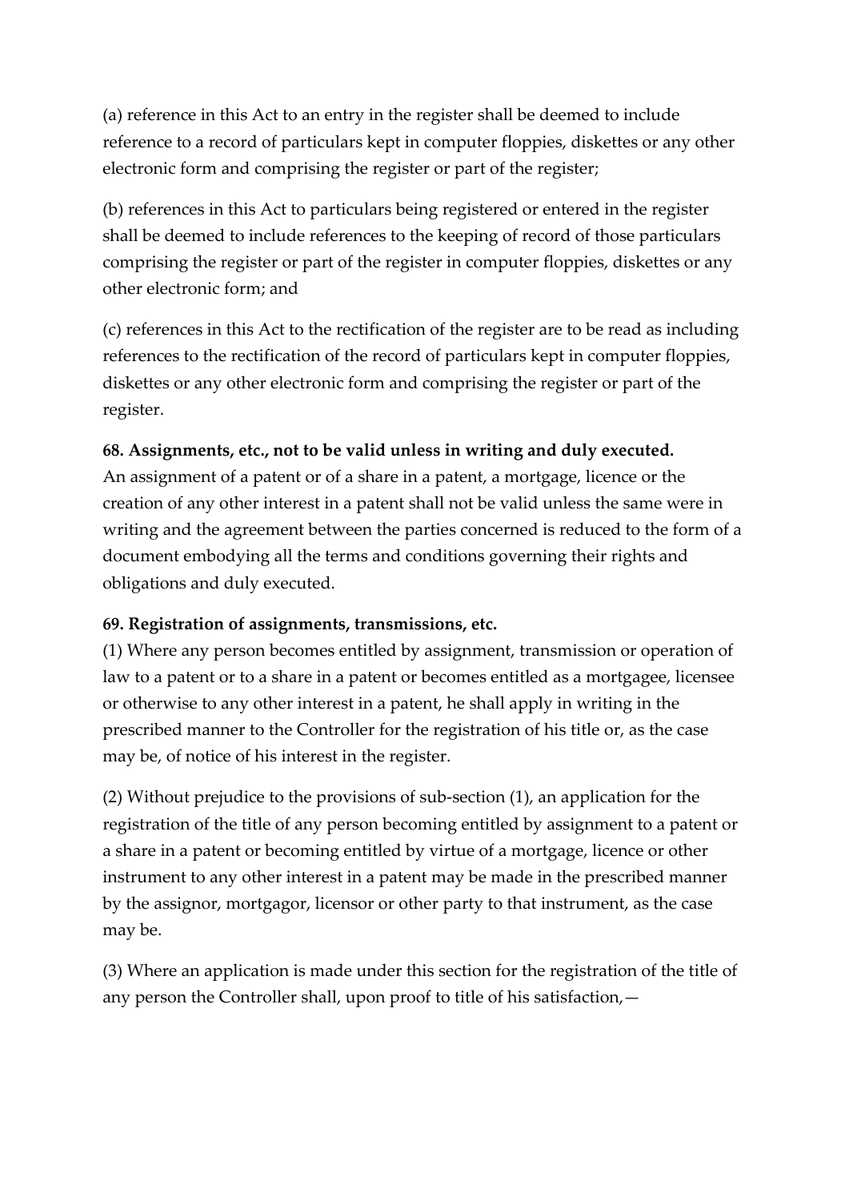(a) reference in this Act to an entry in the register shall be deemed to include reference to a record of particulars kept in computer floppies, diskettes or any other electronic form and comprising the register or part of the register;

(b) references in this Act to particulars being registered or entered in the register shall be deemed to include references to the keeping of record of those particulars comprising the register or part of the register in computer floppies, diskettes or any other electronic form; and

(c) references in this Act to the rectification of the register are to be read as including references to the rectification of the record of particulars kept in computer floppies, diskettes or any other electronic form and comprising the register or part of the register.

**68. Assignments, etc., not to be valid unless in writing and duly executed.**

An assignment of a patent or of a share in a patent, a mortgage, licence or the creation of any other interest in a patent shall not be valid unless the same were in writing and the agreement between the parties concerned is reduced to the form of a document embodying all the terms and conditions governing their rights and obligations and duly executed.

**69. Registration of assignments, transmissions, etc.**

(1) Where any person becomes entitled by assignment, transmission or operation of law to a patent or to a share in a patent or becomes entitled as a mortgagee, licensee or otherwise to any other interest in a patent, he shall apply in writing in the prescribed manner to the Controller for the registration of his title or, as the case may be, of notice of his interest in the register.

(2) Without prejudice to the provisions of sub-section (1), an application for the registration of the title of any person becoming entitled by assignment to a patent or a share in a patent or becoming entitled by virtue of a mortgage, licence or other instrument to any other interest in a patent may be made in the prescribed manner by the assignor, mortgagor, licensor or other party to that instrument, as the case may be.

(3) Where an application is made under this section for the registration of the title of any person the Controller shall, upon proof to title of his satisfaction,—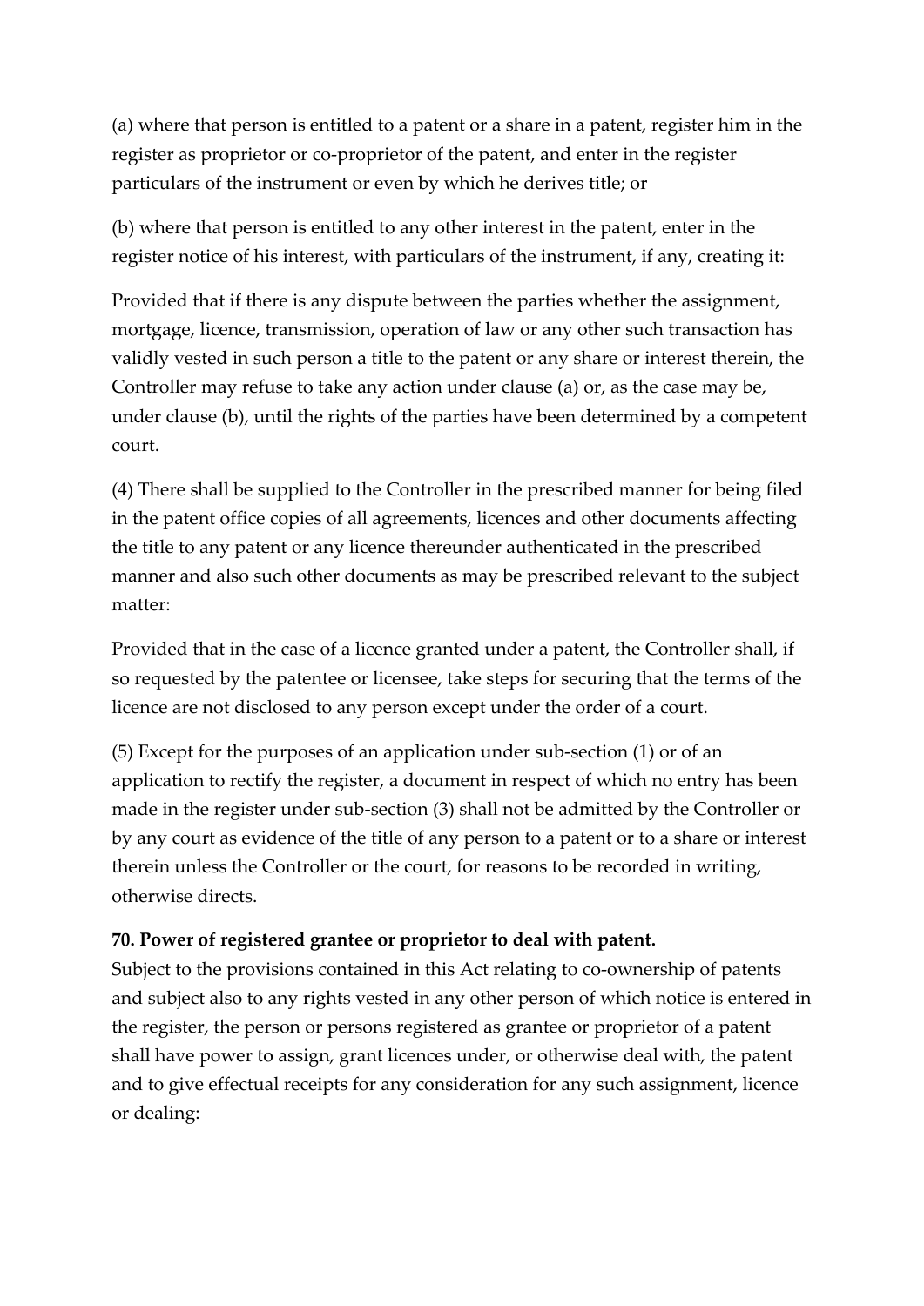(a) where that person is entitled to a patent or a share in a patent, register him in the register as proprietor or co-proprietor of the patent, and enter in the register particulars of the instrument or even by which he derives title; or

(b) where that person is entitled to any other interest in the patent, enter in the register notice of his interest, with particulars of the instrument, if any, creating it:

Provided that if there is any dispute between the parties whether the assignment, mortgage, licence, transmission, operation of law or any other such transaction has validly vested in such person a title to the patent or any share or interest therein, the Controller may refuse to take any action under clause (a) or, as the case may be, under clause (b), until the rights of the parties have been determined by a competent court.

(4) There shall be supplied to the Controller in the prescribed manner for being filed in the patent office copies of all agreements, licences and other documents affecting the title to any patent or any licence thereunder authenticated in the prescribed manner and also such other documents as may be prescribed relevant to the subject matter:

Provided that in the case of a licence granted under a patent, the Controller shall, if so requested by the patentee or licensee, take steps for securing that the terms of the licence are not disclosed to any person except under the order of a court.

(5) Except for the purposes of an application under sub-section (1) or of an application to rectify the register, a document in respect of which no entry has been made in the register under sub-section (3) shall not be admitted by the Controller or by any court as evidence of the title of any person to a patent or to a share or interest therein unless the Controller or the court, for reasons to be recorded in writing, otherwise directs.

**70. Power of registered grantee or proprietor to deal with patent.**

Subject to the provisions contained in this Act relating to co-ownership of patents and subject also to any rights vested in any other person of which notice is entered in the register, the person or persons registered as grantee or proprietor of a patent shall have power to assign, grant licences under, or otherwise deal with, the patent and to give effectual receipts for any consideration for any such assignment, licence or dealing: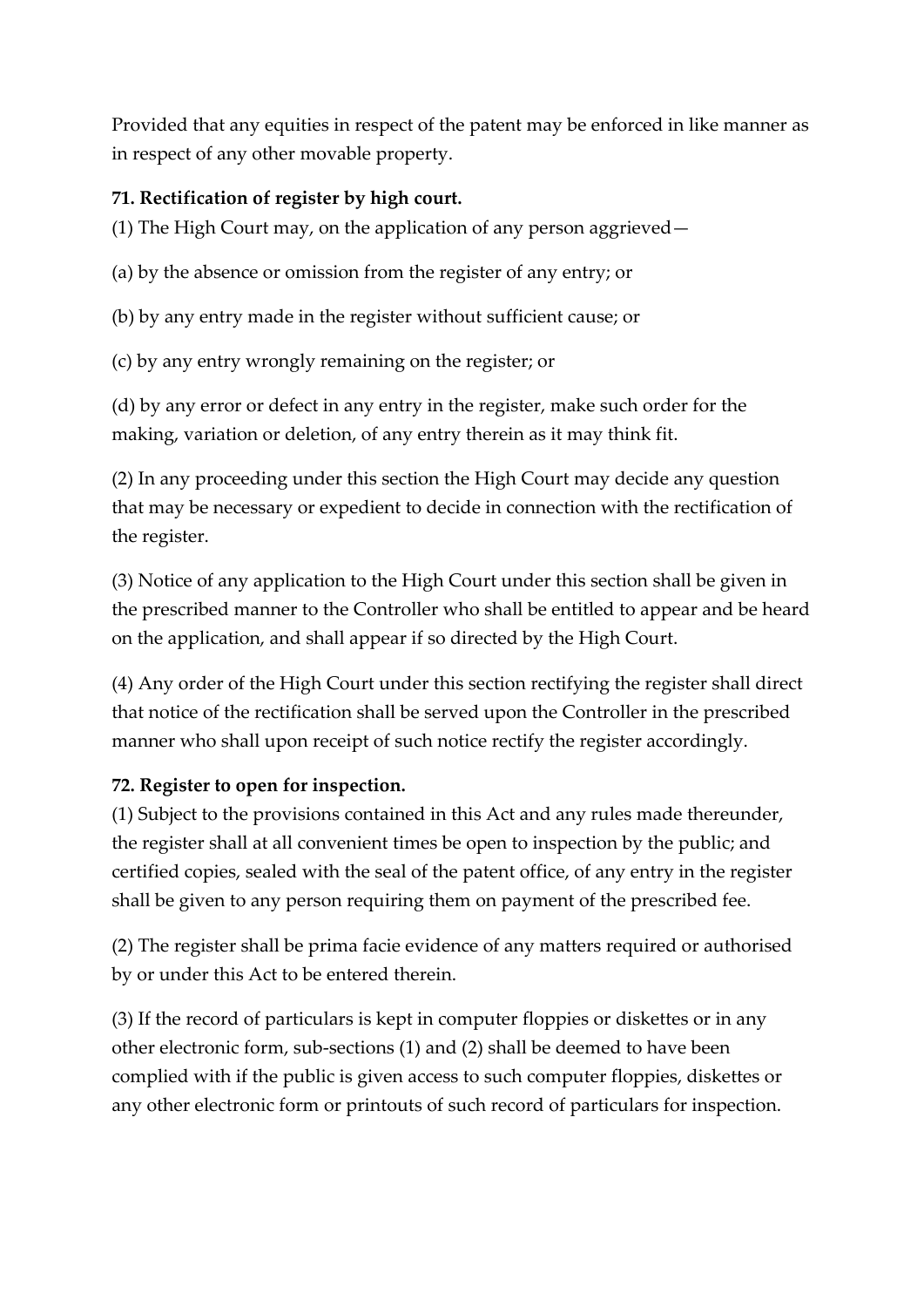Provided that any equities in respect of the patent may be enforced in like manner as in respect of any other movable property.

**71. Rectification of register by high court.**

(1) The High Court may, on the application of any person aggrieved—

(a) by the absence or omission from the register of any entry; or

(b) by any entry made in the register without sufficient cause; or

(c) by any entry wrongly remaining on the register; or

(d) by any error or defect in any entry in the register, make such order for the making, variation or deletion, of any entry therein as it may think fit.

(2) In any proceeding under this section the High Court may decide any question that may be necessary or expedient to decide in connection with the rectification of the register.

(3) Notice of any application to the High Court under this section shall be given in the prescribed manner to the Controller who shall be entitled to appear and be heard on the application, and shall appear if so directed by the High Court.

(4) Any order of the High Court under this section rectifying the register shall direct that notice of the rectification shall be served upon the Controller in the prescribed manner who shall upon receipt of such notice rectify the register accordingly.

**72. Register to open for inspection.**

(1) Subject to the provisions contained in this Act and any rules made thereunder, the register shall at all convenient times be open to inspection by the public; and certified copies, sealed with the seal of the patent office, of any entry in the register shall be given to any person requiring them on payment of the prescribed fee.

(2) The register shall be prima facie evidence of any matters required or authorised by or under this Act to be entered therein.

(3) If the record of particulars is kept in computer floppies or diskettes or in any other electronic form, sub-sections (1) and (2) shall be deemed to have been complied with if the public is given access to such computer floppies, diskettes or any other electronic form or printouts of such record of particulars for inspection.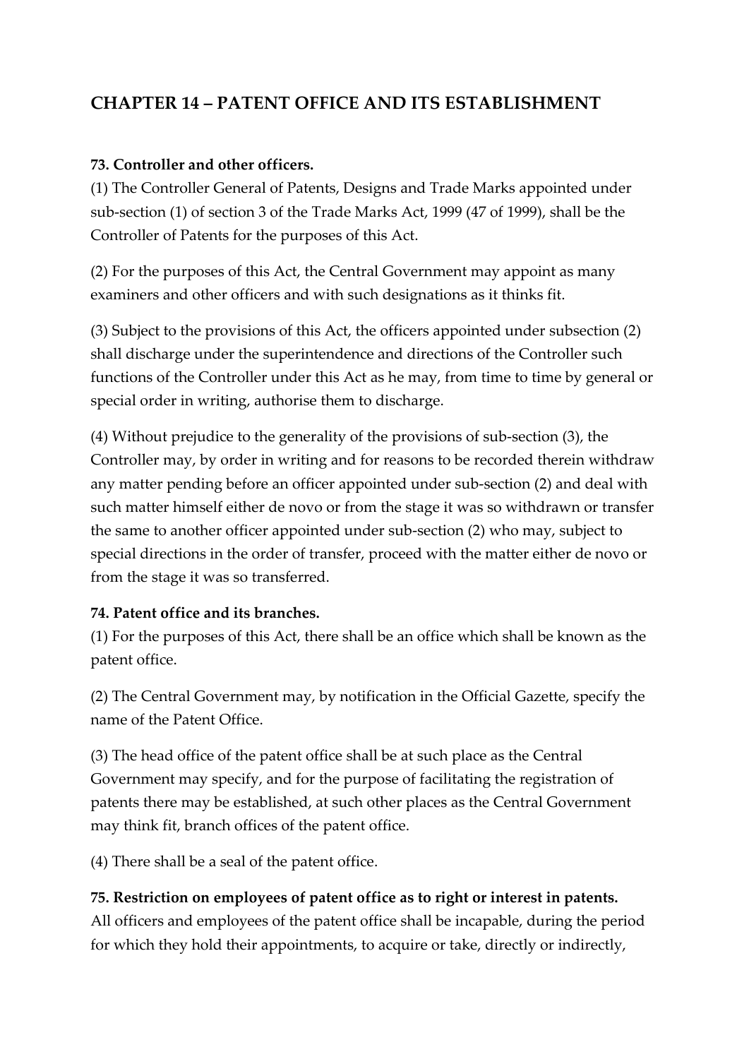## CHAPTER 14 – PATENT OFFICE AND ITS ESTABLISHMENT

**73. Controller and other officers.**

(1) The Controller General of Patents, Designs and Trade Marks appointed under sub-section (1) of section 3 of the Trade Marks Act, 1999 (47 of 1999), shall be the Controller of Patents for the purposes of this Act.

(2) For the purposes of this Act, the Central Government may appoint as many examiners and other officers and with such designations as it thinks fit.

(3) Subject to the provisions of this Act, the officers appointed under subsection (2) shall discharge under the superintendence and directions of the Controller such functions of the Controller under this Act as he may, from time to time by general or special order in writing, authorise them to discharge.

(4) Without prejudice to the generality of the provisions of sub-section (3), the Controller may, by order in writing and for reasons to be recorded therein withdraw any matter pending before an officer appointed under sub-section (2) and deal with such matter himself either de novo or from the stage it was so withdrawn or transfer the same to another officer appointed under sub-section (2) who may, subject to special directions in the order of transfer, proceed with the matter either de novo or from the stage it was so transferred.

**74. Patent office and its branches.**

(1) For the purposes of this Act, there shall be an office which shall be known as the patent office.

(2) The Central Government may, by notification in the Official Gazette, specify the name of the Patent Office.

(3) The head office of the patent office shall be at such place as the Central Government may specify, and for the purpose of facilitating the registration of patents there may be established, at such other places as the Central Government may think fit, branch offices of the patent office.

(4) There shall be a seal of the patent office.

**75. Restriction on employees of patent office as to right or interest in patents.**

All officers and employees of the patent office shall be incapable, during the period for which they hold their appointments, to acquire or take, directly or indirectly,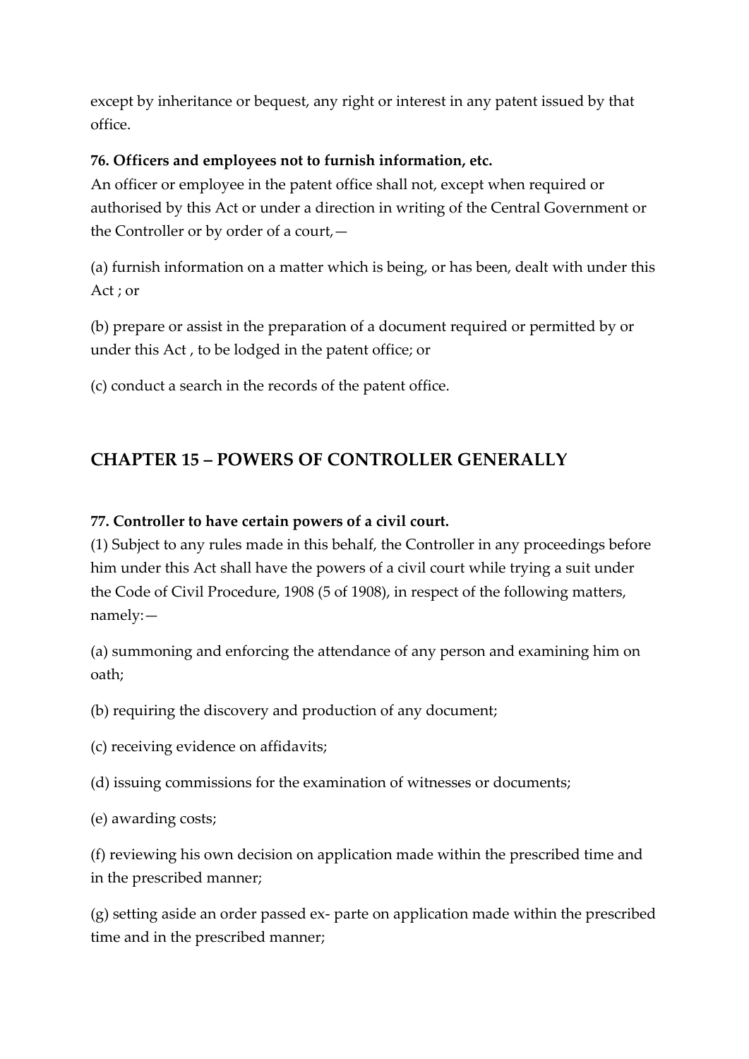except by inheritance or bequest, any right or interest in any patent issued by that office.

**76. Officers and employees not to furnish information, etc.**

An officer or employee in the patent office shall not, except when required or authorised by this Act or under a direction in writing of the Central Government or the Controller or by order of a court,—

(a) furnish information on a matter which is being, or has been, dealt with under this Act ; or

(b) prepare or assist in the preparation of a document required or permitted by or under this Act , to be lodged in the patent office; or

(c) conduct a search in the records of the patent office.

## CHAPTER 15 – POWERS OF CONTROLLER GENERALLY

**77. Controller to have certain powers of a civil court.**

(1) Subject to any rules made in this behalf, the Controller in any proceedings before him under this Act shall have the powers of a civil court while trying a suit under the Code of Civil Procedure, 1908 (5 of 1908), in respect of the following matters, namely:—

(a) summoning and enforcing the attendance of any person and examining him on oath;

(b) requiring the discovery and production of any document;

(c) receiving evidence on affidavits;

(d) issuing commissions for the examination of witnesses or documents;

(e) awarding costs;

(f) reviewing his own decision on application made within the prescribed time and in the prescribed manner;

(g) setting aside an order passed ex- parte on application made within the prescribed time and in the prescribed manner;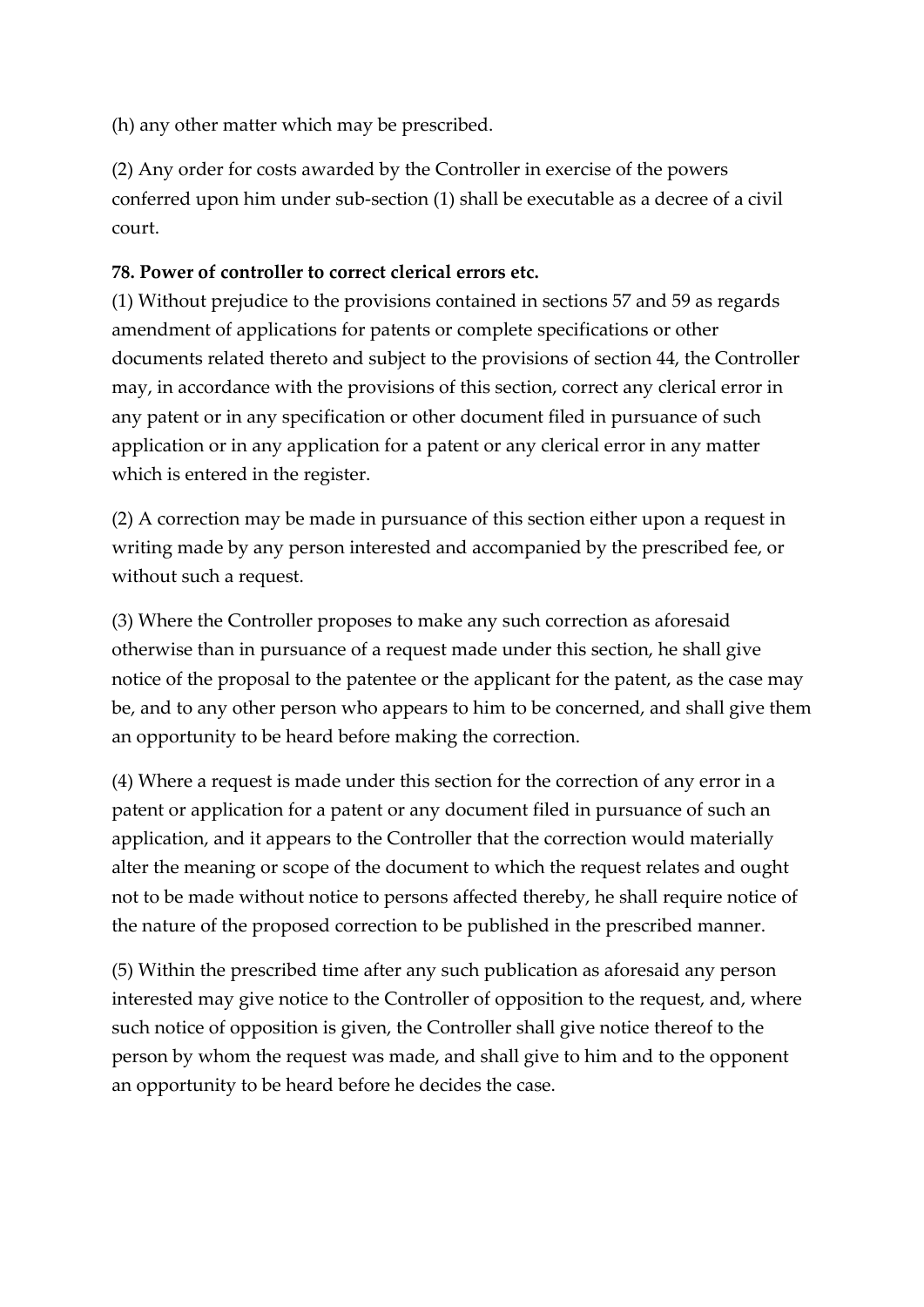(h) any other matter which may be prescribed.

(2) Any order for costs awarded by the Controller in exercise of the powers conferred upon him under sub-section (1) shall be executable as a decree of a civil court.

**78. Power of controller to correct clerical errors etc.**

(1) Without prejudice to the provisions contained in sections 57 and 59 as regards amendment of applications for patents or complete specifications or other documents related thereto and subject to the provisions of section 44, the Controller may, in accordance with the provisions of this section, correct any clerical error in any patent or in any specification or other document filed in pursuance of such application or in any application for a patent or any clerical error in any matter which is entered in the register.

(2) A correction may be made in pursuance of this section either upon a request in writing made by any person interested and accompanied by the prescribed fee, or without such a request.

(3) Where the Controller proposes to make any such correction as aforesaid otherwise than in pursuance of a request made under this section, he shall give notice of the proposal to the patentee or the applicant for the patent, as the case may be, and to any other person who appears to him to be concerned, and shall give them an opportunity to be heard before making the correction.

(4) Where a request is made under this section for the correction of any error in a patent or application for a patent or any document filed in pursuance of such an application, and it appears to the Controller that the correction would materially alter the meaning or scope of the document to which the request relates and ought not to be made without notice to persons affected thereby, he shall require notice of the nature of the proposed correction to be published in the prescribed manner.

(5) Within the prescribed time after any such publication as aforesaid any person interested may give notice to the Controller of opposition to the request, and, where such notice of opposition is given, the Controller shall give notice thereof to the person by whom the request was made, and shall give to him and to the opponent an opportunity to be heard before he decides the case.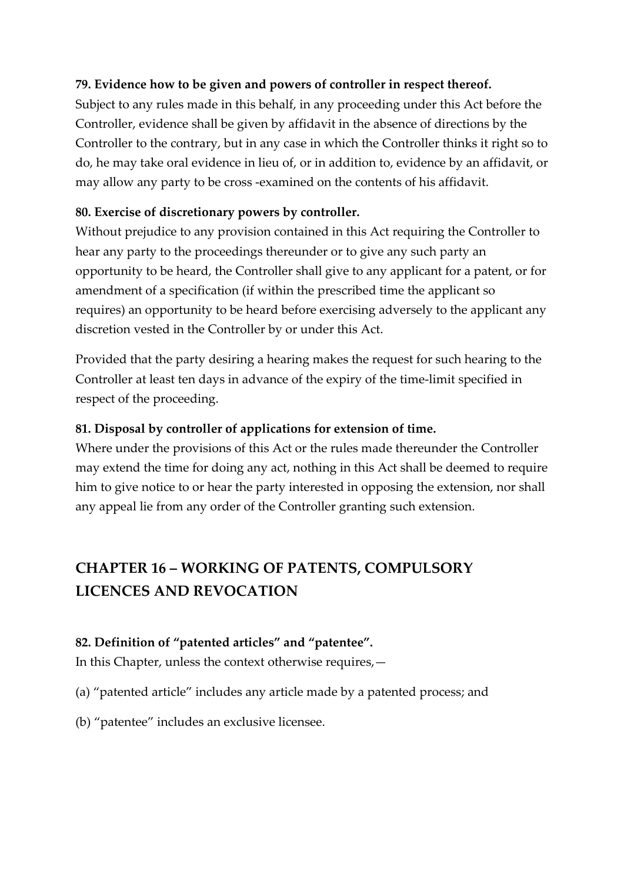**79. Evidence how to be given and powers of controller in respect thereof.**
Subject to any rules made in this behalf, in any proceeding under this Act before the Controller, evidence shall be given by affidavit in the absence of directions by the Controller to the contrary, but in any case in which the Controller thinks it right so to do, he may take oral evidence in lieu of, or in addition to, evidence by an affidavit, or may allow any party to be cross -examined on the contents of his affidavit.

**80. Exercise of discretionary powers by controller.**
Without prejudice to any provision contained in this Act requiring the Controller to hear any party to the proceedings thereunder or to give any such party an opportunity to be heard, the Controller shall give to any applicant for a patent, or for amendment of a specification (if within the prescribed time the applicant so requires) an opportunity to be heard before exercising adversely to the applicant any discretion vested in the Controller by or under this Act.

Provided that the party desiring a hearing makes the request for such hearing to the Controller at least ten days in advance of the expiry of the time-limit specified in respect of the proceeding.

**81. Disposal by controller of applications for extension of time.**
Where under the provisions of this Act or the rules made thereunder the Controller may extend the time for doing any act, nothing in this Act shall be deemed to require him to give notice to or hear the party interested in opposing the extension, nor shall any appeal lie from any order of the Controller granting such extension.

## CHAPTER 16 – WORKING OF PATENTS, COMPULSORY LICENCES AND REVOCATION

**82. Definition of "patented articles" and "patentee".**
In this Chapter, unless the context otherwise requires,—

(a) "patented article" includes any article made by a patented process; and

(b) "patentee" includes an exclusive licensee.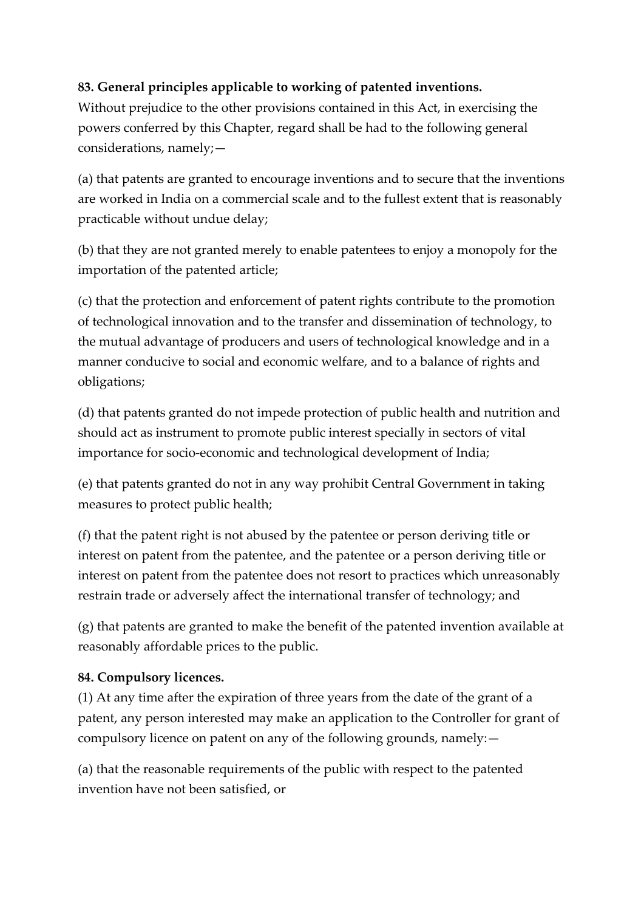**83. General principles applicable to working of patented inventions.**

Without prejudice to the other provisions contained in this Act, in exercising the powers conferred by this Chapter, regard shall be had to the following general considerations, namely;—

(a) that patents are granted to encourage inventions and to secure that the inventions are worked in India on a commercial scale and to the fullest extent that is reasonably practicable without undue delay;

(b) that they are not granted merely to enable patentees to enjoy a monopoly for the importation of the patented article;

(c) that the protection and enforcement of patent rights contribute to the promotion of technological innovation and to the transfer and dissemination of technology, to the mutual advantage of producers and users of technological knowledge and in a manner conducive to social and economic welfare, and to a balance of rights and obligations;

(d) that patents granted do not impede protection of public health and nutrition and should act as instrument to promote public interest specially in sectors of vital importance for socio-economic and technological development of India;

(e) that patents granted do not in any way prohibit Central Government in taking measures to protect public health;

(f) that the patent right is not abused by the patentee or person deriving title or interest on patent from the patentee, and the patentee or a person deriving title or interest on patent from the patentee does not resort to practices which unreasonably restrain trade or adversely affect the international transfer of technology; and

(g) that patents are granted to make the benefit of the patented invention available at reasonably affordable prices to the public.

**84. Compulsory licences.**

(1) At any time after the expiration of three years from the date of the grant of a patent, any person interested may make an application to the Controller for grant of compulsory licence on patent on any of the following grounds, namely:—

(a) that the reasonable requirements of the public with respect to the patented invention have not been satisfied, or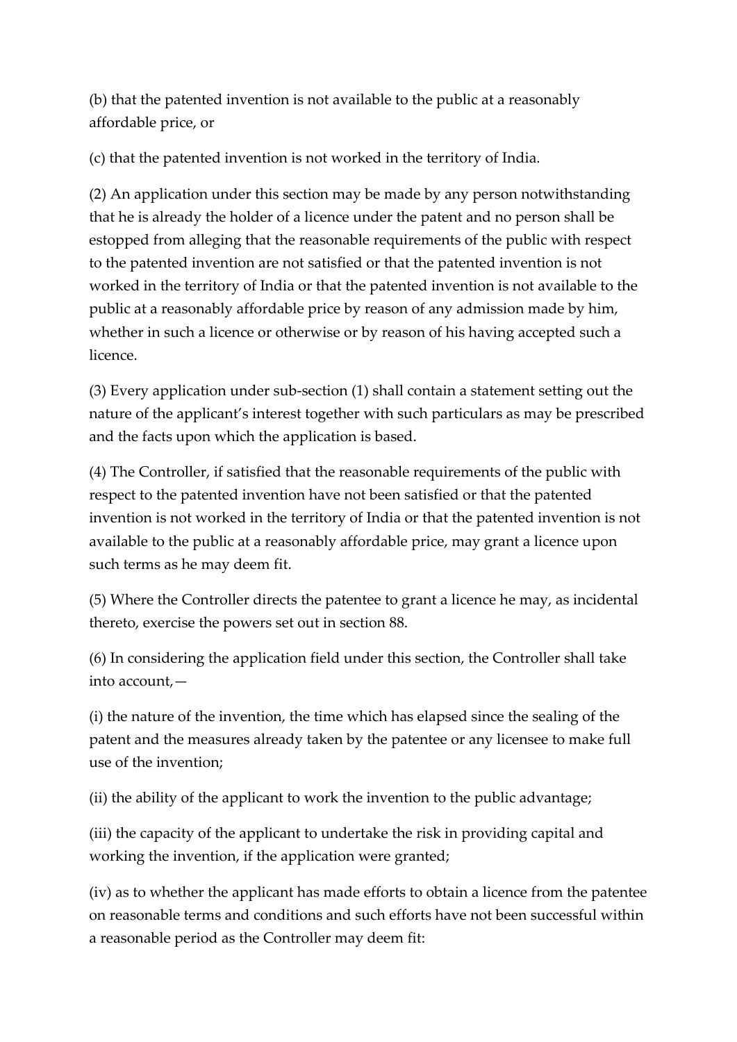(b) that the patented invention is not available to the public at a reasonably affordable price, or

(c) that the patented invention is not worked in the territory of India.

(2) An application under this section may be made by any person notwithstanding that he is already the holder of a licence under the patent and no person shall be estopped from alleging that the reasonable requirements of the public with respect to the patented invention are not satisfied or that the patented invention is not worked in the territory of India or that the patented invention is not available to the public at a reasonably affordable price by reason of any admission made by him, whether in such a licence or otherwise or by reason of his having accepted such a licence.

(3) Every application under sub-section (1) shall contain a statement setting out the nature of the applicant's interest together with such particulars as may be prescribed and the facts upon which the application is based.

(4) The Controller, if satisfied that the reasonable requirements of the public with respect to the patented invention have not been satisfied or that the patented invention is not worked in the territory of India or that the patented invention is not available to the public at a reasonably affordable price, may grant a licence upon such terms as he may deem fit.

(5) Where the Controller directs the patentee to grant a licence he may, as incidental thereto, exercise the powers set out in section 88.

(6) In considering the application field under this section, the Controller shall take into account,—

(i) the nature of the invention, the time which has elapsed since the sealing of the patent and the measures already taken by the patentee or any licensee to make full use of the invention;

(ii) the ability of the applicant to work the invention to the public advantage;

(iii) the capacity of the applicant to undertake the risk in providing capital and working the invention, if the application were granted;

(iv) as to whether the applicant has made efforts to obtain a licence from the patentee on reasonable terms and conditions and such efforts have not been successful within a reasonable period as the Controller may deem fit: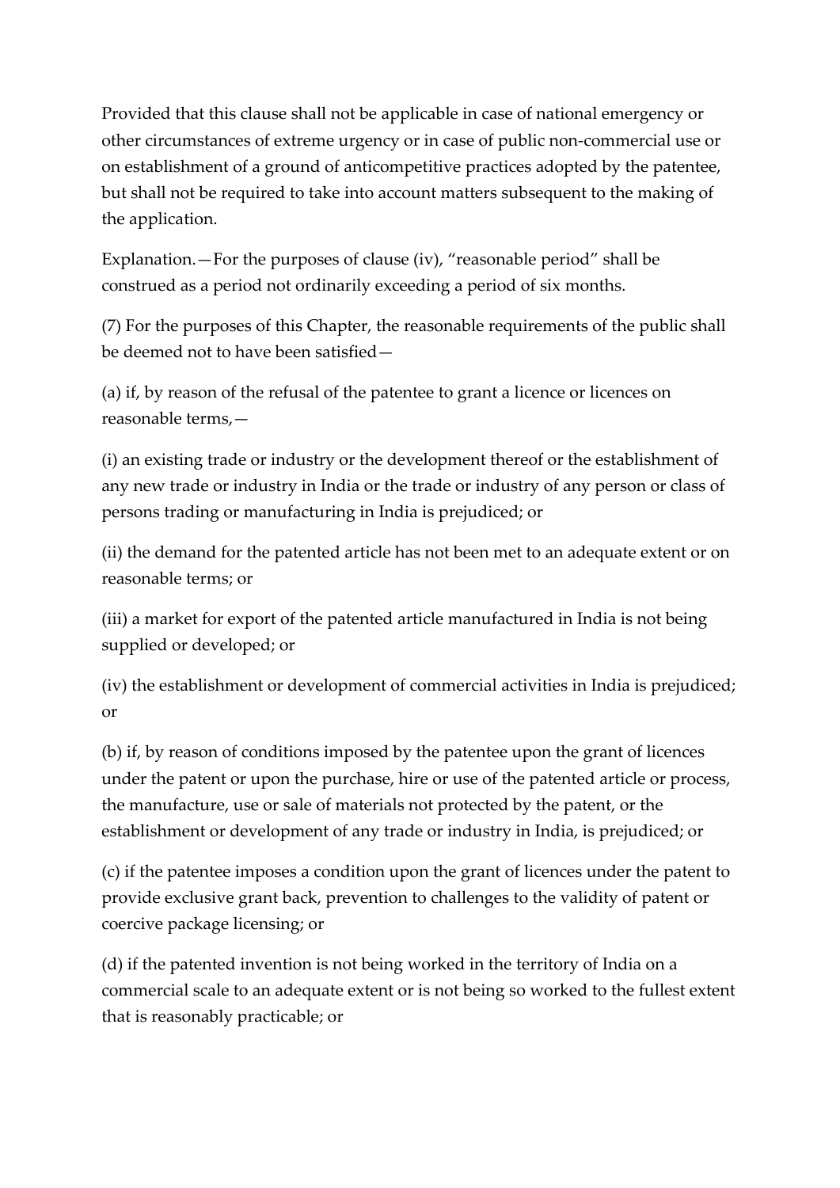Provided that this clause shall not be applicable in case of national emergency or other circumstances of extreme urgency or in case of public non-commercial use or on establishment of a ground of anticompetitive practices adopted by the patentee, but shall not be required to take into account matters subsequent to the making of the application.

Explanation.—For the purposes of clause (iv), "reasonable period" shall be construed as a period not ordinarily exceeding a period of six months.

(7) For the purposes of this Chapter, the reasonable requirements of the public shall be deemed not to have been satisfied—

(a) if, by reason of the refusal of the patentee to grant a licence or licences on reasonable terms,—

(i) an existing trade or industry or the development thereof or the establishment of any new trade or industry in India or the trade or industry of any person or class of persons trading or manufacturing in India is prejudiced; or

(ii) the demand for the patented article has not been met to an adequate extent or on reasonable terms; or

(iii) a market for export of the patented article manufactured in India is not being supplied or developed; or

(iv) the establishment or development of commercial activities in India is prejudiced; or

(b) if, by reason of conditions imposed by the patentee upon the grant of licences under the patent or upon the purchase, hire or use of the patented article or process, the manufacture, use or sale of materials not protected by the patent, or the establishment or development of any trade or industry in India, is prejudiced; or

(c) if the patentee imposes a condition upon the grant of licences under the patent to provide exclusive grant back, prevention to challenges to the validity of patent or coercive package licensing; or

(d) if the patented invention is not being worked in the territory of India on a commercial scale to an adequate extent or is not being so worked to the fullest extent that is reasonably practicable; or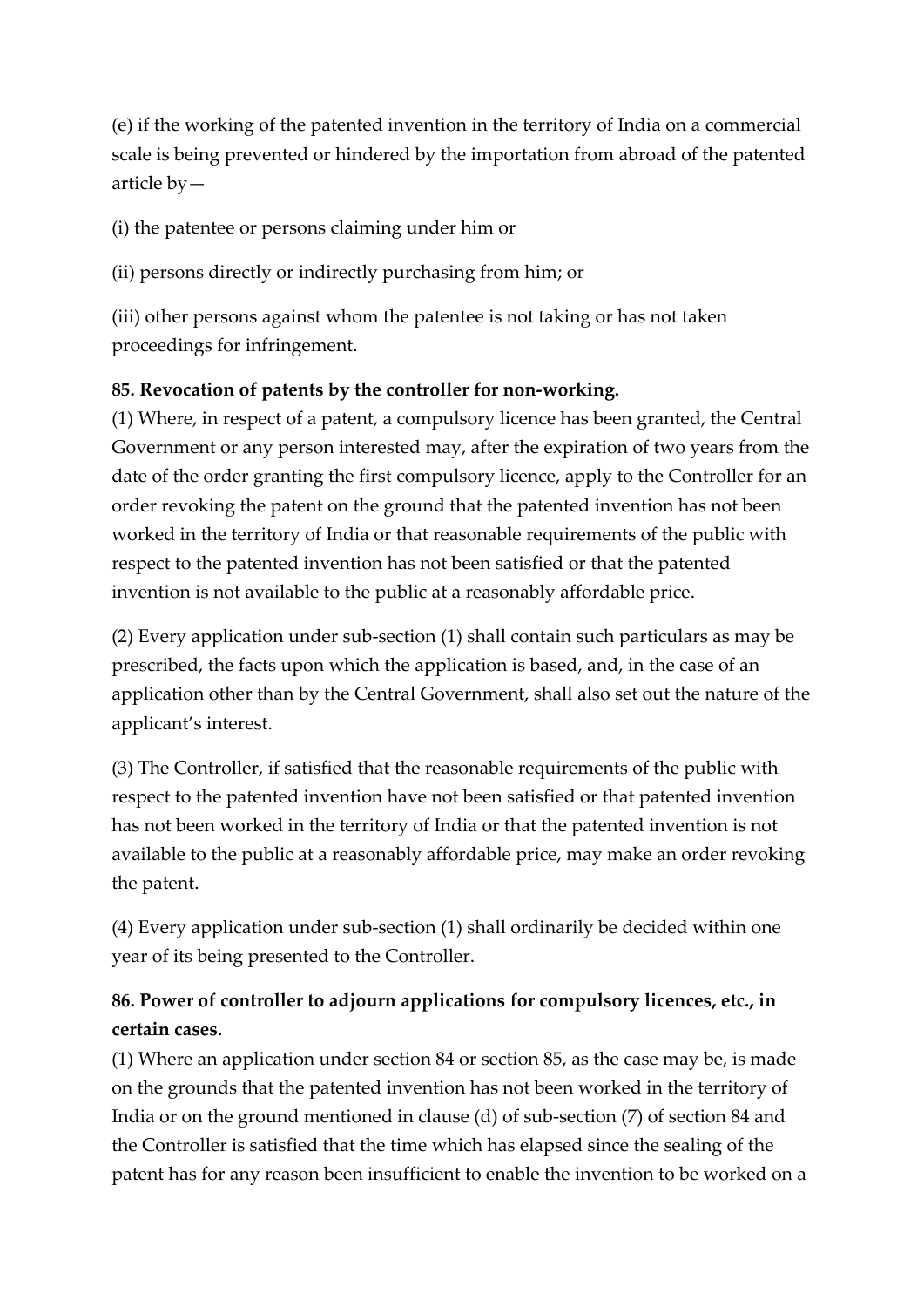(e) if the working of the patented invention in the territory of India on a commercial scale is being prevented or hindered by the importation from abroad of the patented article by—

(i) the patentee or persons claiming under him or

(ii) persons directly or indirectly purchasing from him; or

(iii) other persons against whom the patentee is not taking or has not taken proceedings for infringement.

**85. Revocation of patents by the controller for non-working.**

(1) Where, in respect of a patent, a compulsory licence has been granted, the Central Government or any person interested may, after the expiration of two years from the date of the order granting the first compulsory licence, apply to the Controller for an order revoking the patent on the ground that the patented invention has not been worked in the territory of India or that reasonable requirements of the public with respect to the patented invention has not been satisfied or that the patented invention is not available to the public at a reasonably affordable price.

(2) Every application under sub-section (1) shall contain such particulars as may be prescribed, the facts upon which the application is based, and, in the case of an application other than by the Central Government, shall also set out the nature of the applicant's interest.

(3) The Controller, if satisfied that the reasonable requirements of the public with respect to the patented invention have not been satisfied or that patented invention has not been worked in the territory of India or that the patented invention is not available to the public at a reasonably affordable price, may make an order revoking the patent.

(4) Every application under sub-section (1) shall ordinarily be decided within one year of its being presented to the Controller.

**86. Power of controller to adjourn applications for compulsory licences, etc., in certain cases.**

(1) Where an application under section 84 or section 85, as the case may be, is made on the grounds that the patented invention has not been worked in the territory of India or on the ground mentioned in clause (d) of sub-section (7) of section 84 and the Controller is satisfied that the time which has elapsed since the sealing of the patent has for any reason been insufficient to enable the invention to be worked on a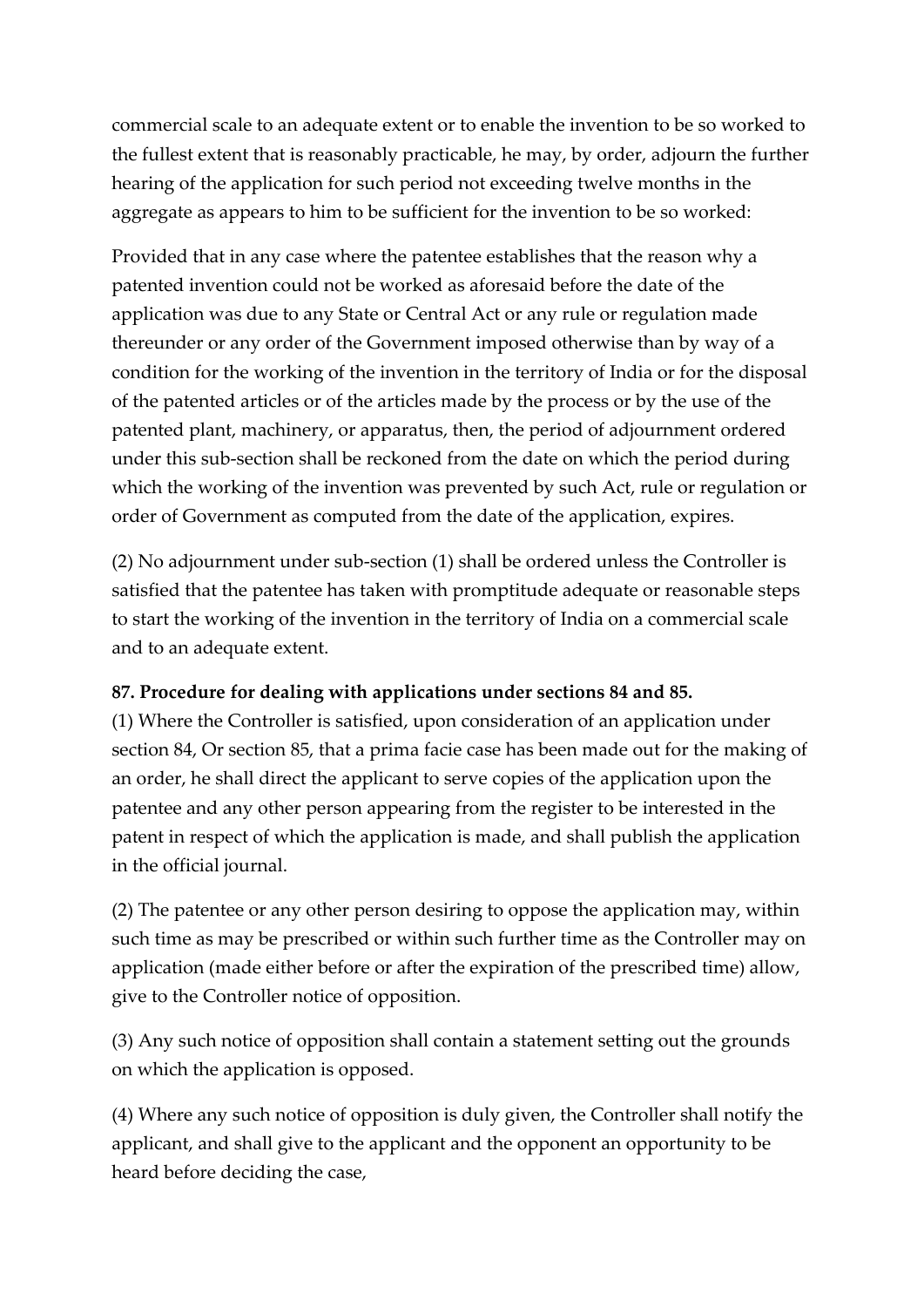commercial scale to an adequate extent or to enable the invention to be so worked to the fullest extent that is reasonably practicable, he may, by order, adjourn the further hearing of the application for such period not exceeding twelve months in the aggregate as appears to him to be sufficient for the invention to be so worked:

Provided that in any case where the patentee establishes that the reason why a patented invention could not be worked as aforesaid before the date of the application was due to any State or Central Act or any rule or regulation made thereunder or any order of the Government imposed otherwise than by way of a condition for the working of the invention in the territory of India or for the disposal of the patented articles or of the articles made by the process or by the use of the patented plant, machinery, or apparatus, then, the period of adjournment ordered under this sub-section shall be reckoned from the date on which the period during which the working of the invention was prevented by such Act, rule or regulation or order of Government as computed from the date of the application, expires.

(2) No adjournment under sub-section (1) shall be ordered unless the Controller is satisfied that the patentee has taken with promptitude adequate or reasonable steps to start the working of the invention in the territory of India on a commercial scale and to an adequate extent.

**87. Procedure for dealing with applications under sections 84 and 85.**

(1) Where the Controller is satisfied, upon consideration of an application under section 84, Or section 85, that a prima facie case has been made out for the making of an order, he shall direct the applicant to serve copies of the application upon the patentee and any other person appearing from the register to be interested in the patent in respect of which the application is made, and shall publish the application in the official journal.

(2) The patentee or any other person desiring to oppose the application may, within such time as may be prescribed or within such further time as the Controller may on application (made either before or after the expiration of the prescribed time) allow, give to the Controller notice of opposition.

(3) Any such notice of opposition shall contain a statement setting out the grounds on which the application is opposed.

(4) Where any such notice of opposition is duly given, the Controller shall notify the applicant, and shall give to the applicant and the opponent an opportunity to be heard before deciding the case,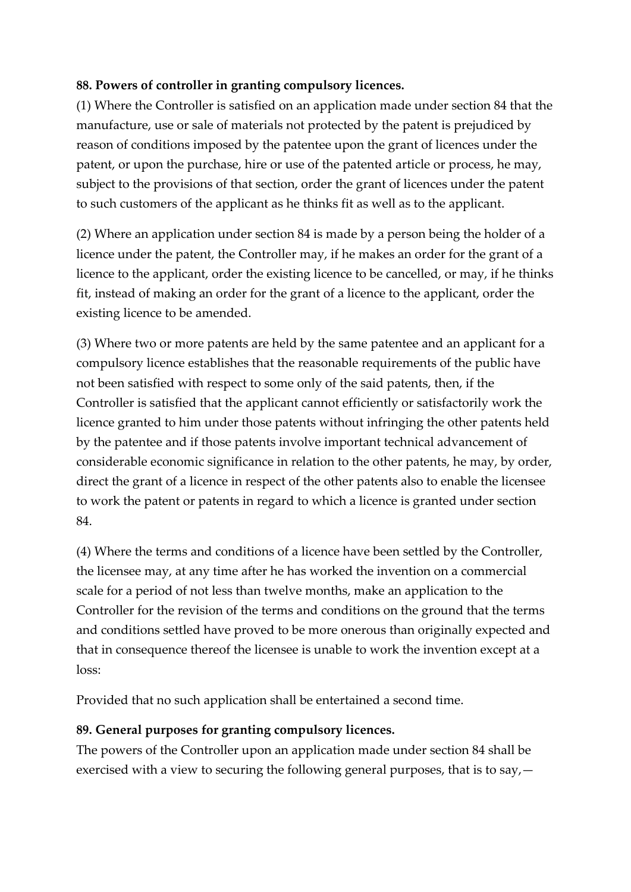**88. Powers of controller in granting compulsory licences.**

(1) Where the Controller is satisfied on an application made under section 84 that the manufacture, use or sale of materials not protected by the patent is prejudiced by reason of conditions imposed by the patentee upon the grant of licences under the patent, or upon the purchase, hire or use of the patented article or process, he may, subject to the provisions of that section, order the grant of licences under the patent to such customers of the applicant as he thinks fit as well as to the applicant.

(2) Where an application under section 84 is made by a person being the holder of a licence under the patent, the Controller may, if he makes an order for the grant of a licence to the applicant, order the existing licence to be cancelled, or may, if he thinks fit, instead of making an order for the grant of a licence to the applicant, order the existing licence to be amended.

(3) Where two or more patents are held by the same patentee and an applicant for a compulsory licence establishes that the reasonable requirements of the public have not been satisfied with respect to some only of the said patents, then, if the Controller is satisfied that the applicant cannot efficiently or satisfactorily work the licence granted to him under those patents without infringing the other patents held by the patentee and if those patents involve important technical advancement of considerable economic significance in relation to the other patents, he may, by order, direct the grant of a licence in respect of the other patents also to enable the licensee to work the patent or patents in regard to which a licence is granted under section 84.

(4) Where the terms and conditions of a licence have been settled by the Controller, the licensee may, at any time after he has worked the invention on a commercial scale for a period of not less than twelve months, make an application to the Controller for the revision of the terms and conditions on the ground that the terms and conditions settled have proved to be more onerous than originally expected and that in consequence thereof the licensee is unable to work the invention except at a loss:

Provided that no such application shall be entertained a second time.

**89. General purposes for granting compulsory licences.**

The powers of the Controller upon an application made under section 84 shall be exercised with a view to securing the following general purposes, that is to say,—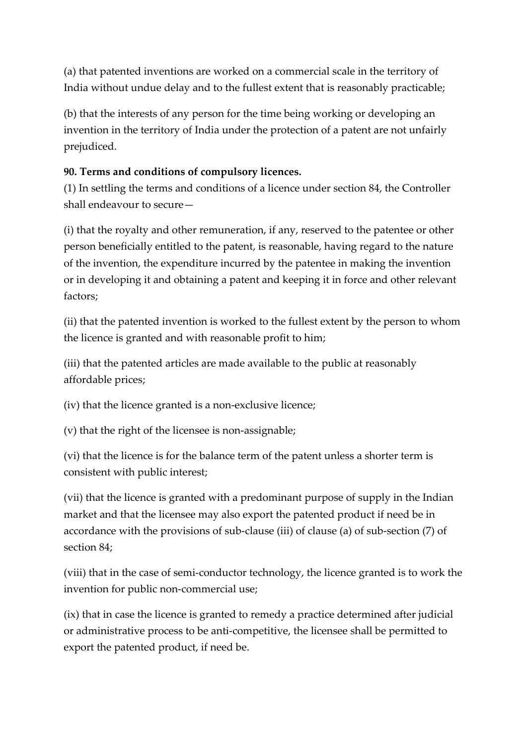(a) that patented inventions are worked on a commercial scale in the territory of India without undue delay and to the fullest extent that is reasonably practicable;

(b) that the interests of any person for the time being working or developing an invention in the territory of India under the protection of a patent are not unfairly prejudiced.

**90. Terms and conditions of compulsory licences.**

(1) In settling the terms and conditions of a licence under section 84, the Controller shall endeavour to secure—

(i) that the royalty and other remuneration, if any, reserved to the patentee or other person beneficially entitled to the patent, is reasonable, having regard to the nature of the invention, the expenditure incurred by the patentee in making the invention or in developing it and obtaining a patent and keeping it in force and other relevant factors;

(ii) that the patented invention is worked to the fullest extent by the person to whom the licence is granted and with reasonable profit to him;

(iii) that the patented articles are made available to the public at reasonably affordable prices;

(iv) that the licence granted is a non-exclusive licence;

(v) that the right of the licensee is non-assignable;

(vi) that the licence is for the balance term of the patent unless a shorter term is consistent with public interest;

(vii) that the licence is granted with a predominant purpose of supply in the Indian market and that the licensee may also export the patented product if need be in accordance with the provisions of sub-clause (iii) of clause (a) of sub-section (7) of section 84;

(viii) that in the case of semi-conductor technology, the licence granted is to work the invention for public non-commercial use;

(ix) that in case the licence is granted to remedy a practice determined after judicial or administrative process to be anti-competitive, the licensee shall be permitted to export the patented product, if need be.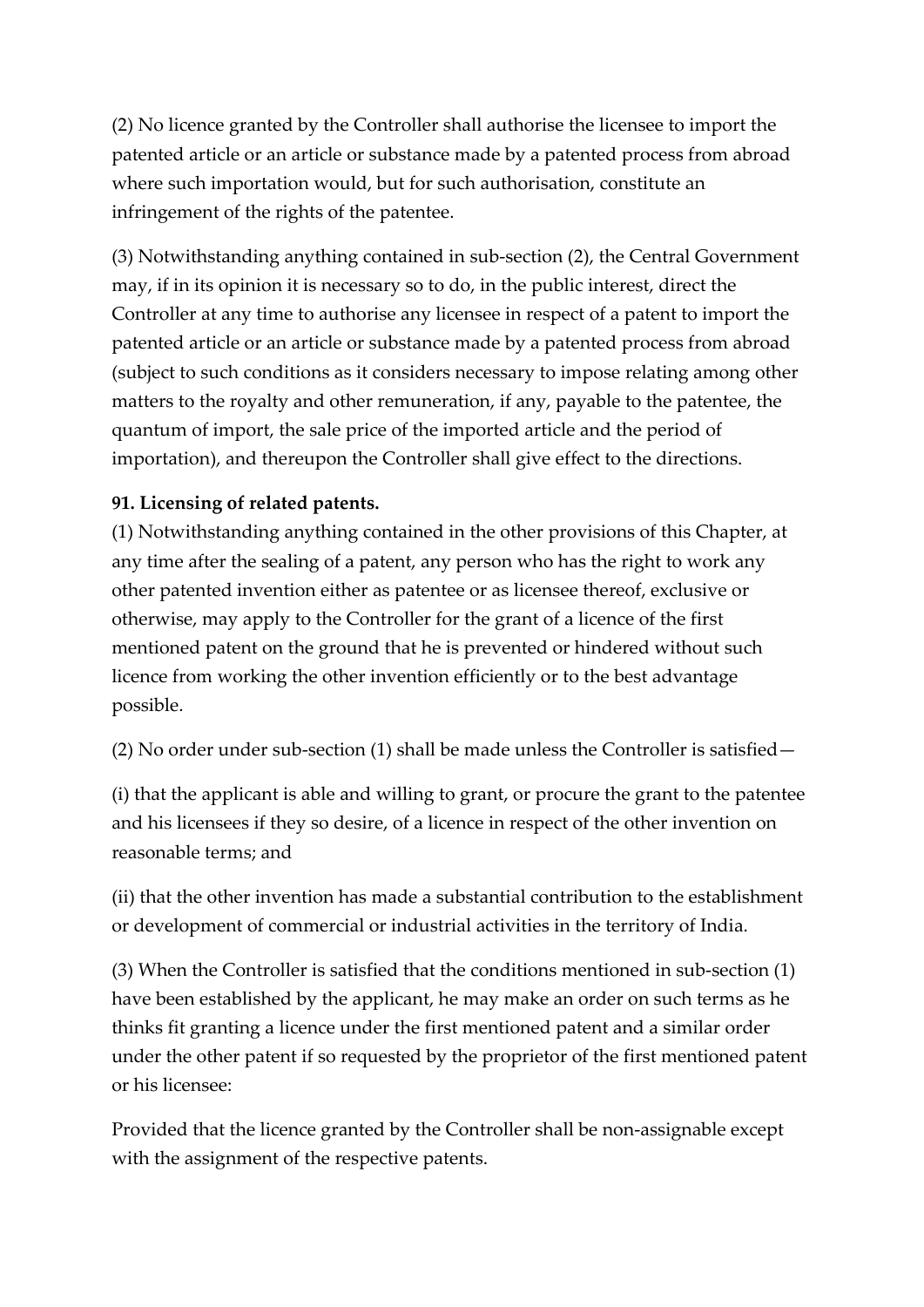(2) No licence granted by the Controller shall authorise the licensee to import the patented article or an article or substance made by a patented process from abroad where such importation would, but for such authorisation, constitute an infringement of the rights of the patentee.

(3) Notwithstanding anything contained in sub-section (2), the Central Government may, if in its opinion it is necessary so to do, in the public interest, direct the Controller at any time to authorise any licensee in respect of a patent to import the patented article or an article or substance made by a patented process from abroad (subject to such conditions as it considers necessary to impose relating among other matters to the royalty and other remuneration, if any, payable to the patentee, the quantum of import, the sale price of the imported article and the period of importation), and thereupon the Controller shall give effect to the directions.

**91. Licensing of related patents.**

(1) Notwithstanding anything contained in the other provisions of this Chapter, at any time after the sealing of a patent, any person who has the right to work any other patented invention either as patentee or as licensee thereof, exclusive or otherwise, may apply to the Controller for the grant of a licence of the first mentioned patent on the ground that he is prevented or hindered without such licence from working the other invention efficiently or to the best advantage possible.

(2) No order under sub-section (1) shall be made unless the Controller is satisfied—

(i) that the applicant is able and willing to grant, or procure the grant to the patentee and his licensees if they so desire, of a licence in respect of the other invention on reasonable terms; and

(ii) that the other invention has made a substantial contribution to the establishment or development of commercial or industrial activities in the territory of India.

(3) When the Controller is satisfied that the conditions mentioned in sub-section (1) have been established by the applicant, he may make an order on such terms as he thinks fit granting a licence under the first mentioned patent and a similar order under the other patent if so requested by the proprietor of the first mentioned patent or his licensee:

Provided that the licence granted by the Controller shall be non-assignable except with the assignment of the respective patents.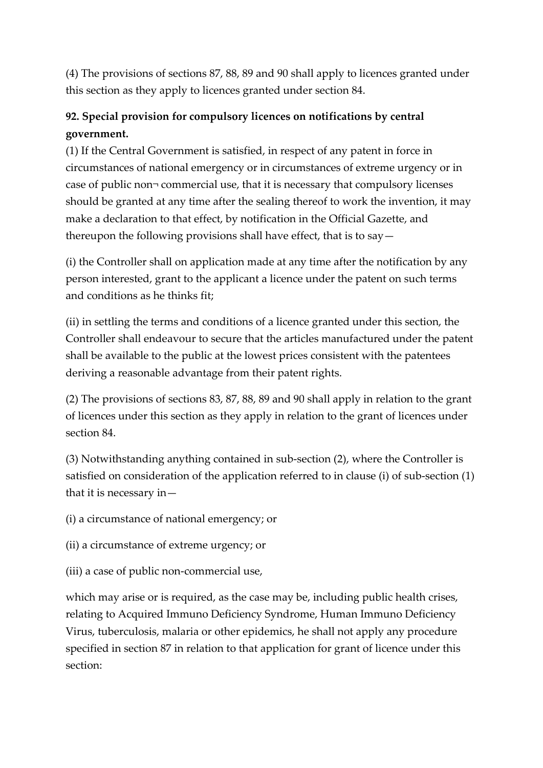(4) The provisions of sections 87, 88, 89 and 90 shall apply to licences granted under this section as they apply to licences granted under section 84.

**92. Special provision for compulsory licences on notifications by central government.**

(1) If the Central Government is satisfied, in respect of any patent in force in circumstances of national emergency or in circumstances of extreme urgency or in case of public non¬ commercial use, that it is necessary that compulsory licenses should be granted at any time after the sealing thereof to work the invention, it may make a declaration to that effect, by notification in the Official Gazette, and thereupon the following provisions shall have effect, that is to say—

(i) the Controller shall on application made at any time after the notification by any person interested, grant to the applicant a licence under the patent on such terms and conditions as he thinks fit;

(ii) in settling the terms and conditions of a licence granted under this section, the Controller shall endeavour to secure that the articles manufactured under the patent shall be available to the public at the lowest prices consistent with the patentees deriving a reasonable advantage from their patent rights.

(2) The provisions of sections 83, 87, 88, 89 and 90 shall apply in relation to the grant of licences under this section as they apply in relation to the grant of licences under section 84.

(3) Notwithstanding anything contained in sub-section (2), where the Controller is satisfied on consideration of the application referred to in clause (i) of sub-section (1) that it is necessary in—

(i) a circumstance of national emergency; or

(ii) a circumstance of extreme urgency; or

(iii) a case of public non-commercial use,

which may arise or is required, as the case may be, including public health crises, relating to Acquired Immuno Deficiency Syndrome, Human Immuno Deficiency Virus, tuberculosis, malaria or other epidemics, he shall not apply any procedure specified in section 87 in relation to that application for grant of licence under this section: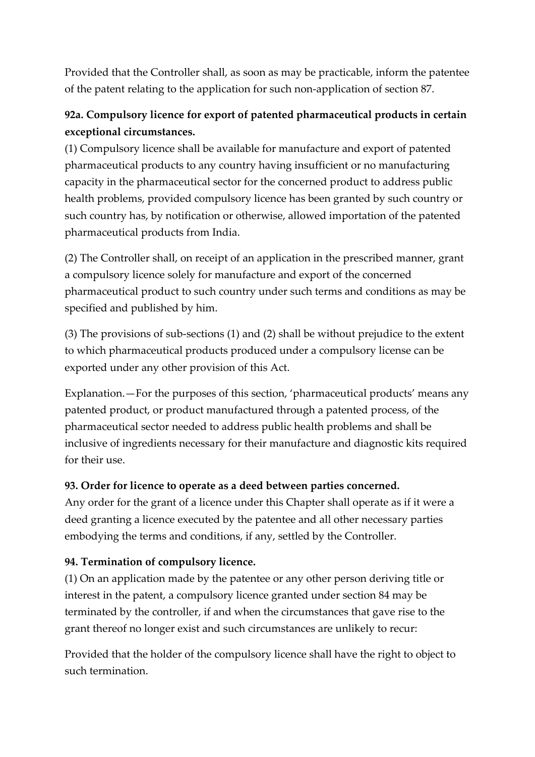Provided that the Controller shall, as soon as may be practicable, inform the patentee of the patent relating to the application for such non-application of section 87.

### 92a. Compulsory licence for export of patented pharmaceutical products in certain exceptional circumstances.

(1) Compulsory licence shall be available for manufacture and export of patented pharmaceutical products to any country having insufficient or no manufacturing capacity in the pharmaceutical sector for the concerned product to address public health problems, provided compulsory licence has been granted by such country or such country has, by notification or otherwise, allowed importation of the patented pharmaceutical products from India.

(2) The Controller shall, on receipt of an application in the prescribed manner, grant a compulsory licence solely for manufacture and export of the concerned pharmaceutical product to such country under such terms and conditions as may be specified and published by him.

(3) The provisions of sub-sections (1) and (2) shall be without prejudice to the extent to which pharmaceutical products produced under a compulsory license can be exported under any other provision of this Act.

Explanation.—For the purposes of this section, 'pharmaceutical products' means any patented product, or product manufactured through a patented process, of the pharmaceutical sector needed to address public health problems and shall be inclusive of ingredients necessary for their manufacture and diagnostic kits required for their use.

### 93. Order for licence to operate as a deed between parties concerned.

Any order for the grant of a licence under this Chapter shall operate as if it were a deed granting a licence executed by the patentee and all other necessary parties embodying the terms and conditions, if any, settled by the Controller.

### 94. Termination of compulsory licence.

(1) On an application made by the patentee or any other person deriving title or interest in the patent, a compulsory licence granted under section 84 may be terminated by the controller, if and when the circumstances that gave rise to the grant thereof no longer exist and such circumstances are unlikely to recur:

Provided that the holder of the compulsory licence shall have the right to object to such termination.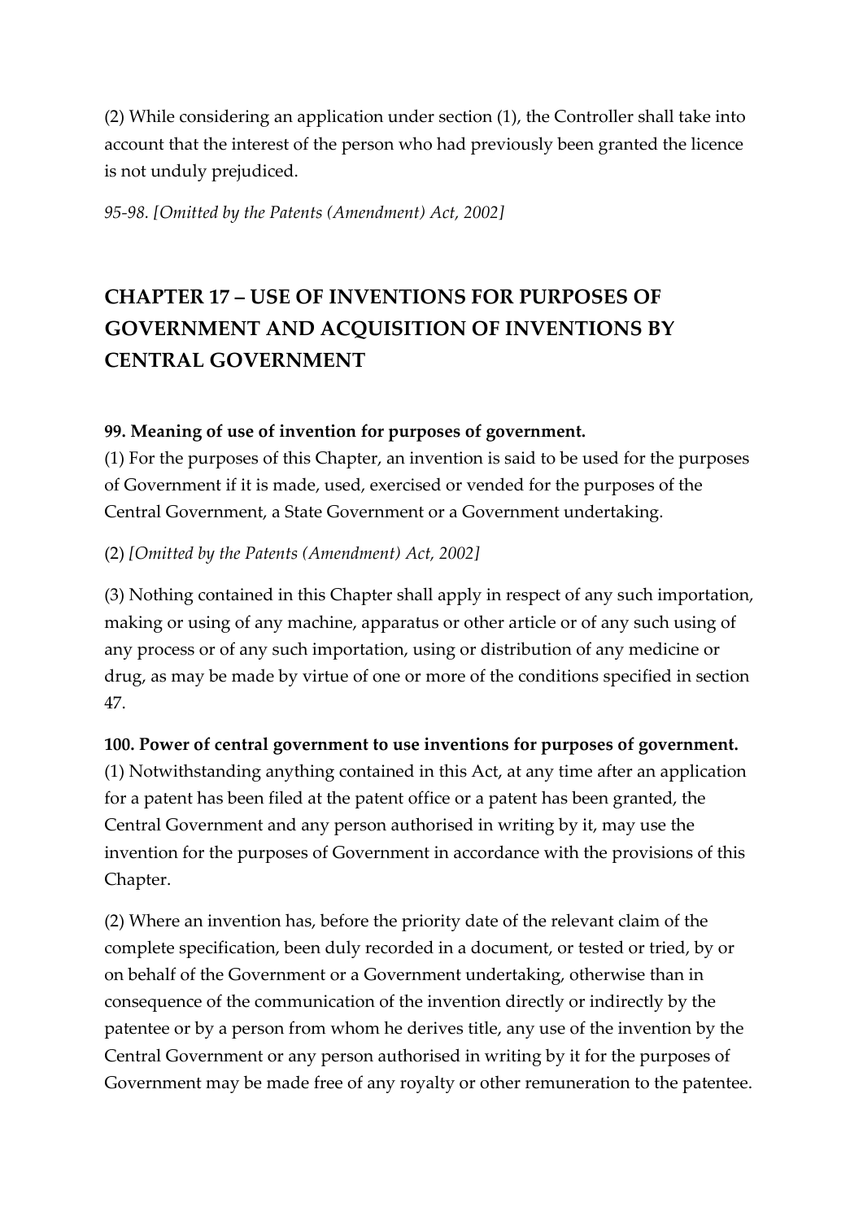(2) While considering an application under section (1), the Controller shall take into account that the interest of the person who had previously been granted the licence is not unduly prejudiced.

*95-98. [Omitted by the Patents (Amendment) Act, 2002]*

## CHAPTER 17 – USE OF INVENTIONS FOR PURPOSES OF GOVERNMENT AND ACQUISITION OF INVENTIONS BY CENTRAL GOVERNMENT

**99. Meaning of use of invention for purposes of government.**
(1) For the purposes of this Chapter, an invention is said to be used for the purposes of Government if it is made, used, exercised or vended for the purposes of the Central Government, a State Government or a Government undertaking.

(2) *[Omitted by the Patents (Amendment) Act, 2002]*

(3) Nothing contained in this Chapter shall apply in respect of any such importation, making or using of any machine, apparatus or other article or of any such using of any process or of any such importation, using or distribution of any medicine or drug, as may be made by virtue of one or more of the conditions specified in section 47.

**100. Power of central government to use inventions for purposes of government.**
(1) Notwithstanding anything contained in this Act, at any time after an application for a patent has been filed at the patent office or a patent has been granted, the Central Government and any person authorised in writing by it, may use the invention for the purposes of Government in accordance with the provisions of this Chapter.

(2) Where an invention has, before the priority date of the relevant claim of the complete specification, been duly recorded in a document, or tested or tried, by or on behalf of the Government or a Government undertaking, otherwise than in consequence of the communication of the invention directly or indirectly by the patentee or by a person from whom he derives title, any use of the invention by the Central Government or any person authorised in writing by it for the purposes of Government may be made free of any royalty or other remuneration to the patentee.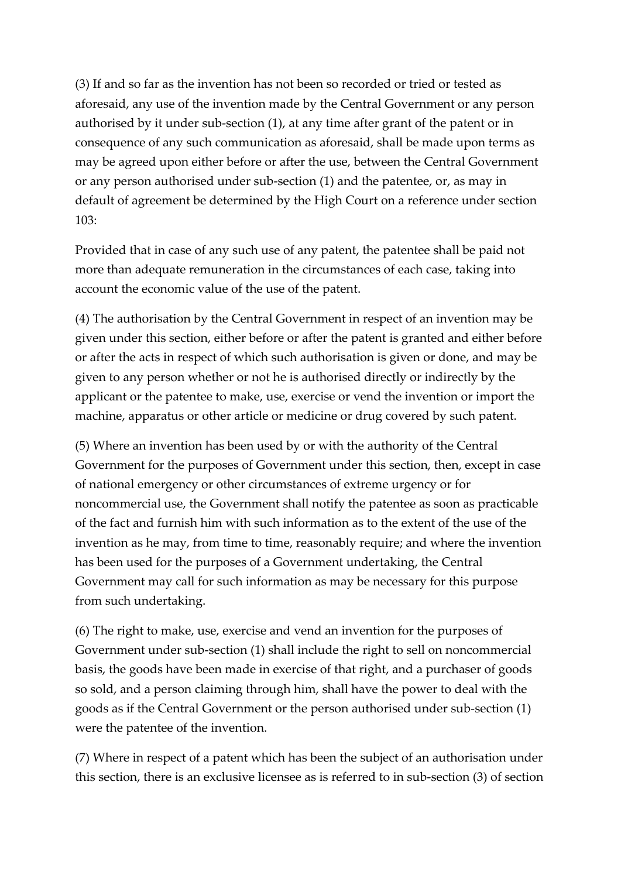(3) If and so far as the invention has not been so recorded or tried or tested as aforesaid, any use of the invention made by the Central Government or any person authorised by it under sub-section (1), at any time after grant of the patent or in consequence of any such communication as aforesaid, shall be made upon terms as may be agreed upon either before or after the use, between the Central Government or any person authorised under sub-section (1) and the patentee, or, as may in default of agreement be determined by the High Court on a reference under section 103:

Provided that in case of any such use of any patent, the patentee shall be paid not more than adequate remuneration in the circumstances of each case, taking into account the economic value of the use of the patent.

(4) The authorisation by the Central Government in respect of an invention may be given under this section, either before or after the patent is granted and either before or after the acts in respect of which such authorisation is given or done, and may be given to any person whether or not he is authorised directly or indirectly by the applicant or the patentee to make, use, exercise or vend the invention or import the machine, apparatus or other article or medicine or drug covered by such patent.

(5) Where an invention has been used by or with the authority of the Central Government for the purposes of Government under this section, then, except in case of national emergency or other circumstances of extreme urgency or for noncommercial use, the Government shall notify the patentee as soon as practicable of the fact and furnish him with such information as to the extent of the use of the invention as he may, from time to time, reasonably require; and where the invention has been used for the purposes of a Government undertaking, the Central Government may call for such information as may be necessary for this purpose from such undertaking.

(6) The right to make, use, exercise and vend an invention for the purposes of Government under sub-section (1) shall include the right to sell on noncommercial basis, the goods have been made in exercise of that right, and a purchaser of goods so sold, and a person claiming through him, shall have the power to deal with the goods as if the Central Government or the person authorised under sub-section (1) were the patentee of the invention.

(7) Where in respect of a patent which has been the subject of an authorisation under this section, there is an exclusive licensee as is referred to in sub-section (3) of section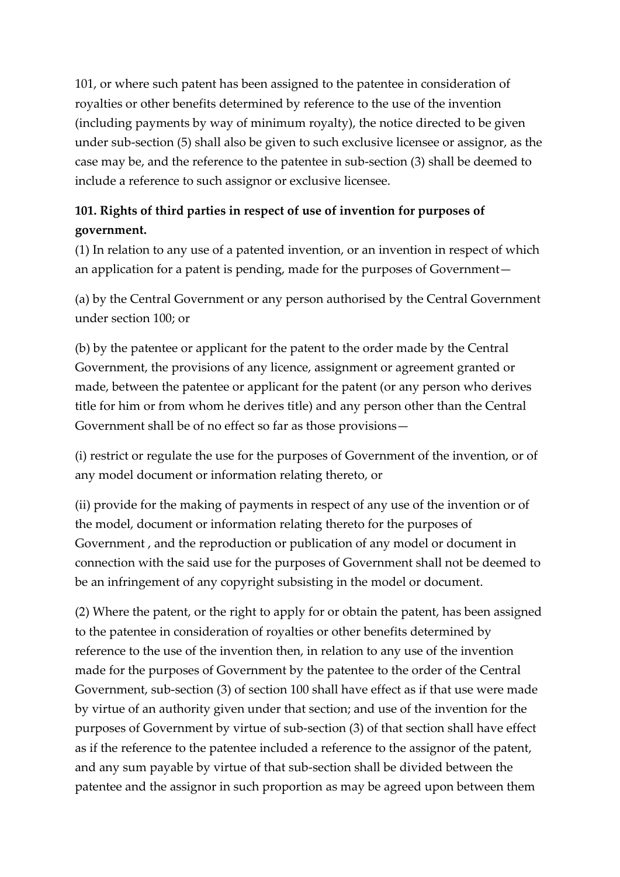101, or where such patent has been assigned to the patentee in consideration of royalties or other benefits determined by reference to the use of the invention (including payments by way of minimum royalty), the notice directed to be given under sub-section (5) shall also be given to such exclusive licensee or assignor, as the case may be, and the reference to the patentee in sub-section (3) shall be deemed to include a reference to such assignor or exclusive licensee.

**101. Rights of third parties in respect of use of invention for purposes of government.**

(1) In relation to any use of a patented invention, or an invention in respect of which an application for a patent is pending, made for the purposes of Government—

(a) by the Central Government or any person authorised by the Central Government under section 100; or

(b) by the patentee or applicant for the patent to the order made by the Central Government, the provisions of any licence, assignment or agreement granted or made, between the patentee or applicant for the patent (or any person who derives title for him or from whom he derives title) and any person other than the Central Government shall be of no effect so far as those provisions—

(i) restrict or regulate the use for the purposes of Government of the invention, or of any model document or information relating thereto, or

(ii) provide for the making of payments in respect of any use of the invention or of the model, document or information relating thereto for the purposes of Government , and the reproduction or publication of any model or document in connection with the said use for the purposes of Government shall not be deemed to be an infringement of any copyright subsisting in the model or document.

(2) Where the patent, or the right to apply for or obtain the patent, has been assigned to the patentee in consideration of royalties or other benefits determined by reference to the use of the invention then, in relation to any use of the invention made for the purposes of Government by the patentee to the order of the Central Government, sub-section (3) of section 100 shall have effect as if that use were made by virtue of an authority given under that section; and use of the invention for the purposes of Government by virtue of sub-section (3) of that section shall have effect as if the reference to the patentee included a reference to the assignor of the patent, and any sum payable by virtue of that sub-section shall be divided between the patentee and the assignor in such proportion as may be agreed upon between them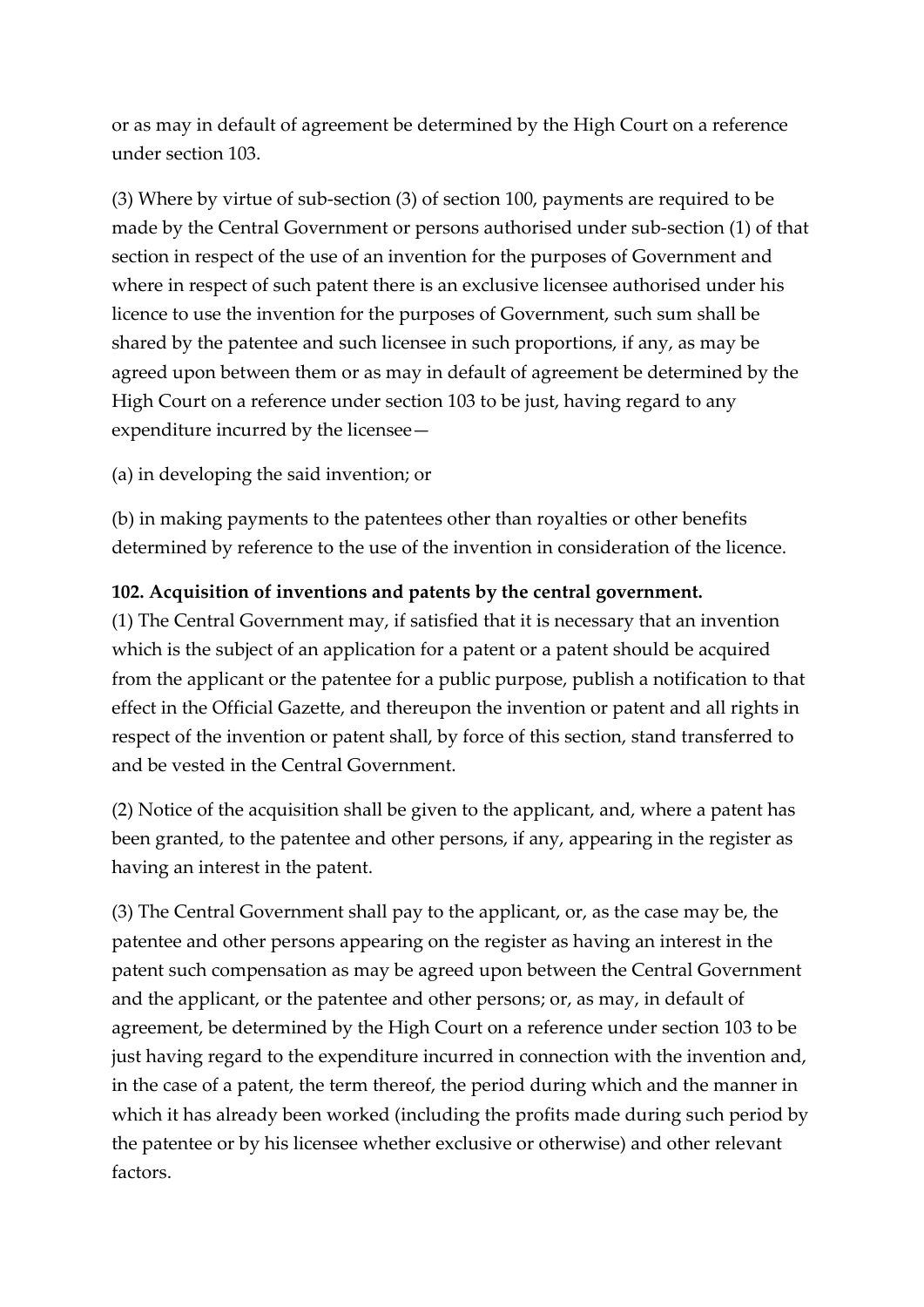or as may in default of agreement be determined by the High Court on a reference under section 103.

(3) Where by virtue of sub-section (3) of section 100, payments are required to be made by the Central Government or persons authorised under sub-section (1) of that section in respect of the use of an invention for the purposes of Government and where in respect of such patent there is an exclusive licensee authorised under his licence to use the invention for the purposes of Government, such sum shall be shared by the patentee and such licensee in such proportions, if any, as may be agreed upon between them or as may in default of agreement be determined by the High Court on a reference under section 103 to be just, having regard to any expenditure incurred by the licensee—

(a) in developing the said invention; or

(b) in making payments to the patentees other than royalties or other benefits determined by reference to the use of the invention in consideration of the licence.

**102. Acquisition of inventions and patents by the central government.**

(1) The Central Government may, if satisfied that it is necessary that an invention which is the subject of an application for a patent or a patent should be acquired from the applicant or the patentee for a public purpose, publish a notification to that effect in the Official Gazette, and thereupon the invention or patent and all rights in respect of the invention or patent shall, by force of this section, stand transferred to and be vested in the Central Government.

(2) Notice of the acquisition shall be given to the applicant, and, where a patent has been granted, to the patentee and other persons, if any, appearing in the register as having an interest in the patent.

(3) The Central Government shall pay to the applicant, or, as the case may be, the patentee and other persons appearing on the register as having an interest in the patent such compensation as may be agreed upon between the Central Government and the applicant, or the patentee and other persons; or, as may, in default of agreement, be determined by the High Court on a reference under section 103 to be just having regard to the expenditure incurred in connection with the invention and, in the case of a patent, the term thereof, the period during which and the manner in which it has already been worked (including the profits made during such period by the patentee or by his licensee whether exclusive or otherwise) and other relevant factors.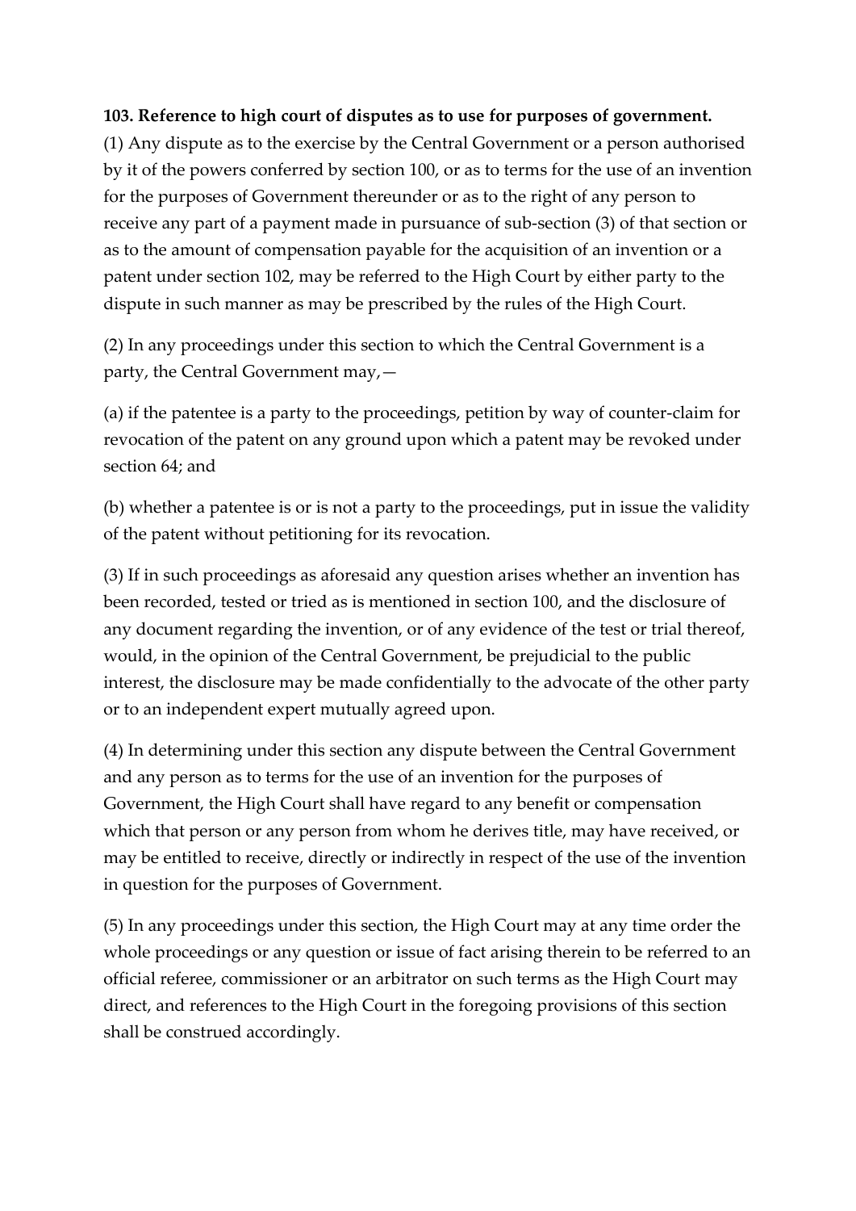**103. Reference to high court of disputes as to use for purposes of government.**

(1) Any dispute as to the exercise by the Central Government or a person authorised by it of the powers conferred by section 100, or as to terms for the use of an invention for the purposes of Government thereunder or as to the right of any person to receive any part of a payment made in pursuance of sub-section (3) of that section or as to the amount of compensation payable for the acquisition of an invention or a patent under section 102, may be referred to the High Court by either party to the dispute in such manner as may be prescribed by the rules of the High Court.

(2) In any proceedings under this section to which the Central Government is a party, the Central Government may,—

(a) if the patentee is a party to the proceedings, petition by way of counter-claim for revocation of the patent on any ground upon which a patent may be revoked under section 64; and

(b) whether a patentee is or is not a party to the proceedings, put in issue the validity of the patent without petitioning for its revocation.

(3) If in such proceedings as aforesaid any question arises whether an invention has been recorded, tested or tried as is mentioned in section 100, and the disclosure of any document regarding the invention, or of any evidence of the test or trial thereof, would, in the opinion of the Central Government, be prejudicial to the public interest, the disclosure may be made confidentially to the advocate of the other party or to an independent expert mutually agreed upon.

(4) In determining under this section any dispute between the Central Government and any person as to terms for the use of an invention for the purposes of Government, the High Court shall have regard to any benefit or compensation which that person or any person from whom he derives title, may have received, or may be entitled to receive, directly or indirectly in respect of the use of the invention in question for the purposes of Government.

(5) In any proceedings under this section, the High Court may at any time order the whole proceedings or any question or issue of fact arising therein to be referred to an official referee, commissioner or an arbitrator on such terms as the High Court may direct, and references to the High Court in the foregoing provisions of this section shall be construed accordingly.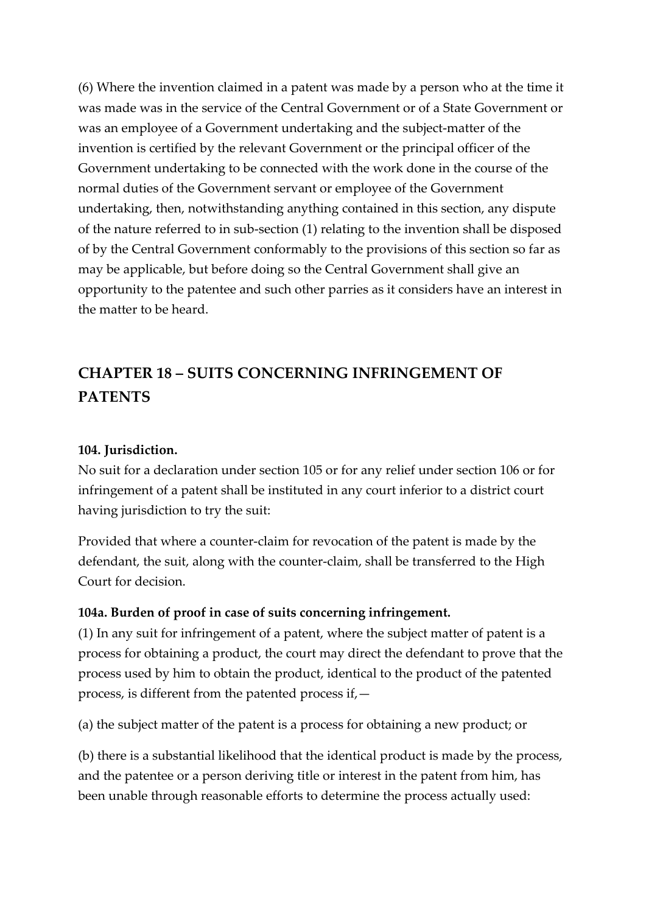(6) Where the invention claimed in a patent was made by a person who at the time it was made was in the service of the Central Government or of a State Government or was an employee of a Government undertaking and the subject-matter of the invention is certified by the relevant Government or the principal officer of the Government undertaking to be connected with the work done in the course of the normal duties of the Government servant or employee of the Government undertaking, then, notwithstanding anything contained in this section, any dispute of the nature referred to in sub-section (1) relating to the invention shall be disposed of by the Central Government conformably to the provisions of this section so far as may be applicable, but before doing so the Central Government shall give an opportunity to the patentee and such other parries as it considers have an interest in the matter to be heard.

## CHAPTER 18 – SUITS CONCERNING INFRINGEMENT OF PATENTS

**104. Jurisdiction.**

No suit for a declaration under section 105 or for any relief under section 106 or for infringement of a patent shall be instituted in any court inferior to a district court having jurisdiction to try the suit:

Provided that where a counter-claim for revocation of the patent is made by the defendant, the suit, along with the counter-claim, shall be transferred to the High Court for decision.

**104a. Burden of proof in case of suits concerning infringement.**

(1) In any suit for infringement of a patent, where the subject matter of patent is a process for obtaining a product, the court may direct the defendant to prove that the process used by him to obtain the product, identical to the product of the patented process, is different from the patented process if,—

(a) the subject matter of the patent is a process for obtaining a new product; or

(b) there is a substantial likelihood that the identical product is made by the process, and the patentee or a person deriving title or interest in the patent from him, has been unable through reasonable efforts to determine the process actually used: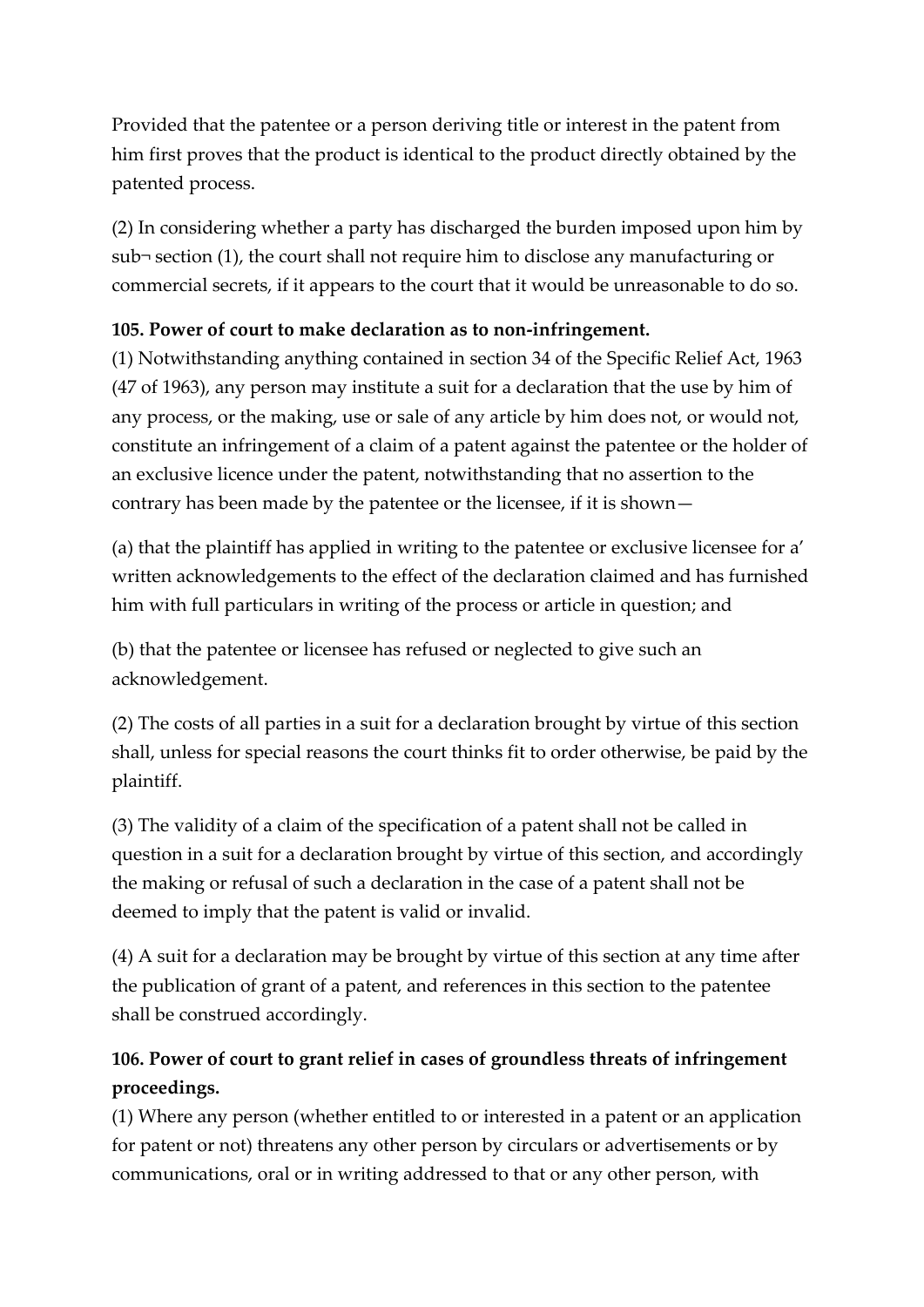Provided that the patentee or a person deriving title or interest in the patent from him first proves that the product is identical to the product directly obtained by the patented process.

(2) In considering whether a party has discharged the burden imposed upon him by sub¬ section (1), the court shall not require him to disclose any manufacturing or commercial secrets, if it appears to the court that it would be unreasonable to do so.

**105. Power of court to make declaration as to non-infringement.**

(1) Notwithstanding anything contained in section 34 of the Specific Relief Act, 1963 (47 of 1963), any person may institute a suit for a declaration that the use by him of any process, or the making, use or sale of any article by him does not, or would not, constitute an infringement of a claim of a patent against the patentee or the holder of an exclusive licence under the patent, notwithstanding that no assertion to the contrary has been made by the patentee or the licensee, if it is shown—

(a) that the plaintiff has applied in writing to the patentee or exclusive licensee for a' written acknowledgements to the effect of the declaration claimed and has furnished him with full particulars in writing of the process or article in question; and

(b) that the patentee or licensee has refused or neglected to give such an acknowledgement.

(2) The costs of all parties in a suit for a declaration brought by virtue of this section shall, unless for special reasons the court thinks fit to order otherwise, be paid by the plaintiff.

(3) The validity of a claim of the specification of a patent shall not be called in question in a suit for a declaration brought by virtue of this section, and accordingly the making or refusal of such a declaration in the case of a patent shall not be deemed to imply that the patent is valid or invalid.

(4) A suit for a declaration may be brought by virtue of this section at any time after the publication of grant of a patent, and references in this section to the patentee shall be construed accordingly.

**106. Power of court to grant relief in cases of groundless threats of infringement proceedings.**

(1) Where any person (whether entitled to or interested in a patent or an application for patent or not) threatens any other person by circulars or advertisements or by communications, oral or in writing addressed to that or any other person, with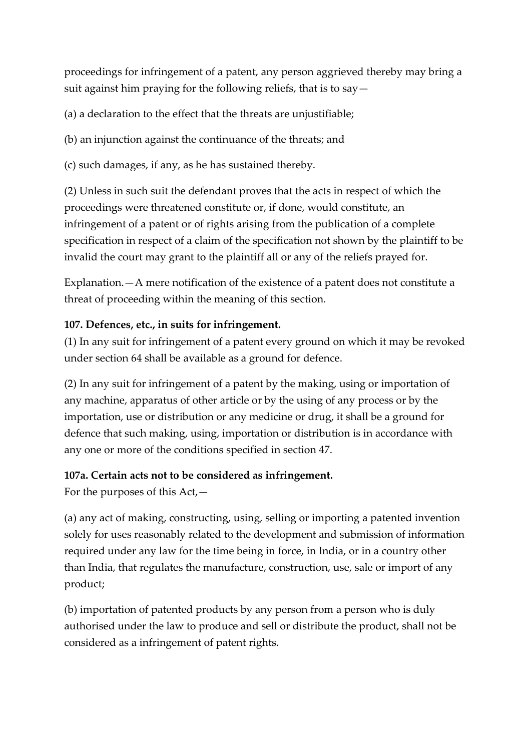proceedings for infringement of a patent, any person aggrieved thereby may bring a suit against him praying for the following reliefs, that is to say—

(a) a declaration to the effect that the threats are unjustifiable;

(b) an injunction against the continuance of the threats; and

(c) such damages, if any, as he has sustained thereby.

(2) Unless in such suit the defendant proves that the acts in respect of which the proceedings were threatened constitute or, if done, would constitute, an infringement of a patent or of rights arising from the publication of a complete specification in respect of a claim of the specification not shown by the plaintiff to be invalid the court may grant to the plaintiff all or any of the reliefs prayed for.

Explanation.—A mere notification of the existence of a patent does not constitute a threat of proceeding within the meaning of this section.

**107. Defences, etc., in suits for infringement.**

(1) In any suit for infringement of a patent every ground on which it may be revoked under section 64 shall be available as a ground for defence.

(2) In any suit for infringement of a patent by the making, using or importation of any machine, apparatus of other article or by the using of any process or by the importation, use or distribution or any medicine or drug, it shall be a ground for defence that such making, using, importation or distribution is in accordance with any one or more of the conditions specified in section 47.

**107a. Certain acts not to be considered as infringement.**

For the purposes of this Act,—

(a) any act of making, constructing, using, selling or importing a patented invention solely for uses reasonably related to the development and submission of information required under any law for the time being in force, in India, or in a country other than India, that regulates the manufacture, construction, use, sale or import of any product;

(b) importation of patented products by any person from a person who is duly authorised under the law to produce and sell or distribute the product, shall not be considered as a infringement of patent rights.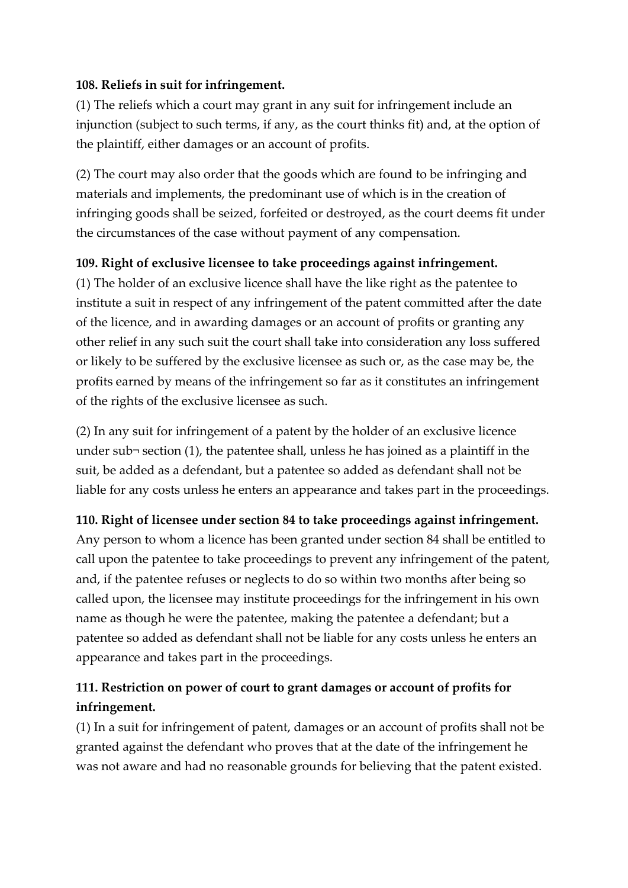**108. Reliefs in suit for infringement.**

(1) The reliefs which a court may grant in any suit for infringement include an injunction (subject to such terms, if any, as the court thinks fit) and, at the option of the plaintiff, either damages or an account of profits.

(2) The court may also order that the goods which are found to be infringing and materials and implements, the predominant use of which is in the creation of infringing goods shall be seized, forfeited or destroyed, as the court deems fit under the circumstances of the case without payment of any compensation.

**109. Right of exclusive licensee to take proceedings against infringement.**

(1) The holder of an exclusive licence shall have the like right as the patentee to institute a suit in respect of any infringement of the patent committed after the date of the licence, and in awarding damages or an account of profits or granting any other relief in any such suit the court shall take into consideration any loss suffered or likely to be suffered by the exclusive licensee as such or, as the case may be, the profits earned by means of the infringement so far as it constitutes an infringement of the rights of the exclusive licensee as such.

(2) In any suit for infringement of a patent by the holder of an exclusive licence under sub¬ section (1), the patentee shall, unless he has joined as a plaintiff in the suit, be added as a defendant, but a patentee so added as defendant shall not be liable for any costs unless he enters an appearance and takes part in the proceedings.

**110. Right of licensee under section 84 to take proceedings against infringement.**

Any person to whom a licence has been granted under section 84 shall be entitled to call upon the patentee to take proceedings to prevent any infringement of the patent, and, if the patentee refuses or neglects to do so within two months after being so called upon, the licensee may institute proceedings for the infringement in his own name as though he were the patentee, making the patentee a defendant; but a patentee so added as defendant shall not be liable for any costs unless he enters an appearance and takes part in the proceedings.

**111. Restriction on power of court to grant damages or account of profits for infringement.**

(1) In a suit for infringement of patent, damages or an account of profits shall not be granted against the defendant who proves that at the date of the infringement he was not aware and had no reasonable grounds for believing that the patent existed.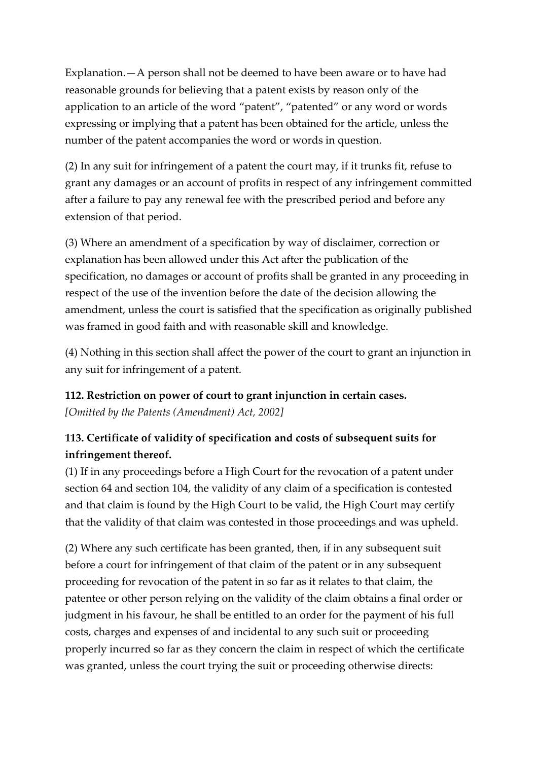Explanation.—A person shall not be deemed to have been aware or to have had reasonable grounds for believing that a patent exists by reason only of the application to an article of the word "patent", "patented" or any word or words expressing or implying that a patent has been obtained for the article, unless the number of the patent accompanies the word or words in question.

(2) In any suit for infringement of a patent the court may, if it trunks fit, refuse to grant any damages or an account of profits in respect of any infringement committed after a failure to pay any renewal fee with the prescribed period and before any extension of that period.

(3) Where an amendment of a specification by way of disclaimer, correction or explanation has been allowed under this Act after the publication of the specification, no damages or account of profits shall be granted in any proceeding in respect of the use of the invention before the date of the decision allowing the amendment, unless the court is satisfied that the specification as originally published was framed in good faith and with reasonable skill and knowledge.

(4) Nothing in this section shall affect the power of the court to grant an injunction in any suit for infringement of a patent.

**112. Restriction on power of court to grant injunction in certain cases.**
*[Omitted by the Patents (Amendment) Act, 2002]*

**113. Certificate of validity of specification and costs of subsequent suits for infringement thereof.**
(1) If in any proceedings before a High Court for the revocation of a patent under section 64 and section 104, the validity of any claim of a specification is contested and that claim is found by the High Court to be valid, the High Court may certify that the validity of that claim was contested in those proceedings and was upheld.

(2) Where any such certificate has been granted, then, if in any subsequent suit before a court for infringement of that claim of the patent or in any subsequent proceeding for revocation of the patent in so far as it relates to that claim, the patentee or other person relying on the validity of the claim obtains a final order or judgment in his favour, he shall be entitled to an order for the payment of his full costs, charges and expenses of and incidental to any such suit or proceeding properly incurred so far as they concern the claim in respect of which the certificate was granted, unless the court trying the suit or proceeding otherwise directs: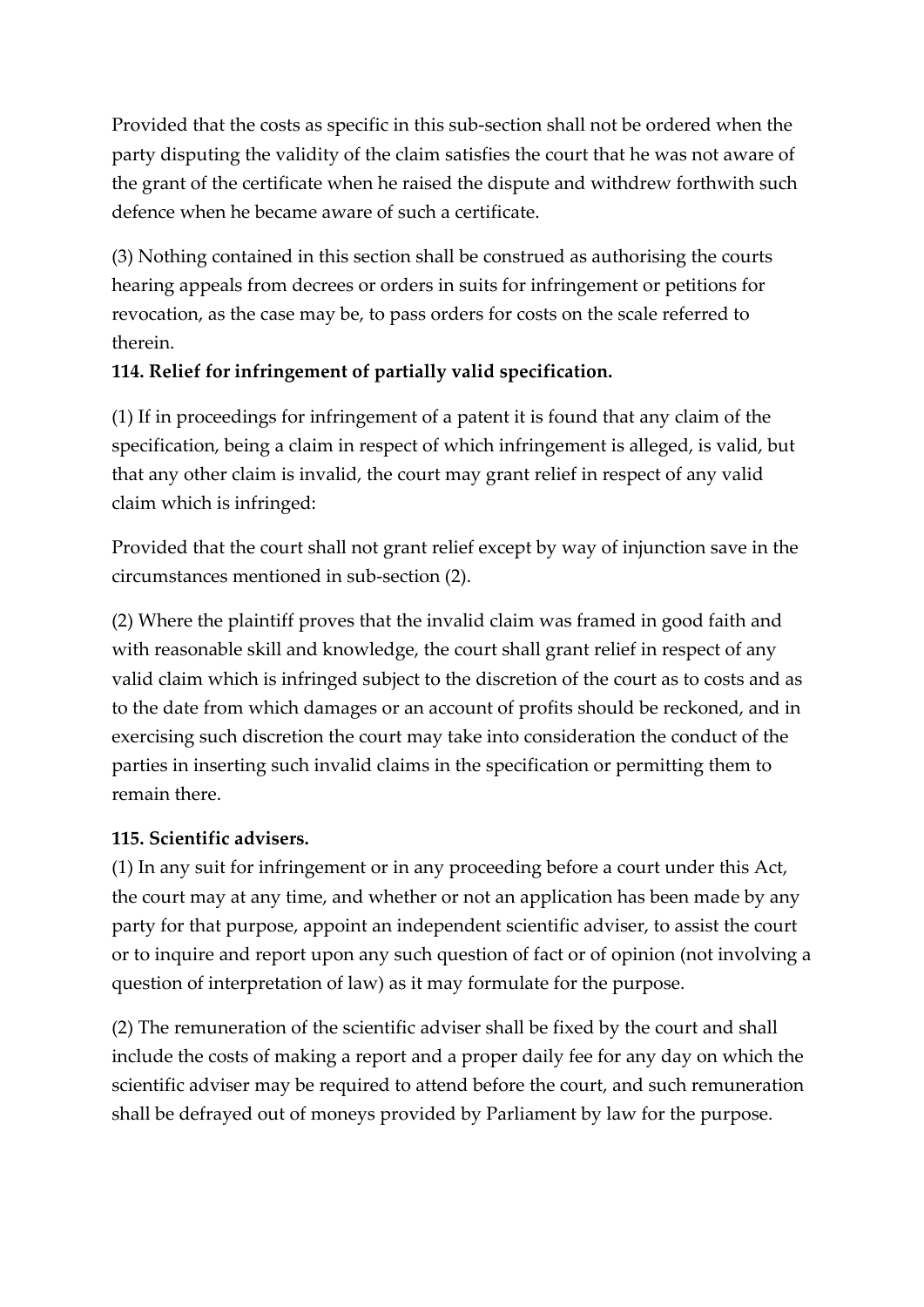Provided that the costs as specific in this sub-section shall not be ordered when the party disputing the validity of the claim satisfies the court that he was not aware of the grant of the certificate when he raised the dispute and withdrew forthwith such defence when he became aware of such a certificate.

(3) Nothing contained in this section shall be construed as authorising the courts hearing appeals from decrees or orders in suits for infringement or petitions for revocation, as the case may be, to pass orders for costs on the scale referred to therein.

**114. Relief for infringement of partially valid specification.**

(1) If in proceedings for infringement of a patent it is found that any claim of the specification, being a claim in respect of which infringement is alleged, is valid, but that any other claim is invalid, the court may grant relief in respect of any valid claim which is infringed:

Provided that the court shall not grant relief except by way of injunction save in the circumstances mentioned in sub-section (2).

(2) Where the plaintiff proves that the invalid claim was framed in good faith and with reasonable skill and knowledge, the court shall grant relief in respect of any valid claim which is infringed subject to the discretion of the court as to costs and as to the date from which damages or an account of profits should be reckoned, and in exercising such discretion the court may take into consideration the conduct of the parties in inserting such invalid claims in the specification or permitting them to remain there.

**115. Scientific advisers.**

(1) In any suit for infringement or in any proceeding before a court under this Act, the court may at any time, and whether or not an application has been made by any party for that purpose, appoint an independent scientific adviser, to assist the court or to inquire and report upon any such question of fact or of opinion (not involving a question of interpretation of law) as it may formulate for the purpose.

(2) The remuneration of the scientific adviser shall be fixed by the court and shall include the costs of making a report and a proper daily fee for any day on which the scientific adviser may be required to attend before the court, and such remuneration shall be defrayed out of moneys provided by Parliament by law for the purpose.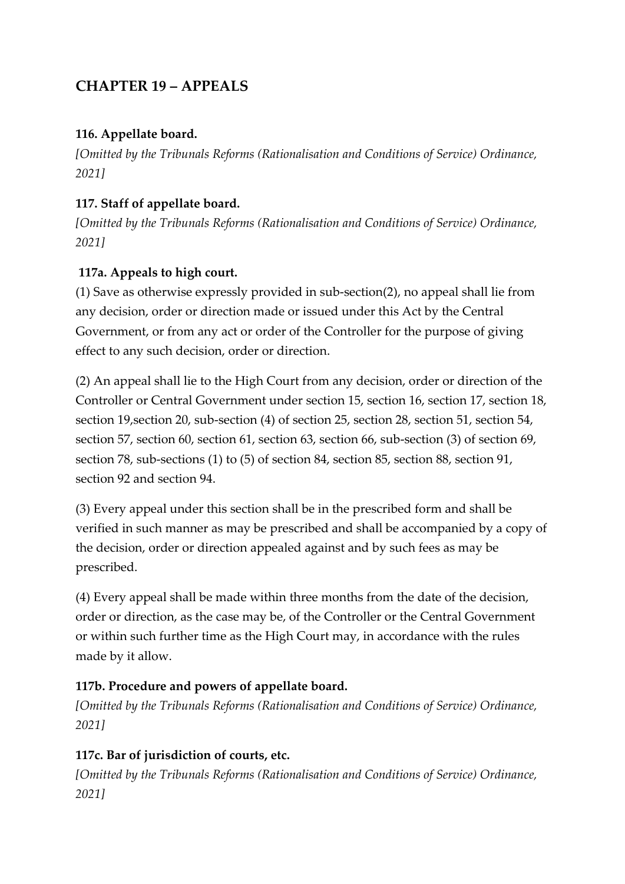## CHAPTER 19 – APPEALS

### 116. Appellate board.

*[Omitted by the Tribunals Reforms (Rationalisation and Conditions of Service) Ordinance, 2021]*

### 117. Staff of appellate board.

*[Omitted by the Tribunals Reforms (Rationalisation and Conditions of Service) Ordinance, 2021]*

### 117a. Appeals to high court.

(1) Save as otherwise expressly provided in sub-section(2), no appeal shall lie from any decision, order or direction made or issued under this Act by the Central Government, or from any act or order of the Controller for the purpose of giving effect to any such decision, order or direction.

(2) An appeal shall lie to the High Court from any decision, order or direction of the Controller or Central Government under section 15, section 16, section 17, section 18, section 19,section 20, sub-section (4) of section 25, section 28, section 51, section 54, section 57, section 60, section 61, section 63, section 66, sub-section (3) of section 69, section 78, sub-sections (1) to (5) of section 84, section 85, section 88, section 91, section 92 and section 94.

(3) Every appeal under this section shall be in the prescribed form and shall be verified in such manner as may be prescribed and shall be accompanied by a copy of the decision, order or direction appealed against and by such fees as may be prescribed.

(4) Every appeal shall be made within three months from the date of the decision, order or direction, as the case may be, of the Controller or the Central Government or within such further time as the High Court may, in accordance with the rules made by it allow.

### 117b. Procedure and powers of appellate board.

*[Omitted by the Tribunals Reforms (Rationalisation and Conditions of Service) Ordinance, 2021]*

### 117c. Bar of jurisdiction of courts, etc.

*[Omitted by the Tribunals Reforms (Rationalisation and Conditions of Service) Ordinance, 2021]*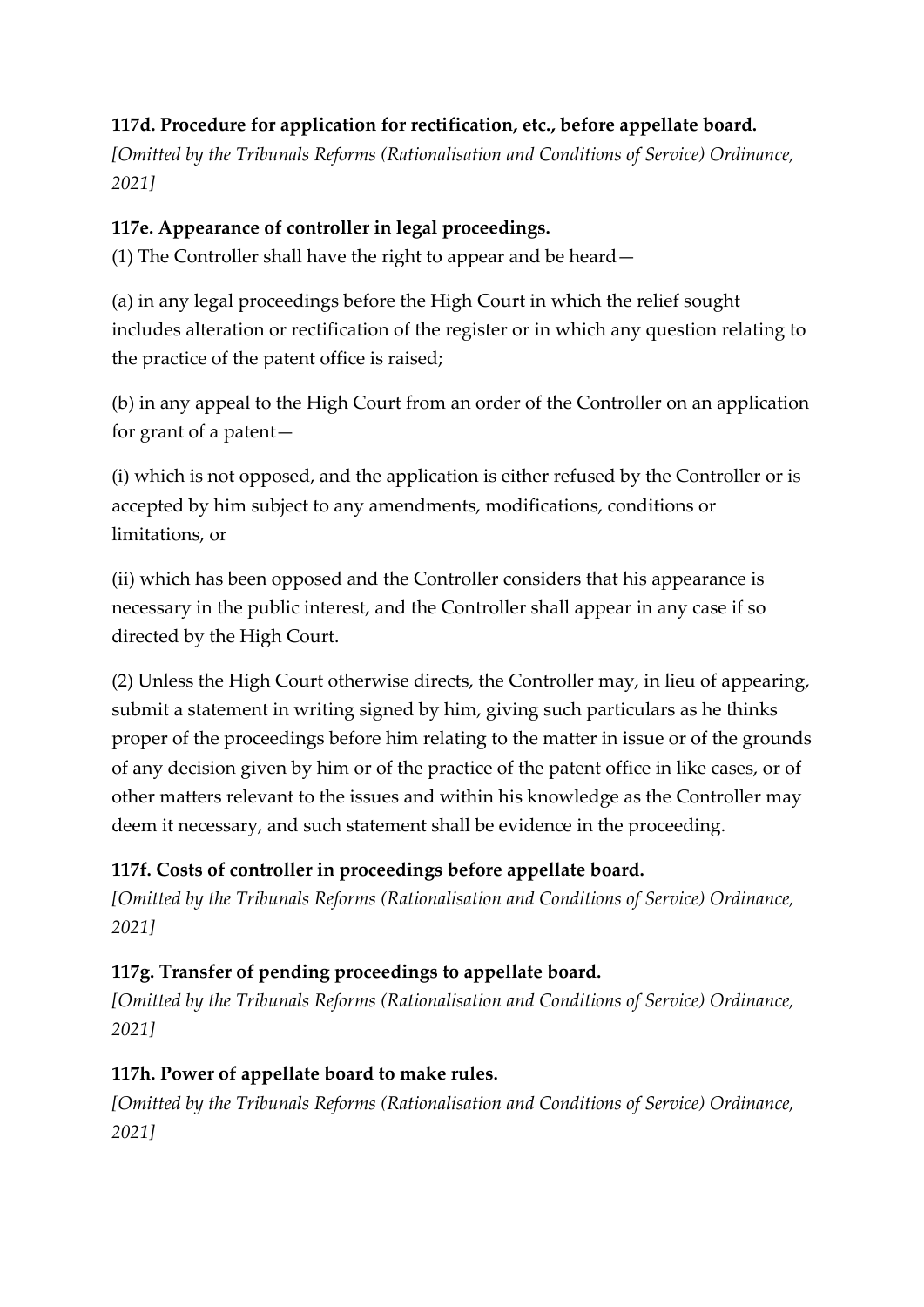**117d. Procedure for application for rectification, etc., before appellate board.**

*[Omitted by the Tribunals Reforms (Rationalisation and Conditions of Service) Ordinance, 2021]*

**117e. Appearance of controller in legal proceedings.**

(1) The Controller shall have the right to appear and be heard—

(a) in any legal proceedings before the High Court in which the relief sought includes alteration or rectification of the register or in which any question relating to the practice of the patent office is raised;

(b) in any appeal to the High Court from an order of the Controller on an application for grant of a patent—

(i) which is not opposed, and the application is either refused by the Controller or is accepted by him subject to any amendments, modifications, conditions or limitations, or

(ii) which has been opposed and the Controller considers that his appearance is necessary in the public interest, and the Controller shall appear in any case if so directed by the High Court.

(2) Unless the High Court otherwise directs, the Controller may, in lieu of appearing, submit a statement in writing signed by him, giving such particulars as he thinks proper of the proceedings before him relating to the matter in issue or of the grounds of any decision given by him or of the practice of the patent office in like cases, or of other matters relevant to the issues and within his knowledge as the Controller may deem it necessary, and such statement shall be evidence in the proceeding.

**117f. Costs of controller in proceedings before appellate board.**

*[Omitted by the Tribunals Reforms (Rationalisation and Conditions of Service) Ordinance, 2021]*

**117g. Transfer of pending proceedings to appellate board.**

*[Omitted by the Tribunals Reforms (Rationalisation and Conditions of Service) Ordinance, 2021]*

**117h. Power of appellate board to make rules.**

*[Omitted by the Tribunals Reforms (Rationalisation and Conditions of Service) Ordinance, 2021]*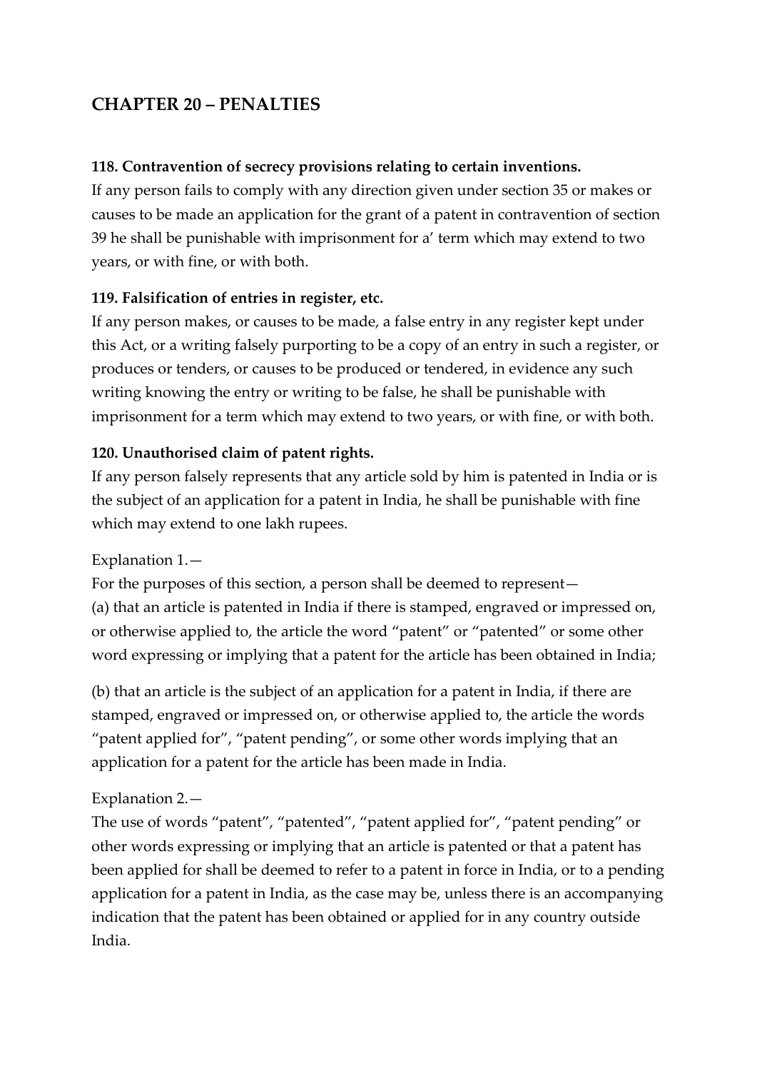## CHAPTER 20 – PENALTIES

**118. Contravention of secrecy provisions relating to certain inventions.**

If any person fails to comply with any direction given under section 35 or makes or causes to be made an application for the grant of a patent in contravention of section 39 he shall be punishable with imprisonment for a' term which may extend to two years, or with fine, or with both.

**119. Falsification of entries in register, etc.**

If any person makes, or causes to be made, a false entry in any register kept under this Act, or a writing falsely purporting to be a copy of an entry in such a register, or produces or tenders, or causes to be produced or tendered, in evidence any such writing knowing the entry or writing to be false, he shall be punishable with imprisonment for a term which may extend to two years, or with fine, or with both.

**120. Unauthorised claim of patent rights.**

If any person falsely represents that any article sold by him is patented in India or is the subject of an application for a patent in India, he shall be punishable with fine which may extend to one lakh rupees.

Explanation 1.—

For the purposes of this section, a person shall be deemed to represent—

(a) that an article is patented in India if there is stamped, engraved or impressed on, or otherwise applied to, the article the word "patent" or "patented" or some other word expressing or implying that a patent for the article has been obtained in India;

(b) that an article is the subject of an application for a patent in India, if there are stamped, engraved or impressed on, or otherwise applied to, the article the words "patent applied for", "patent pending", or some other words implying that an application for a patent for the article has been made in India.

Explanation 2.—

The use of words "patent", "patented", "patent applied for", "patent pending" or other words expressing or implying that an article is patented or that a patent has been applied for shall be deemed to refer to a patent in force in India, or to a pending application for a patent in India, as the case may be, unless there is an accompanying indication that the patent has been obtained or applied for in any country outside India.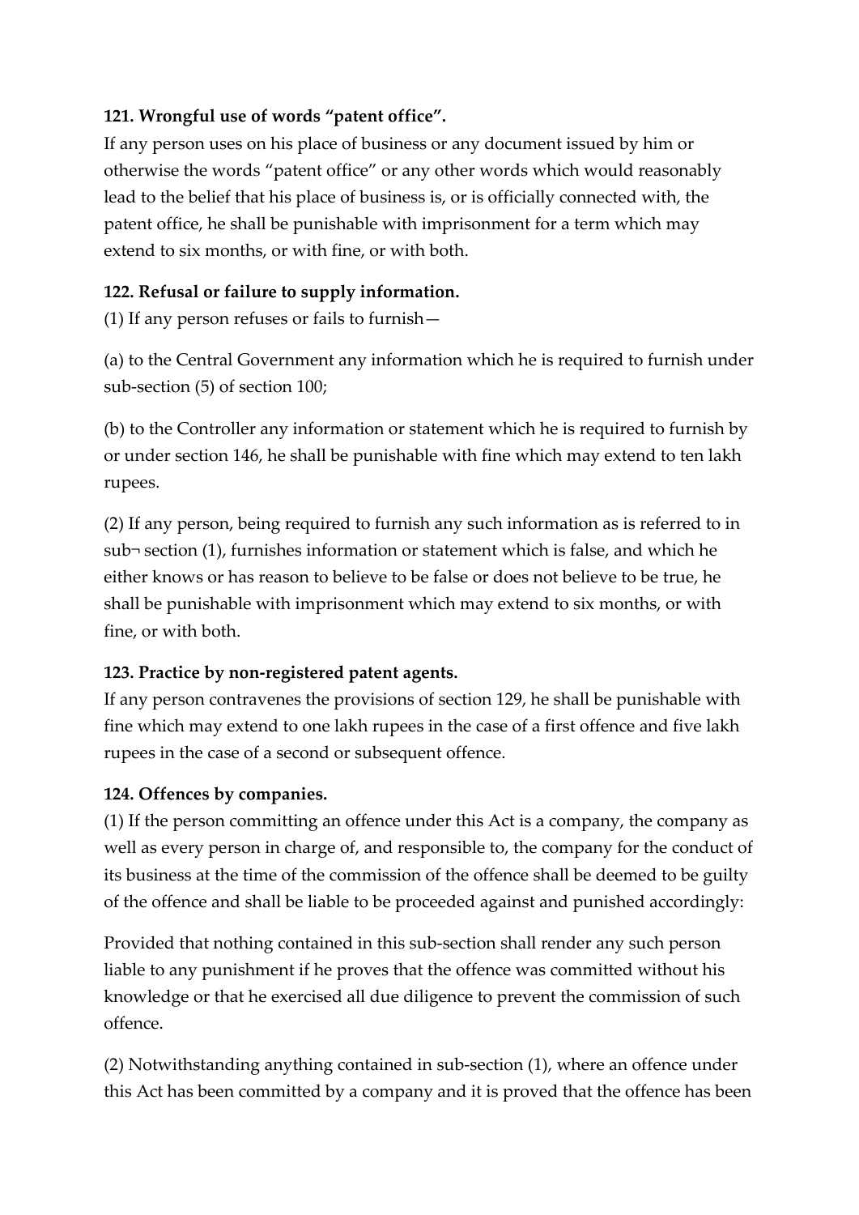**121. Wrongful use of words "patent office".**

If any person uses on his place of business or any document issued by him or otherwise the words "patent office" or any other words which would reasonably lead to the belief that his place of business is, or is officially connected with, the patent office, he shall be punishable with imprisonment for a term which may extend to six months, or with fine, or with both.

**122. Refusal or failure to supply information.**

(1) If any person refuses or fails to furnish—

(a) to the Central Government any information which he is required to furnish under sub-section (5) of section 100;

(b) to the Controller any information or statement which he is required to furnish by or under section 146, he shall be punishable with fine which may extend to ten lakh rupees.

(2) If any person, being required to furnish any such information as is referred to in sub¬ section (1), furnishes information or statement which is false, and which he either knows or has reason to believe to be false or does not believe to be true, he shall be punishable with imprisonment which may extend to six months, or with fine, or with both.

**123. Practice by non-registered patent agents.**

If any person contravenes the provisions of section 129, he shall be punishable with fine which may extend to one lakh rupees in the case of a first offence and five lakh rupees in the case of a second or subsequent offence.

**124. Offences by companies.**

(1) If the person committing an offence under this Act is a company, the company as well as every person in charge of, and responsible to, the company for the conduct of its business at the time of the commission of the offence shall be deemed to be guilty of the offence and shall be liable to be proceeded against and punished accordingly:

Provided that nothing contained in this sub-section shall render any such person liable to any punishment if he proves that the offence was committed without his knowledge or that he exercised all due diligence to prevent the commission of such offence.

(2) Notwithstanding anything contained in sub-section (1), where an offence under this Act has been committed by a company and it is proved that the offence has been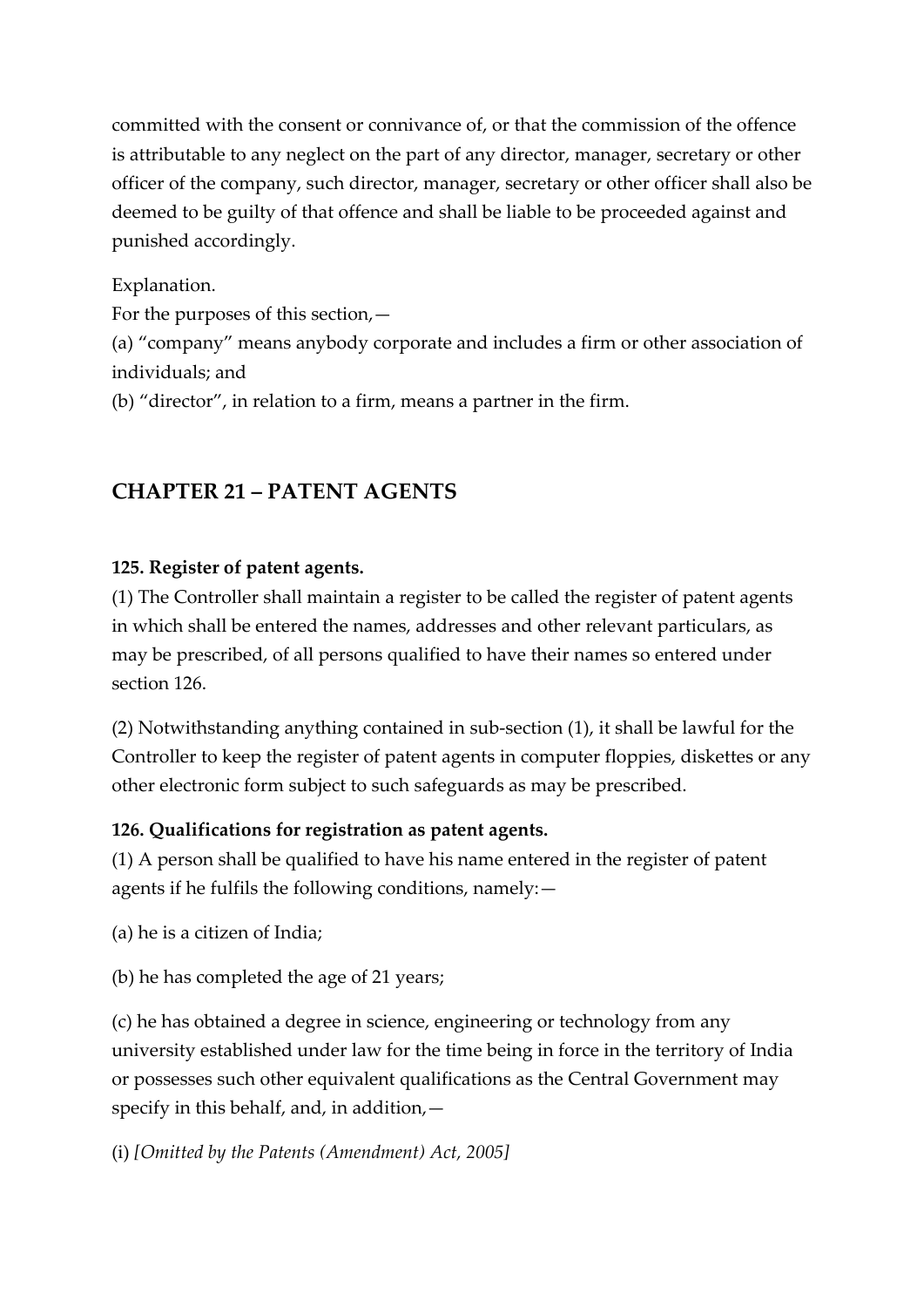committed with the consent or connivance of, or that the commission of the offence is attributable to any neglect on the part of any director, manager, secretary or other officer of the company, such director, manager, secretary or other officer shall also be deemed to be guilty of that offence and shall be liable to be proceeded against and punished accordingly.

Explanation.
For the purposes of this section,—
(a) "company" means anybody corporate and includes a firm or other association of individuals; and
(b) "director", in relation to a firm, means a partner in the firm.

## CHAPTER 21 – PATENT AGENTS

**125. Register of patent agents.**
(1) The Controller shall maintain a register to be called the register of patent agents in which shall be entered the names, addresses and other relevant particulars, as may be prescribed, of all persons qualified to have their names so entered under section 126.

(2) Notwithstanding anything contained in sub-section (1), it shall be lawful for the Controller to keep the register of patent agents in computer floppies, diskettes or any other electronic form subject to such safeguards as may be prescribed.

**126. Qualifications for registration as patent agents.**
(1) A person shall be qualified to have his name entered in the register of patent agents if he fulfils the following conditions, namely:—

(a) he is a citizen of India;

(b) he has completed the age of 21 years;

(c) he has obtained a degree in science, engineering or technology from any university established under law for the time being in force in the territory of India or possesses such other equivalent qualifications as the Central Government may specify in this behalf, and, in addition,—

(i) *[Omitted by the Patents (Amendment) Act, 2005]*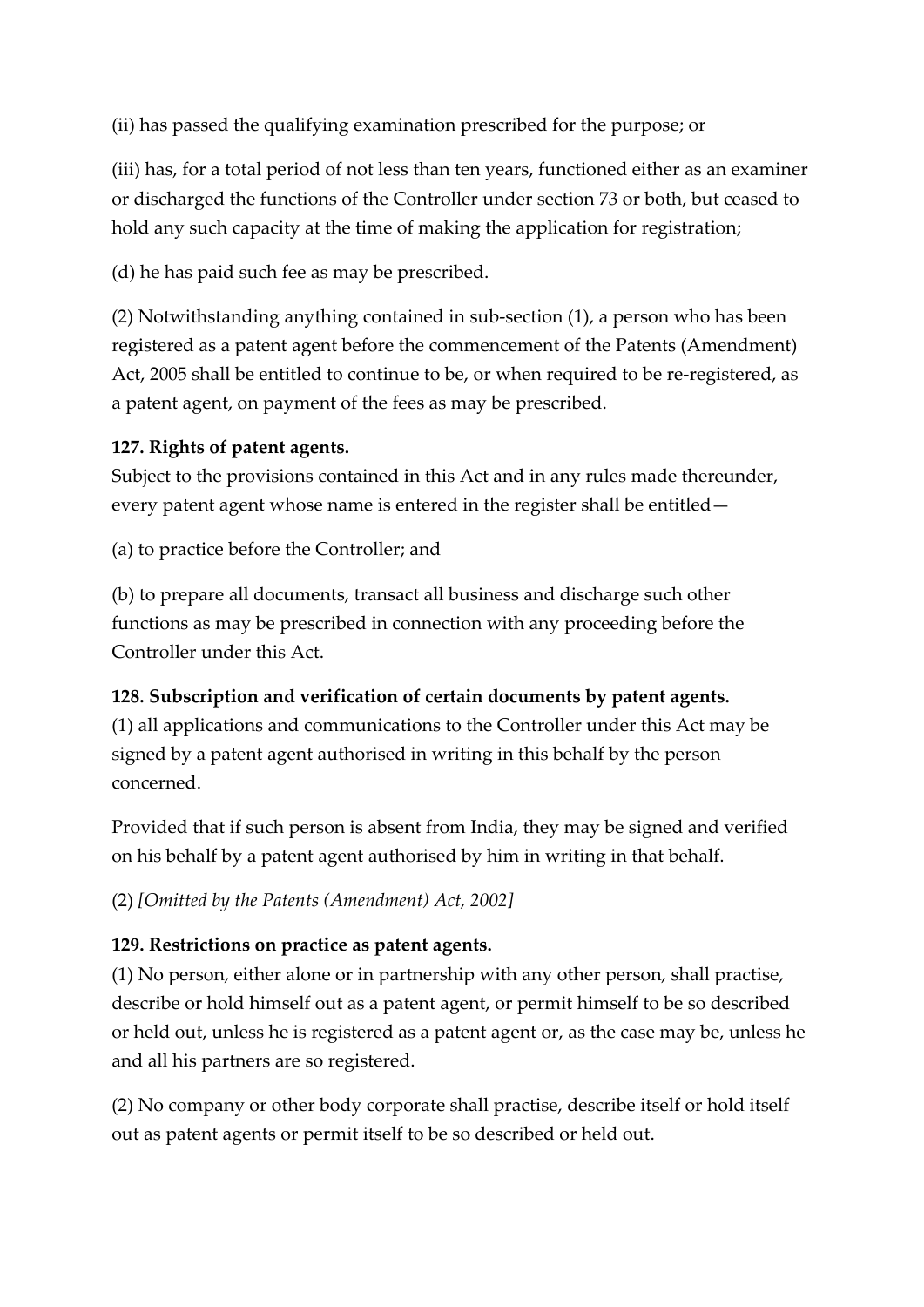(ii) has passed the qualifying examination prescribed for the purpose; or

(iii) has, for a total period of not less than ten years, functioned either as an examiner or discharged the functions of the Controller under section 73 or both, but ceased to hold any such capacity at the time of making the application for registration;

(d) he has paid such fee as may be prescribed.

(2) Notwithstanding anything contained in sub-section (1), a person who has been registered as a patent agent before the commencement of the Patents (Amendment) Act, 2005 shall be entitled to continue to be, or when required to be re-registered, as a patent agent, on payment of the fees as may be prescribed.

**127. Rights of patent agents.**
Subject to the provisions contained in this Act and in any rules made thereunder, every patent agent whose name is entered in the register shall be entitled—

(a) to practice before the Controller; and

(b) to prepare all documents, transact all business and discharge such other functions as may be prescribed in connection with any proceeding before the Controller under this Act.

**128. Subscription and verification of certain documents by patent agents.**
(1) all applications and communications to the Controller under this Act may be signed by a patent agent authorised in writing in this behalf by the person concerned.

Provided that if such person is absent from India, they may be signed and verified on his behalf by a patent agent authorised by him in writing in that behalf.

(2) *[Omitted by the Patents (Amendment) Act, 2002]*

**129. Restrictions on practice as patent agents.**
(1) No person, either alone or in partnership with any other person, shall practise, describe or hold himself out as a patent agent, or permit himself to be so described or held out, unless he is registered as a patent agent or, as the case may be, unless he and all his partners are so registered.

(2) No company or other body corporate shall practise, describe itself or hold itself out as patent agents or permit itself to be so described or held out.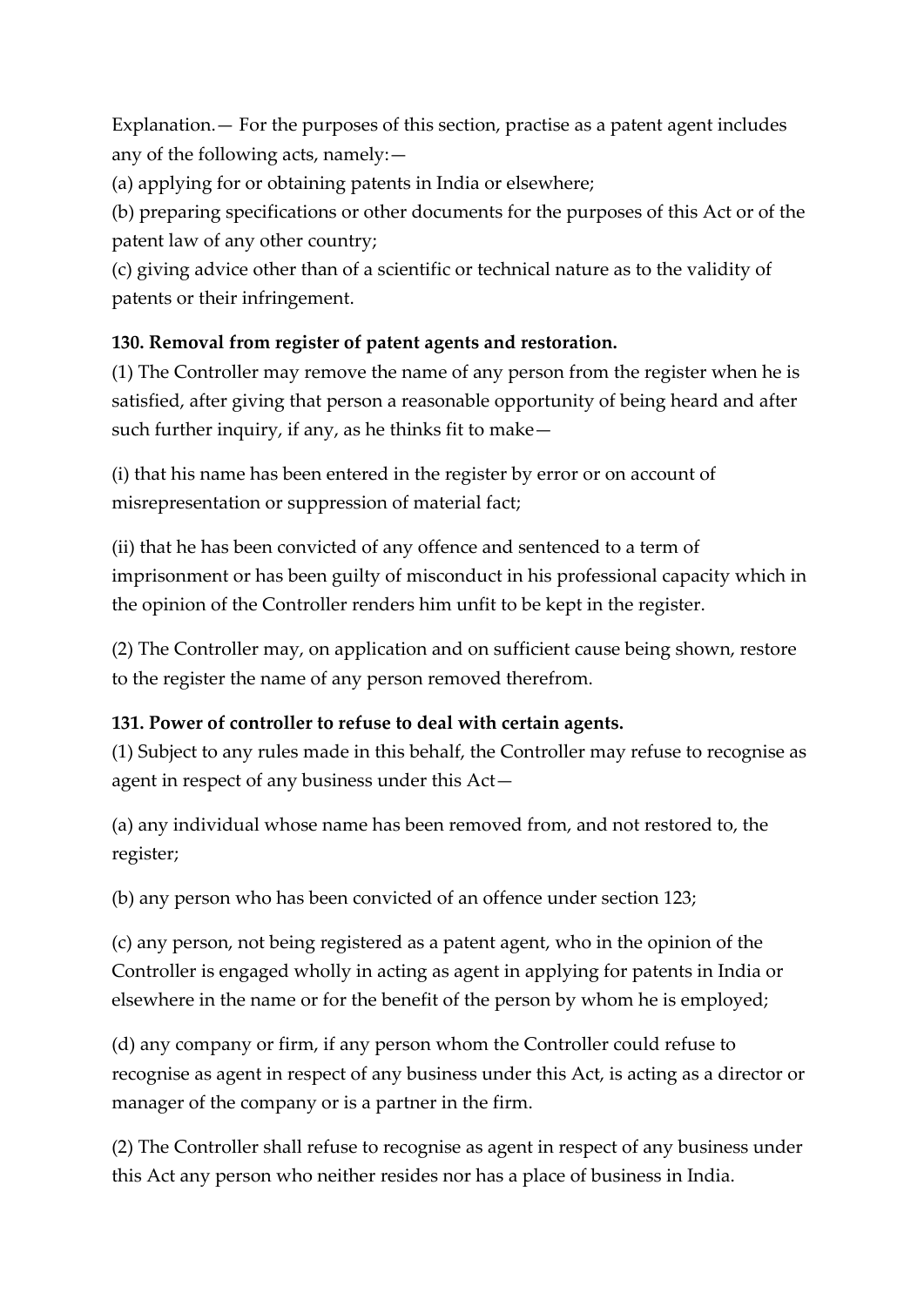Explanation.— For the purposes of this section, practise as a patent agent includes any of the following acts, namely:—

(a) applying for or obtaining patents in India or elsewhere;

(b) preparing specifications or other documents for the purposes of this Act or of the patent law of any other country;

(c) giving advice other than of a scientific or technical nature as to the validity of patents or their infringement.

**130. Removal from register of patent agents and restoration.**

(1) The Controller may remove the name of any person from the register when he is satisfied, after giving that person a reasonable opportunity of being heard and after such further inquiry, if any, as he thinks fit to make—

(i) that his name has been entered in the register by error or on account of misrepresentation or suppression of material fact;

(ii) that he has been convicted of any offence and sentenced to a term of imprisonment or has been guilty of misconduct in his professional capacity which in the opinion of the Controller renders him unfit to be kept in the register.

(2) The Controller may, on application and on sufficient cause being shown, restore to the register the name of any person removed therefrom.

**131. Power of controller to refuse to deal with certain agents.**

(1) Subject to any rules made in this behalf, the Controller may refuse to recognise as agent in respect of any business under this Act—

(a) any individual whose name has been removed from, and not restored to, the register;

(b) any person who has been convicted of an offence under section 123;

(c) any person, not being registered as a patent agent, who in the opinion of the Controller is engaged wholly in acting as agent in applying for patents in India or elsewhere in the name or for the benefit of the person by whom he is employed;

(d) any company or firm, if any person whom the Controller could refuse to recognise as agent in respect of any business under this Act, is acting as a director or manager of the company or is a partner in the firm.

(2) The Controller shall refuse to recognise as agent in respect of any business under this Act any person who neither resides nor has a place of business in India.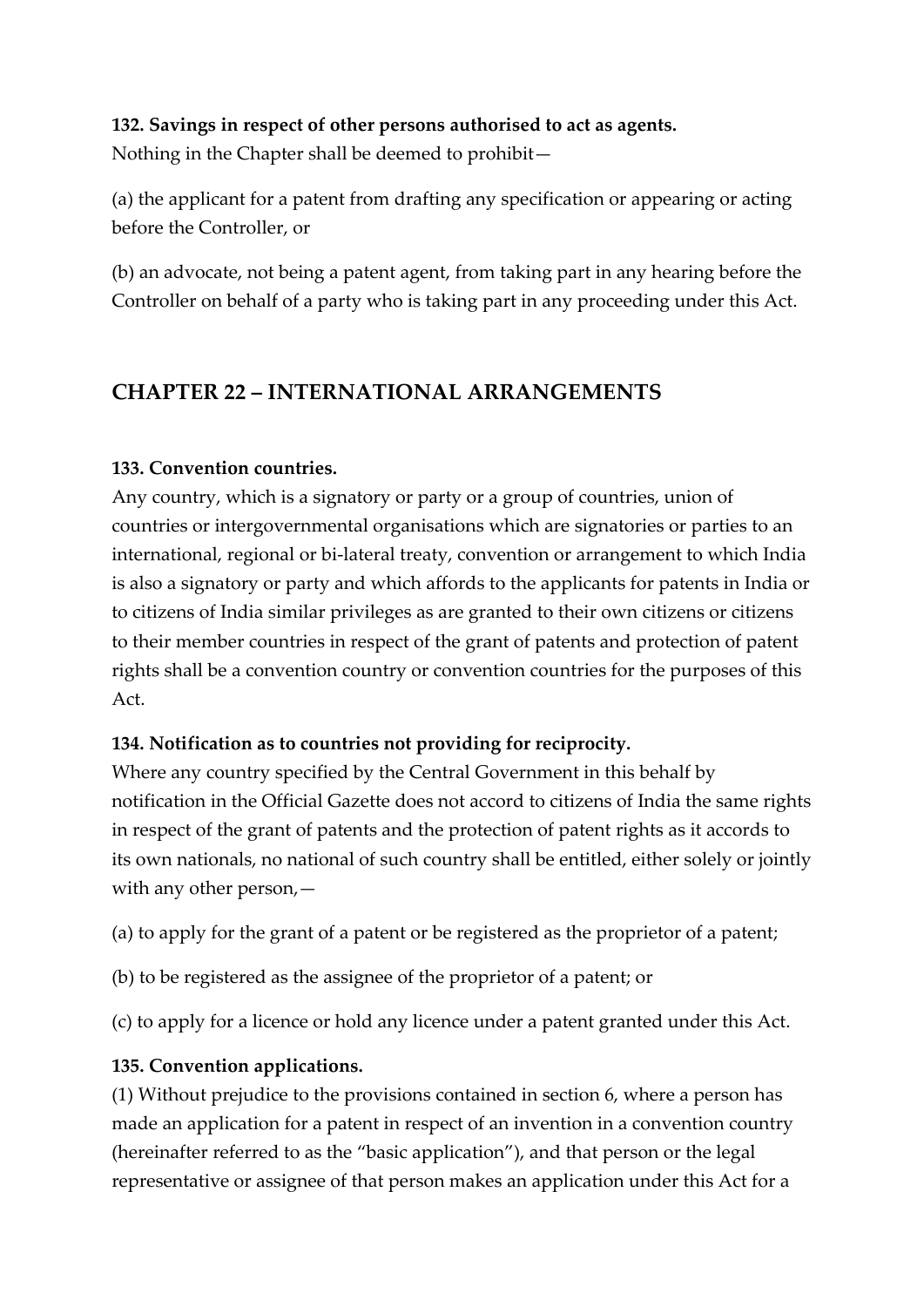**132. Savings in respect of other persons authorised to act as agents.**
Nothing in the Chapter shall be deemed to prohibit—

(a) the applicant for a patent from drafting any specification or appearing or acting before the Controller, or

(b) an advocate, not being a patent agent, from taking part in any hearing before the Controller on behalf of a party who is taking part in any proceeding under this Act.

## CHAPTER 22 – INTERNATIONAL ARRANGEMENTS

**133. Convention countries.**
Any country, which is a signatory or party or a group of countries, union of countries or intergovernmental organisations which are signatories or parties to an international, regional or bi-lateral treaty, convention or arrangement to which India is also a signatory or party and which affords to the applicants for patents in India or to citizens of India similar privileges as are granted to their own citizens or citizens to their member countries in respect of the grant of patents and protection of patent rights shall be a convention country or convention countries for the purposes of this Act.

**134. Notification as to countries not providing for reciprocity.**
Where any country specified by the Central Government in this behalf by notification in the Official Gazette does not accord to citizens of India the same rights in respect of the grant of patents and the protection of patent rights as it accords to its own nationals, no national of such country shall be entitled, either solely or jointly with any other person,—

(a) to apply for the grant of a patent or be registered as the proprietor of a patent;

(b) to be registered as the assignee of the proprietor of a patent; or

(c) to apply for a licence or hold any licence under a patent granted under this Act.

**135. Convention applications.**
(1) Without prejudice to the provisions contained in section 6, where a person has made an application for a patent in respect of an invention in a convention country (hereinafter referred to as the "basic application"), and that person or the legal representative or assignee of that person makes an application under this Act for a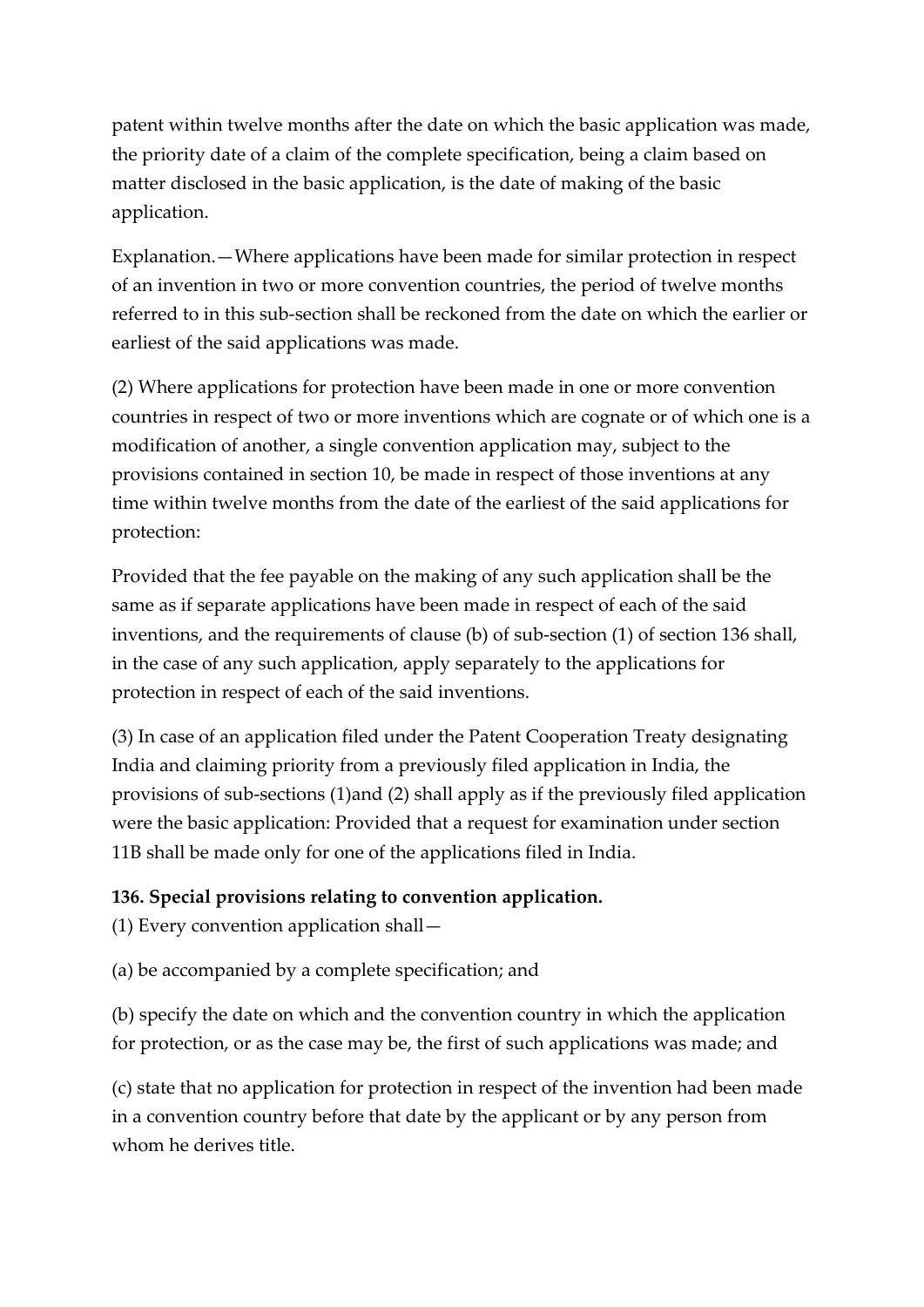patent within twelve months after the date on which the basic application was made, the priority date of a claim of the complete specification, being a claim based on matter disclosed in the basic application, is the date of making of the basic application.

Explanation.—Where applications have been made for similar protection in respect of an invention in two or more convention countries, the period of twelve months referred to in this sub-section shall be reckoned from the date on which the earlier or earliest of the said applications was made.

(2) Where applications for protection have been made in one or more convention countries in respect of two or more inventions which are cognate or of which one is a modification of another, a single convention application may, subject to the provisions contained in section 10, be made in respect of those inventions at any time within twelve months from the date of the earliest of the said applications for protection:

Provided that the fee payable on the making of any such application shall be the same as if separate applications have been made in respect of each of the said inventions, and the requirements of clause (b) of sub-section (1) of section 136 shall, in the case of any such application, apply separately to the applications for protection in respect of each of the said inventions.

(3) In case of an application filed under the Patent Cooperation Treaty designating India and claiming priority from a previously filed application in India, the provisions of sub-sections (1)and (2) shall apply as if the previously filed application were the basic application: Provided that a request for examination under section 11B shall be made only for one of the applications filed in India.

**136. Special provisions relating to convention application.**

(1) Every convention application shall—

(a) be accompanied by a complete specification; and

(b) specify the date on which and the convention country in which the application for protection, or as the case may be, the first of such applications was made; and

(c) state that no application for protection in respect of the invention had been made in a convention country before that date by the applicant or by any person from whom he derives title.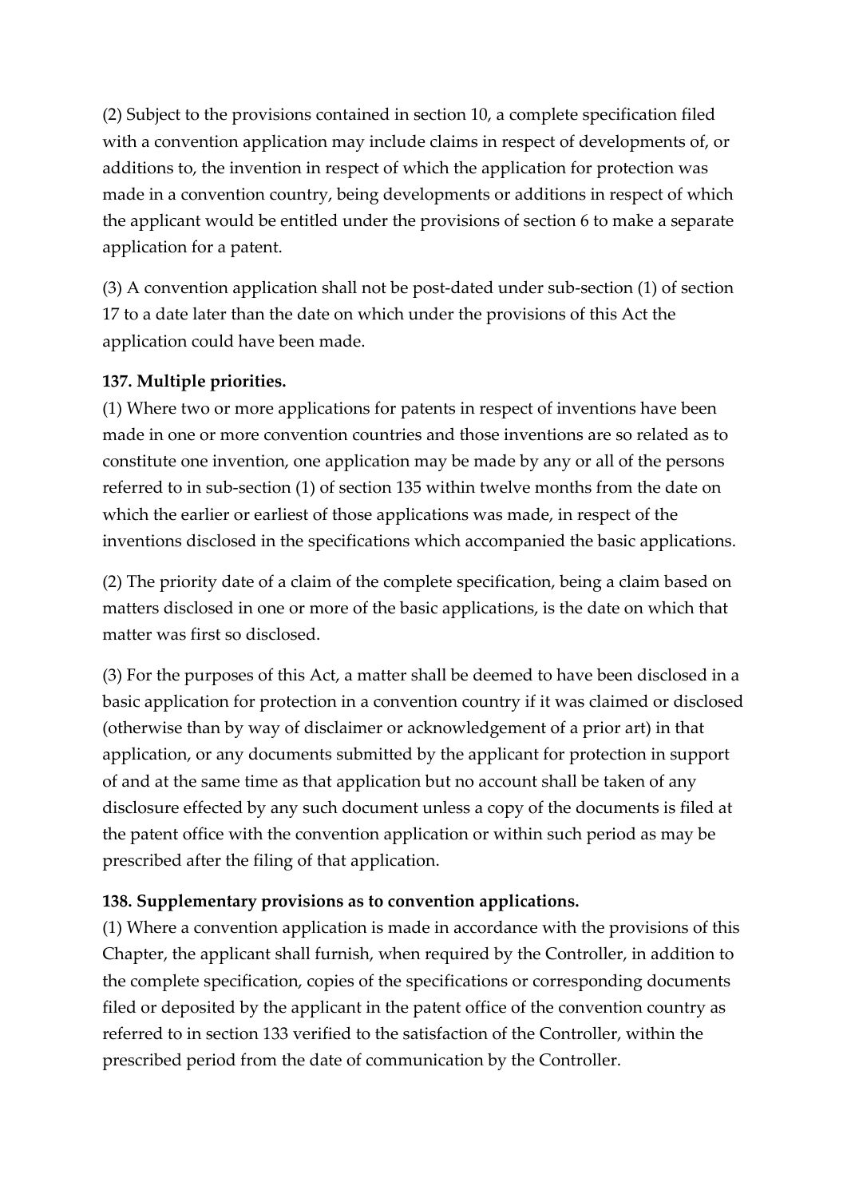(2) Subject to the provisions contained in section 10, a complete specification filed with a convention application may include claims in respect of developments of, or additions to, the invention in respect of which the application for protection was made in a convention country, being developments or additions in respect of which the applicant would be entitled under the provisions of section 6 to make a separate application for a patent.

(3) A convention application shall not be post-dated under sub-section (1) of section 17 to a date later than the date on which under the provisions of this Act the application could have been made.

**137. Multiple priorities.**

(1) Where two or more applications for patents in respect of inventions have been made in one or more convention countries and those inventions are so related as to constitute one invention, one application may be made by any or all of the persons referred to in sub-section (1) of section 135 within twelve months from the date on which the earlier or earliest of those applications was made, in respect of the inventions disclosed in the specifications which accompanied the basic applications.

(2) The priority date of a claim of the complete specification, being a claim based on matters disclosed in one or more of the basic applications, is the date on which that matter was first so disclosed.

(3) For the purposes of this Act, a matter shall be deemed to have been disclosed in a basic application for protection in a convention country if it was claimed or disclosed (otherwise than by way of disclaimer or acknowledgement of a prior art) in that application, or any documents submitted by the applicant for protection in support of and at the same time as that application but no account shall be taken of any disclosure effected by any such document unless a copy of the documents is filed at the patent office with the convention application or within such period as may be prescribed after the filing of that application.

**138. Supplementary provisions as to convention applications.**

(1) Where a convention application is made in accordance with the provisions of this Chapter, the applicant shall furnish, when required by the Controller, in addition to the complete specification, copies of the specifications or corresponding documents filed or deposited by the applicant in the patent office of the convention country as referred to in section 133 verified to the satisfaction of the Controller, within the prescribed period from the date of communication by the Controller.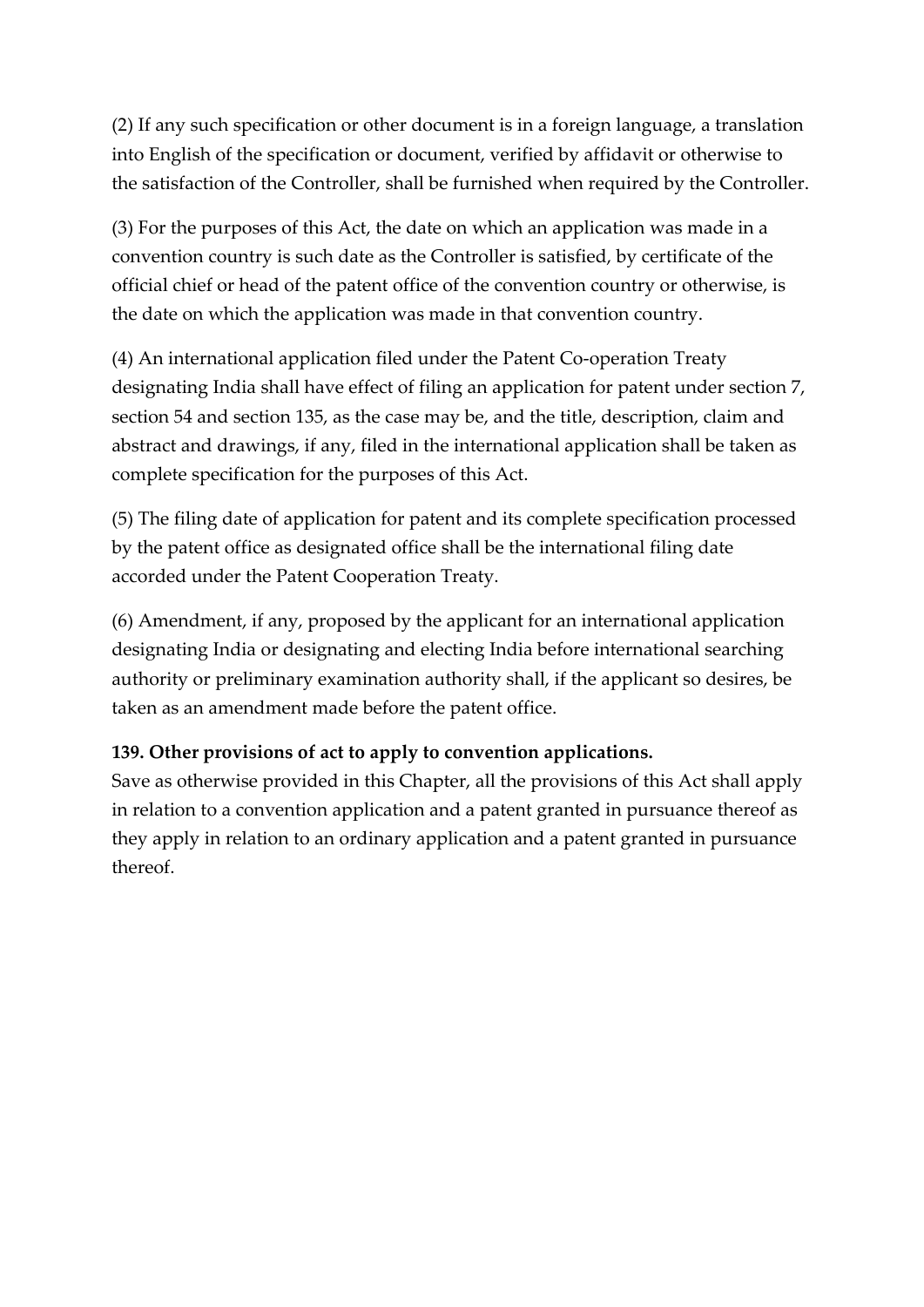(2) If any such specification or other document is in a foreign language, a translation into English of the specification or document, verified by affidavit or otherwise to the satisfaction of the Controller, shall be furnished when required by the Controller.

(3) For the purposes of this Act, the date on which an application was made in a convention country is such date as the Controller is satisfied, by certificate of the official chief or head of the patent office of the convention country or otherwise, is the date on which the application was made in that convention country.

(4) An international application filed under the Patent Co-operation Treaty designating India shall have effect of filing an application for patent under section 7, section 54 and section 135, as the case may be, and the title, description, claim and abstract and drawings, if any, filed in the international application shall be taken as complete specification for the purposes of this Act.

(5) The filing date of application for patent and its complete specification processed by the patent office as designated office shall be the international filing date accorded under the Patent Cooperation Treaty.

(6) Amendment, if any, proposed by the applicant for an international application designating India or designating and electing India before international searching authority or preliminary examination authority shall, if the applicant so desires, be taken as an amendment made before the patent office.

**139. Other provisions of act to apply to convention applications.**
Save as otherwise provided in this Chapter, all the provisions of this Act shall apply in relation to a convention application and a patent granted in pursuance thereof as they apply in relation to an ordinary application and a patent granted in pursuance thereof.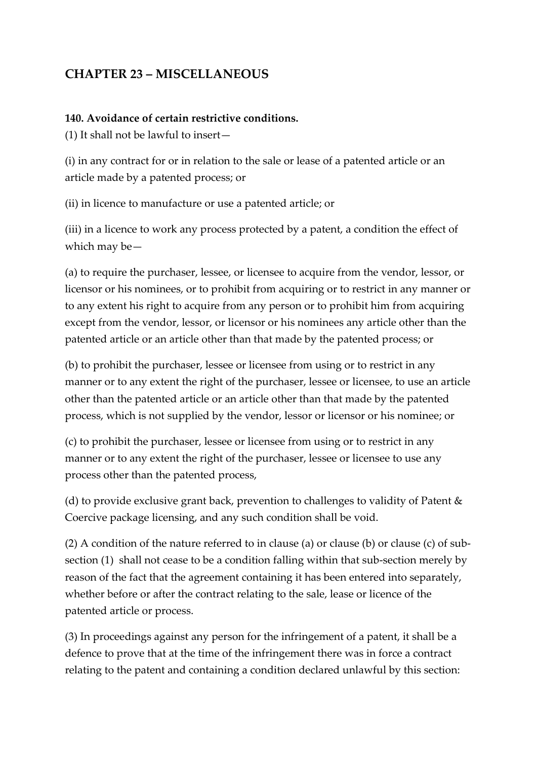## CHAPTER 23 – MISCELLANEOUS

**140. Avoidance of certain restrictive conditions.**

(1) It shall not be lawful to insert—

(i) in any contract for or in relation to the sale or lease of a patented article or an article made by a patented process; or

(ii) in licence to manufacture or use a patented article; or

(iii) in a licence to work any process protected by a patent, a condition the effect of which may be—

(a) to require the purchaser, lessee, or licensee to acquire from the vendor, lessor, or licensor or his nominees, or to prohibit from acquiring or to restrict in any manner or to any extent his right to acquire from any person or to prohibit him from acquiring except from the vendor, lessor, or licensor or his nominees any article other than the patented article or an article other than that made by the patented process; or

(b) to prohibit the purchaser, lessee or licensee from using or to restrict in any manner or to any extent the right of the purchaser, lessee or licensee, to use an article other than the patented article or an article other than that made by the patented process, which is not supplied by the vendor, lessor or licensor or his nominee; or

(c) to prohibit the purchaser, lessee or licensee from using or to restrict in any manner or to any extent the right of the purchaser, lessee or licensee to use any process other than the patented process,

(d) to provide exclusive grant back, prevention to challenges to validity of Patent & Coercive package licensing, and any such condition shall be void.

(2) A condition of the nature referred to in clause (a) or clause (b) or clause (c) of sub-section (1) shall not cease to be a condition falling within that sub-section merely by reason of the fact that the agreement containing it has been entered into separately, whether before or after the contract relating to the sale, lease or licence of the patented article or process.

(3) In proceedings against any person for the infringement of a patent, it shall be a defence to prove that at the time of the infringement there was in force a contract relating to the patent and containing a condition declared unlawful by this section: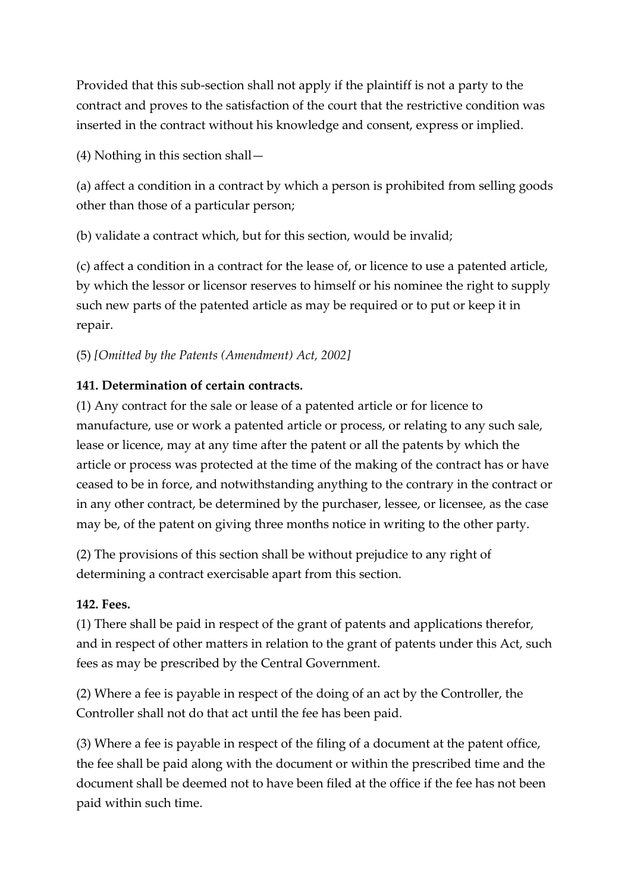Provided that this sub-section shall not apply if the plaintiff is not a party to the contract and proves to the satisfaction of the court that the restrictive condition was inserted in the contract without his knowledge and consent, express or implied.

(4) Nothing in this section shall—

(a) affect a condition in a contract by which a person is prohibited from selling goods other than those of a particular person;

(b) validate a contract which, but for this section, would be invalid;

(c) affect a condition in a contract for the lease of, or licence to use a patented article, by which the lessor or licensor reserves to himself or his nominee the right to supply such new parts of the patented article as may be required or to put or keep it in repair.

(5) *[Omitted by the Patents (Amendment) Act, 2002]*

**141. Determination of certain contracts.**

(1) Any contract for the sale or lease of a patented article or for licence to manufacture, use or work a patented article or process, or relating to any such sale, lease or licence, may at any time after the patent or all the patents by which the article or process was protected at the time of the making of the contract has or have ceased to be in force, and notwithstanding anything to the contrary in the contract or in any other contract, be determined by the purchaser, lessee, or licensee, as the case may be, of the patent on giving three months notice in writing to the other party.

(2) The provisions of this section shall be without prejudice to any right of determining a contract exercisable apart from this section.

**142. Fees.**

(1) There shall be paid in respect of the grant of patents and applications therefor, and in respect of other matters in relation to the grant of patents under this Act, such fees as may be prescribed by the Central Government.

(2) Where a fee is payable in respect of the doing of an act by the Controller, the Controller shall not do that act until the fee has been paid.

(3) Where a fee is payable in respect of the filing of a document at the patent office, the fee shall be paid along with the document or within the prescribed time and the document shall be deemed not to have been filed at the office if the fee has not been paid within such time.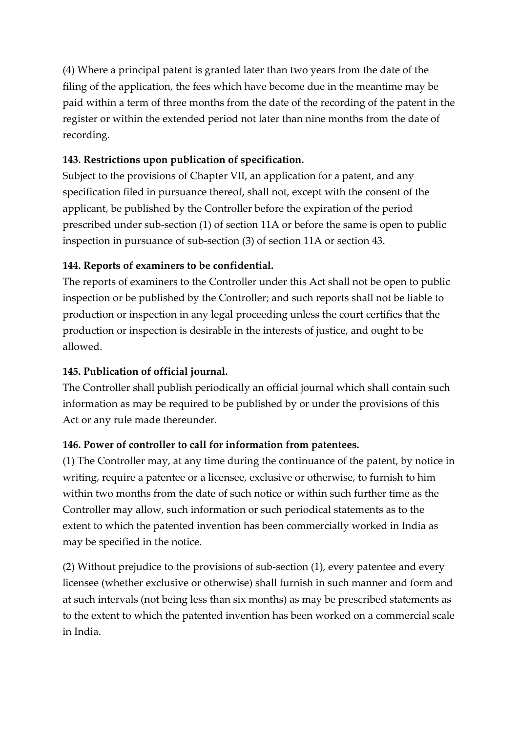(4) Where a principal patent is granted later than two years from the date of the filing of the application, the fees which have become due in the meantime may be paid within a term of three months from the date of the recording of the patent in the register or within the extended period not later than nine months from the date of recording.

**143. Restrictions upon publication of specification.**

Subject to the provisions of Chapter VII, an application for a patent, and any specification filed in pursuance thereof, shall not, except with the consent of the applicant, be published by the Controller before the expiration of the period prescribed under sub-section (1) of section 11A or before the same is open to public inspection in pursuance of sub-section (3) of section 11A or section 43.

**144. Reports of examiners to be confidential.**

The reports of examiners to the Controller under this Act shall not be open to public inspection or be published by the Controller; and such reports shall not be liable to production or inspection in any legal proceeding unless the court certifies that the production or inspection is desirable in the interests of justice, and ought to be allowed.

**145. Publication of official journal.**

The Controller shall publish periodically an official journal which shall contain such information as may be required to be published by or under the provisions of this Act or any rule made thereunder.

**146. Power of controller to call for information from patentees.**

(1) The Controller may, at any time during the continuance of the patent, by notice in writing, require a patentee or a licensee, exclusive or otherwise, to furnish to him within two months from the date of such notice or within such further time as the Controller may allow, such information or such periodical statements as to the extent to which the patented invention has been commercially worked in India as may be specified in the notice.

(2) Without prejudice to the provisions of sub-section (1), every patentee and every licensee (whether exclusive or otherwise) shall furnish in such manner and form and at such intervals (not being less than six months) as may be prescribed statements as to the extent to which the patented invention has been worked on a commercial scale in India.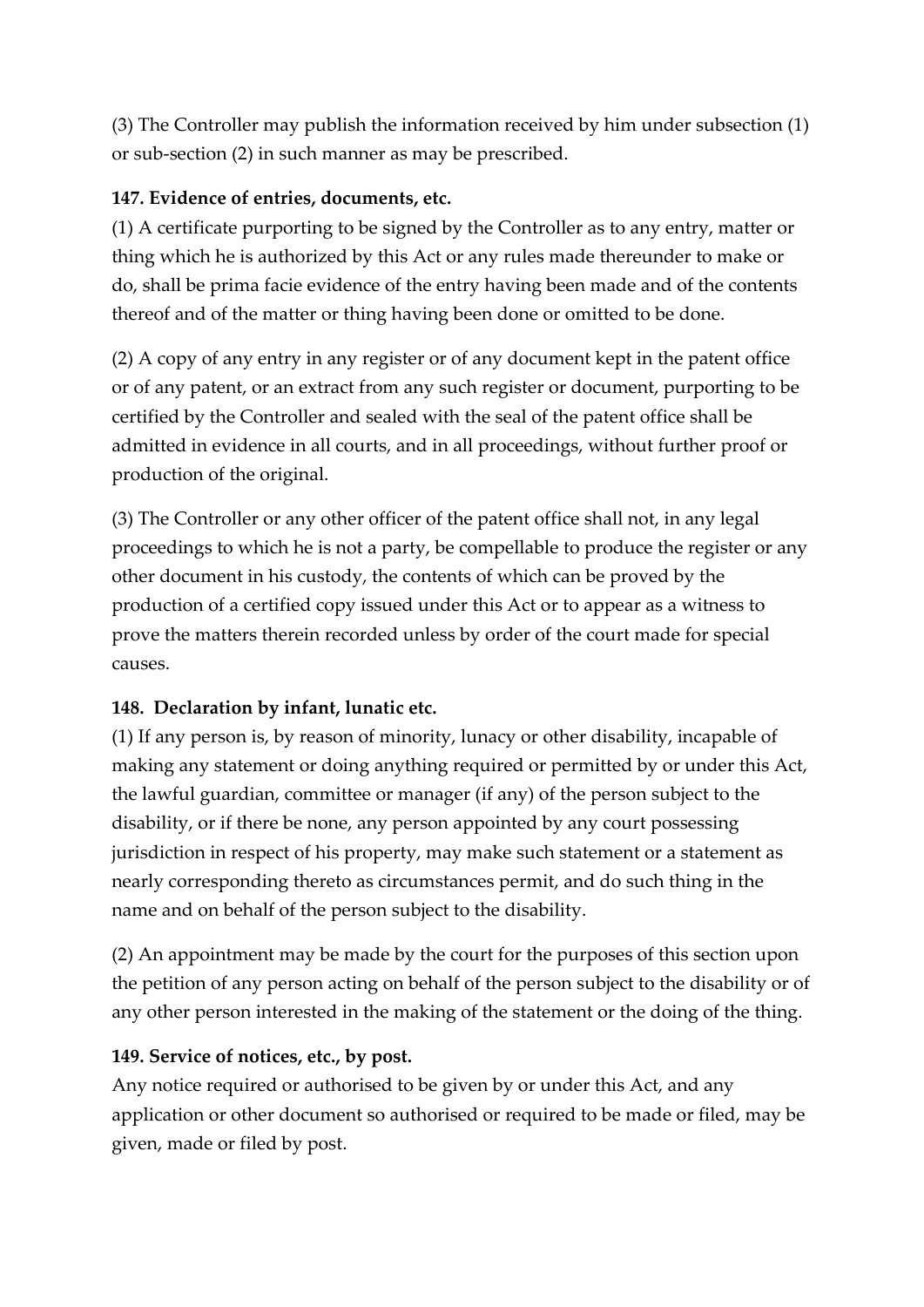(3) The Controller may publish the information received by him under subsection (1) or sub-section (2) in such manner as may be prescribed.

**147. Evidence of entries, documents, etc.**

(1) A certificate purporting to be signed by the Controller as to any entry, matter or thing which he is authorized by this Act or any rules made thereunder to make or do, shall be prima facie evidence of the entry having been made and of the contents thereof and of the matter or thing having been done or omitted to be done.

(2) A copy of any entry in any register or of any document kept in the patent office or of any patent, or an extract from any such register or document, purporting to be certified by the Controller and sealed with the seal of the patent office shall be admitted in evidence in all courts, and in all proceedings, without further proof or production of the original.

(3) The Controller or any other officer of the patent office shall not, in any legal proceedings to which he is not a party, be compellable to produce the register or any other document in his custody, the contents of which can be proved by the production of a certified copy issued under this Act or to appear as a witness to prove the matters therein recorded unless by order of the court made for special causes.

**148. Declaration by infant, lunatic etc.**

(1) If any person is, by reason of minority, lunacy or other disability, incapable of making any statement or doing anything required or permitted by or under this Act, the lawful guardian, committee or manager (if any) of the person subject to the disability, or if there be none, any person appointed by any court possessing jurisdiction in respect of his property, may make such statement or a statement as nearly corresponding thereto as circumstances permit, and do such thing in the name and on behalf of the person subject to the disability.

(2) An appointment may be made by the court for the purposes of this section upon the petition of any person acting on behalf of the person subject to the disability or of any other person interested in the making of the statement or the doing of the thing.

**149. Service of notices, etc., by post.**

Any notice required or authorised to be given by or under this Act, and any application or other document so authorised or required to be made or filed, may be given, made or filed by post.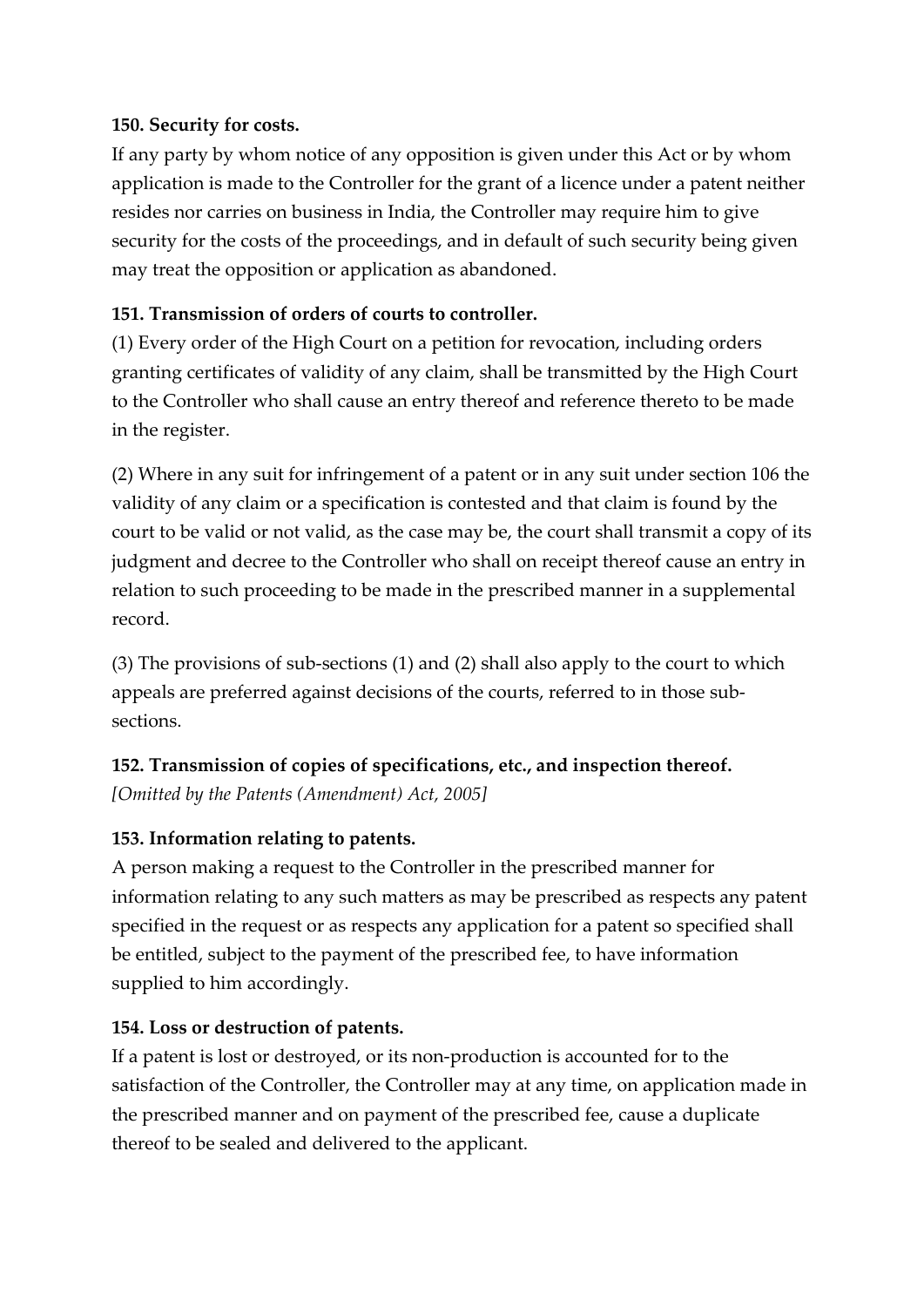**150. Security for costs.**

If any party by whom notice of any opposition is given under this Act or by whom application is made to the Controller for the grant of a licence under a patent neither resides nor carries on business in India, the Controller may require him to give security for the costs of the proceedings, and in default of such security being given may treat the opposition or application as abandoned.

**151. Transmission of orders of courts to controller.**

(1) Every order of the High Court on a petition for revocation, including orders granting certificates of validity of any claim, shall be transmitted by the High Court to the Controller who shall cause an entry thereof and reference thereto to be made in the register.

(2) Where in any suit for infringement of a patent or in any suit under section 106 the validity of any claim or a specification is contested and that claim is found by the court to be valid or not valid, as the case may be, the court shall transmit a copy of its judgment and decree to the Controller who shall on receipt thereof cause an entry in relation to such proceeding to be made in the prescribed manner in a supplemental record.

(3) The provisions of sub-sections (1) and (2) shall also apply to the court to which appeals are preferred against decisions of the courts, referred to in those sub-sections.

**152. Transmission of copies of specifications, etc., and inspection thereof.**

*[Omitted by the Patents (Amendment) Act, 2005]*

**153. Information relating to patents.**

A person making a request to the Controller in the prescribed manner for information relating to any such matters as may be prescribed as respects any patent specified in the request or as respects any application for a patent so specified shall be entitled, subject to the payment of the prescribed fee, to have information supplied to him accordingly.

**154. Loss or destruction of patents.**

If a patent is lost or destroyed, or its non-production is accounted for to the satisfaction of the Controller, the Controller may at any time, on application made in the prescribed manner and on payment of the prescribed fee, cause a duplicate thereof to be sealed and delivered to the applicant.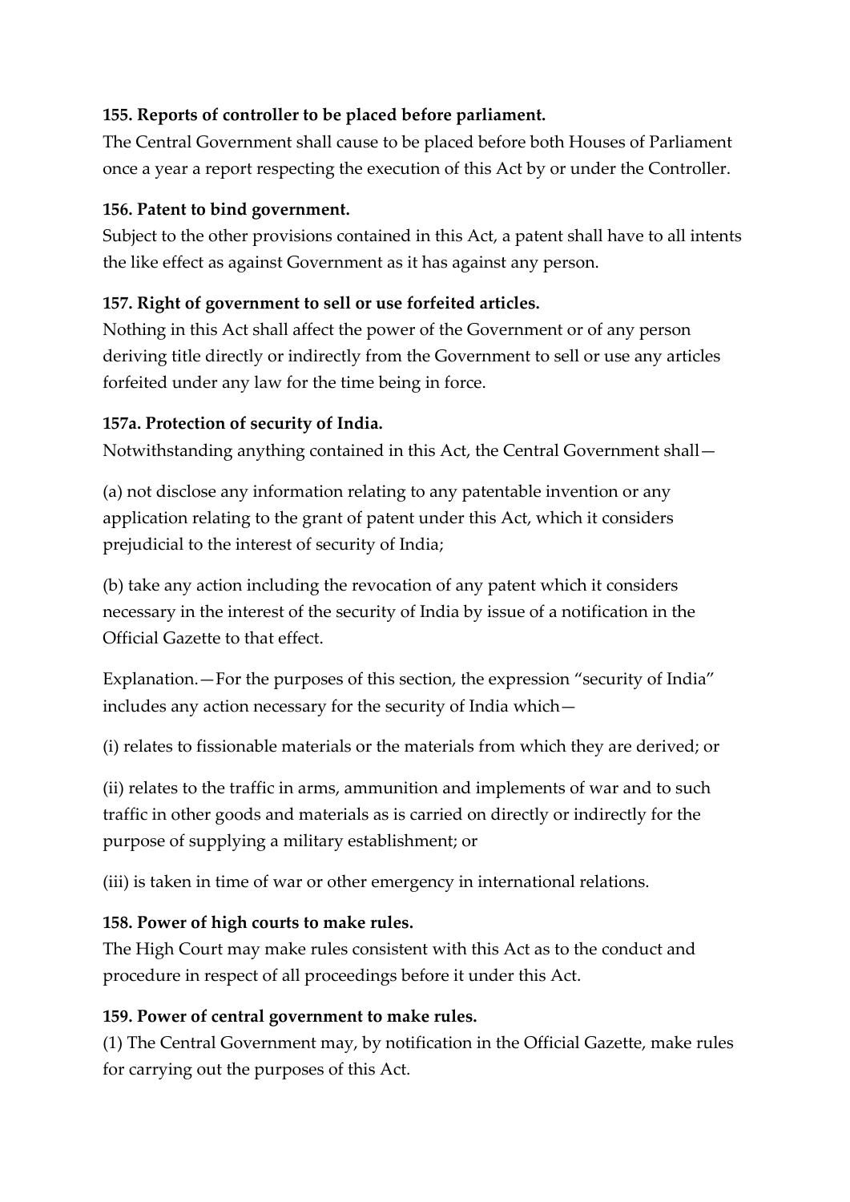**155. Reports of controller to be placed before parliament.**

The Central Government shall cause to be placed before both Houses of Parliament once a year a report respecting the execution of this Act by or under the Controller.

**156. Patent to bind government.**

Subject to the other provisions contained in this Act, a patent shall have to all intents the like effect as against Government as it has against any person.

**157. Right of government to sell or use forfeited articles.**

Nothing in this Act shall affect the power of the Government or of any person deriving title directly or indirectly from the Government to sell or use any articles forfeited under any law for the time being in force.

**157a. Protection of security of India.**

Notwithstanding anything contained in this Act, the Central Government shall—

(a) not disclose any information relating to any patentable invention or any application relating to the grant of patent under this Act, which it considers prejudicial to the interest of security of India;

(b) take any action including the revocation of any patent which it considers necessary in the interest of the security of India by issue of a notification in the Official Gazette to that effect.

Explanation.—For the purposes of this section, the expression "security of India" includes any action necessary for the security of India which—

(i) relates to fissionable materials or the materials from which they are derived; or

(ii) relates to the traffic in arms, ammunition and implements of war and to such traffic in other goods and materials as is carried on directly or indirectly for the purpose of supplying a military establishment; or

(iii) is taken in time of war or other emergency in international relations.

**158. Power of high courts to make rules.**

The High Court may make rules consistent with this Act as to the conduct and procedure in respect of all proceedings before it under this Act.

**159. Power of central government to make rules.**

(1) The Central Government may, by notification in the Official Gazette, make rules for carrying out the purposes of this Act.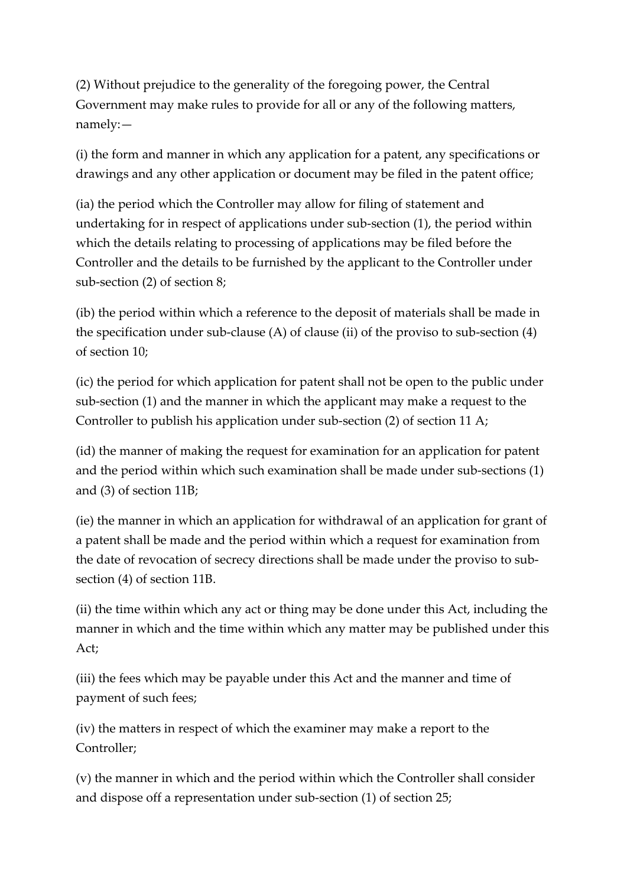(2) Without prejudice to the generality of the foregoing power, the Central Government may make rules to provide for all or any of the following matters, namely:—

(i) the form and manner in which any application for a patent, any specifications or drawings and any other application or document may be filed in the patent office;

(ia) the period which the Controller may allow for filing of statement and undertaking for in respect of applications under sub-section (1), the period within which the details relating to processing of applications may be filed before the Controller and the details to be furnished by the applicant to the Controller under sub-section (2) of section 8;

(ib) the period within which a reference to the deposit of materials shall be made in the specification under sub-clause (A) of clause (ii) of the proviso to sub-section (4) of section 10;

(ic) the period for which application for patent shall not be open to the public under sub-section (1) and the manner in which the applicant may make a request to the Controller to publish his application under sub-section (2) of section 11 A;

(id) the manner of making the request for examination for an application for patent and the period within which such examination shall be made under sub-sections (1) and (3) of section 11B;

(ie) the manner in which an application for withdrawal of an application for grant of a patent shall be made and the period within which a request for examination from the date of revocation of secrecy directions shall be made under the proviso to sub-section (4) of section 11B.

(ii) the time within which any act or thing may be done under this Act, including the manner in which and the time within which any matter may be published under this Act;

(iii) the fees which may be payable under this Act and the manner and time of payment of such fees;

(iv) the matters in respect of which the examiner may make a report to the Controller;

(v) the manner in which and the period within which the Controller shall consider and dispose off a representation under sub-section (1) of section 25;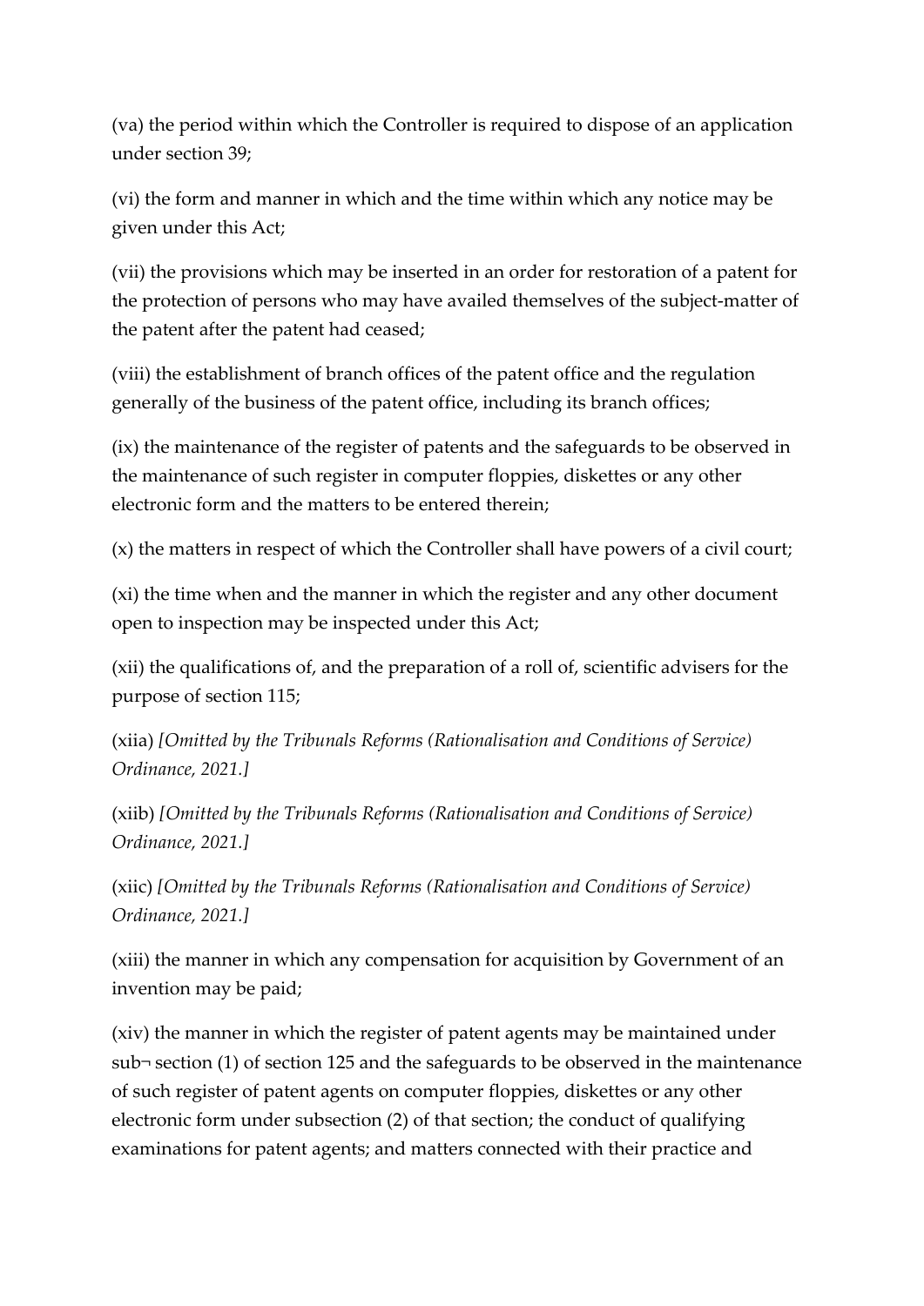(va) the period within which the Controller is required to dispose of an application under section 39;

(vi) the form and manner in which and the time within which any notice may be given under this Act;

(vii) the provisions which may be inserted in an order for restoration of a patent for the protection of persons who may have availed themselves of the subject-matter of the patent after the patent had ceased;

(viii) the establishment of branch offices of the patent office and the regulation generally of the business of the patent office, including its branch offices;

(ix) the maintenance of the register of patents and the safeguards to be observed in the maintenance of such register in computer floppies, diskettes or any other electronic form and the matters to be entered therein;

(x) the matters in respect of which the Controller shall have powers of a civil court;

(xi) the time when and the manner in which the register and any other document open to inspection may be inspected under this Act;

(xii) the qualifications of, and the preparation of a roll of, scientific advisers for the purpose of section 115;

(xiia) *[Omitted by the Tribunals Reforms (Rationalisation and Conditions of Service) Ordinance, 2021.]*

(xiib) *[Omitted by the Tribunals Reforms (Rationalisation and Conditions of Service) Ordinance, 2021.]*

(xiic) *[Omitted by the Tribunals Reforms (Rationalisation and Conditions of Service) Ordinance, 2021.]*

(xiii) the manner in which any compensation for acquisition by Government of an invention may be paid;

(xiv) the manner in which the register of patent agents may be maintained under sub¬ section (1) of section 125 and the safeguards to be observed in the maintenance of such register of patent agents on computer floppies, diskettes or any other electronic form under subsection (2) of that section; the conduct of qualifying examinations for patent agents; and matters connected with their practice and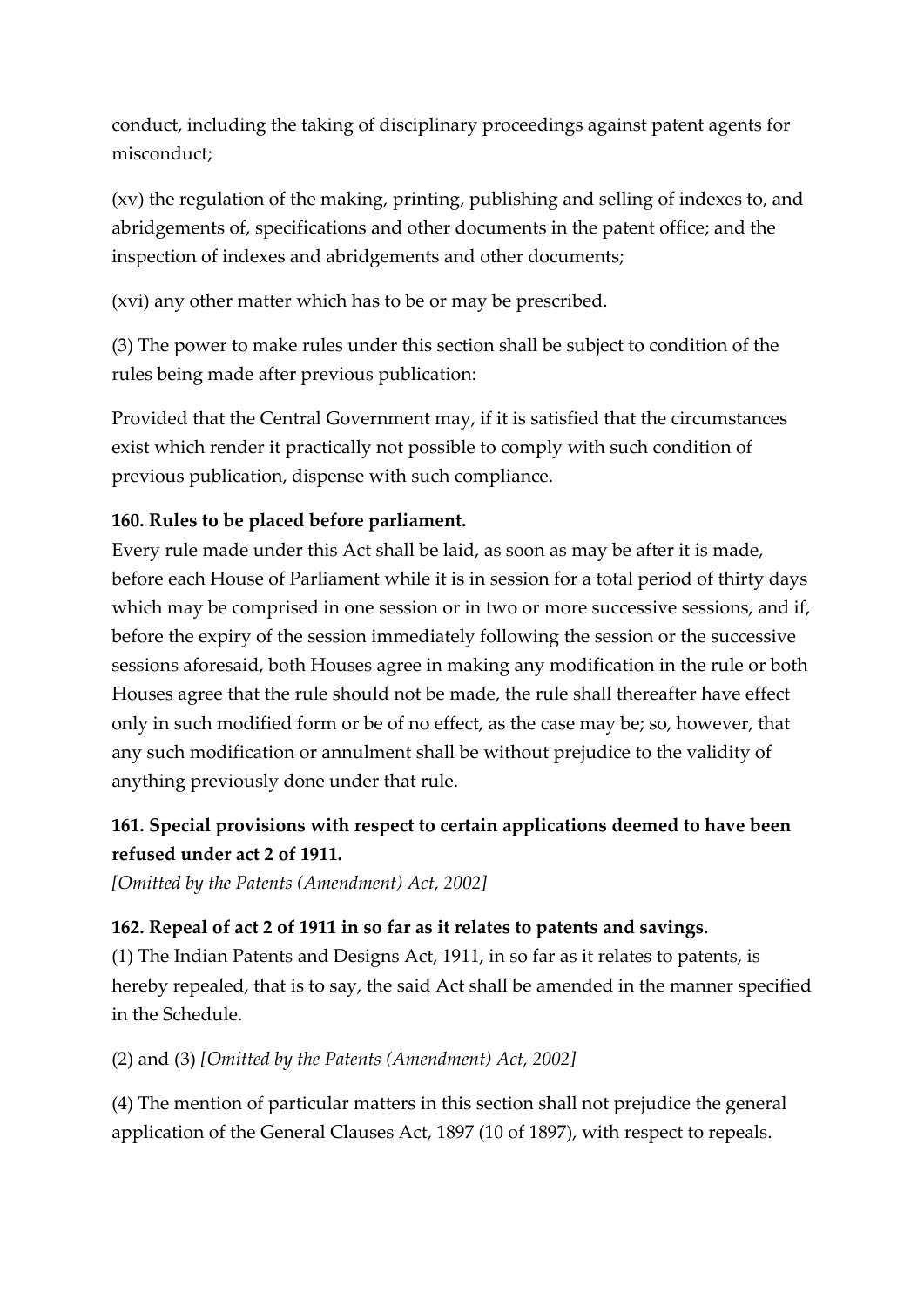conduct, including the taking of disciplinary proceedings against patent agents for misconduct;

(xv) the regulation of the making, printing, publishing and selling of indexes to, and abridgements of, specifications and other documents in the patent office; and the inspection of indexes and abridgements and other documents;

(xvi) any other matter which has to be or may be prescribed.

(3) The power to make rules under this section shall be subject to condition of the rules being made after previous publication:

Provided that the Central Government may, if it is satisfied that the circumstances exist which render it practically not possible to comply with such condition of previous publication, dispense with such compliance.

**160. Rules to be placed before parliament.**

Every rule made under this Act shall be laid, as soon as may be after it is made, before each House of Parliament while it is in session for a total period of thirty days which may be comprised in one session or in two or more successive sessions, and if, before the expiry of the session immediately following the session or the successive sessions aforesaid, both Houses agree in making any modification in the rule or both Houses agree that the rule should not be made, the rule shall thereafter have effect only in such modified form or be of no effect, as the case may be; so, however, that any such modification or annulment shall be without prejudice to the validity of anything previously done under that rule.

**161. Special provisions with respect to certain applications deemed to have been refused under act 2 of 1911.**

*[Omitted by the Patents (Amendment) Act, 2002]*

**162. Repeal of act 2 of 1911 in so far as it relates to patents and savings.**

(1) The Indian Patents and Designs Act, 1911, in so far as it relates to patents, is hereby repealed, that is to say, the said Act shall be amended in the manner specified in the Schedule.

(2) and (3) *[Omitted by the Patents (Amendment) Act, 2002]*

(4) The mention of particular matters in this section shall not prejudice the general application of the General Clauses Act, 1897 (10 of 1897), with respect to repeals.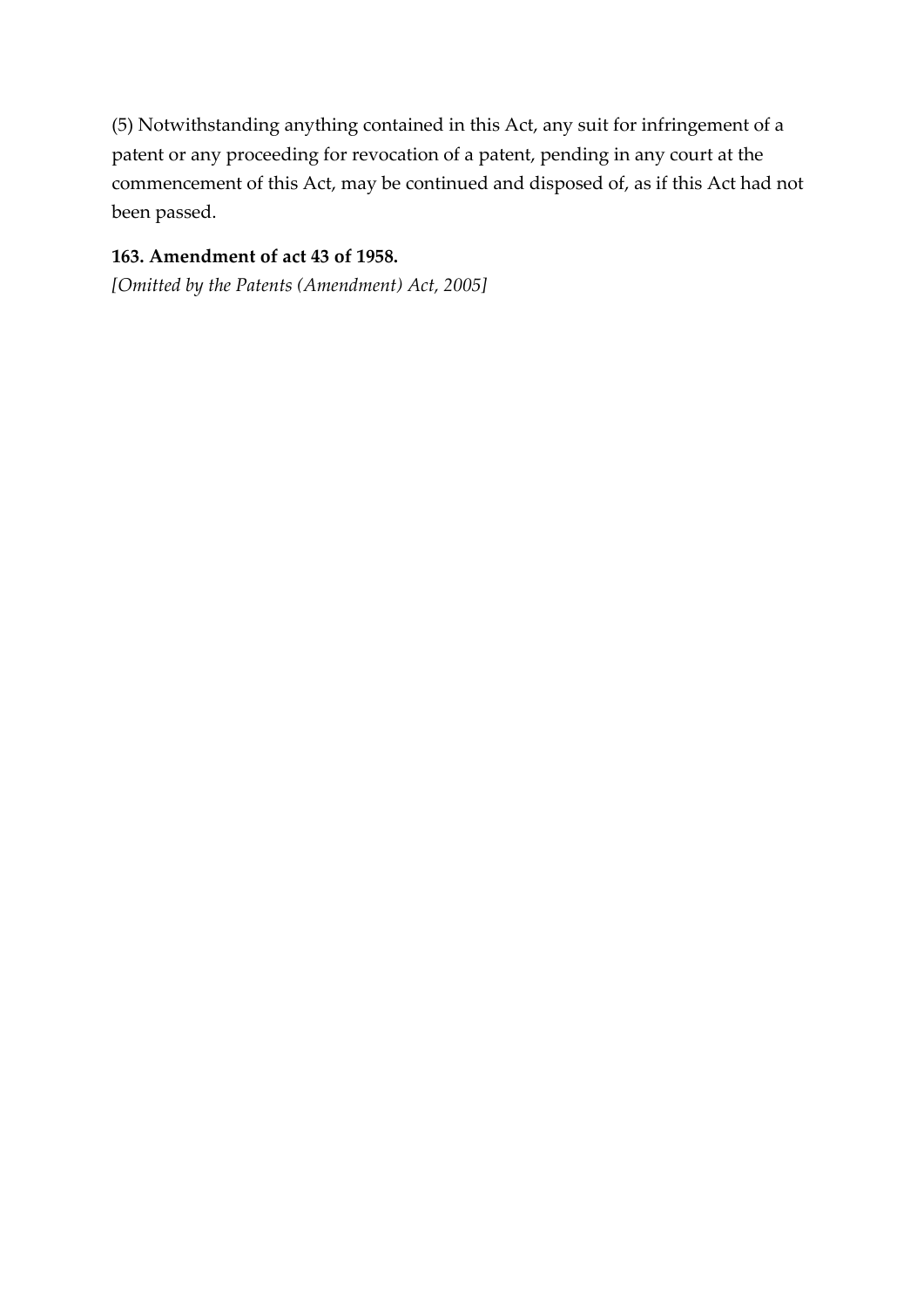(5) Notwithstanding anything contained in this Act, any suit for infringement of a patent or any proceeding for revocation of a patent, pending in any court at the commencement of this Act, may be continued and disposed of, as if this Act had not been passed.

**163. Amendment of act 43 of 1958.**

*[Omitted by the Patents (Amendment) Act, 2005]*